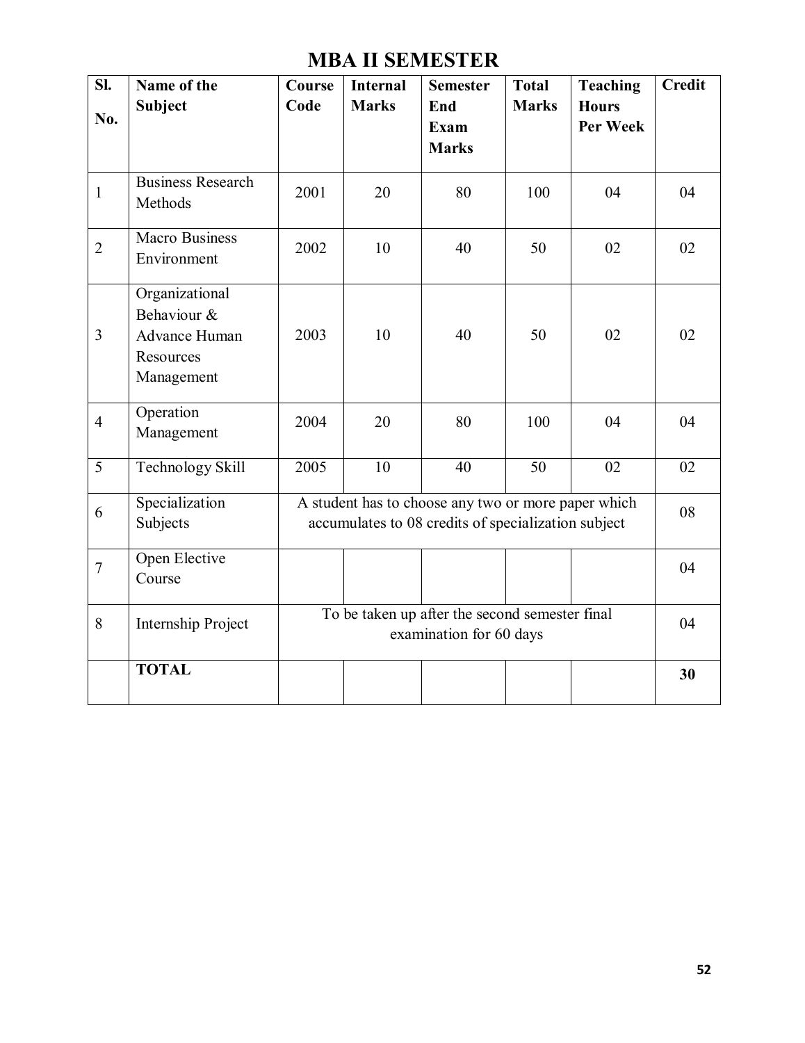# MBA II SEMESTER

| Sl. No. | Name of the Subject | Course Code | Internal Marks | Semester End Exam Marks | Total Marks | Teaching Hours Per Week | Credit |
|---|---|---|---|---|---|---|---|
| 1 | Business Research Methods | 2001 | 20 | 80 | 100 | 04 | 04 |
| 2 | Macro Business Environment | 2002 | 10 | 40 | 50 | 02 | 02 |
| 3 | Organizational Behaviour & Advance Human Resources Management | 2003 | 10 | 40 | 50 | 02 | 02 |
| 4 | Operation Management | 2004 | 20 | 80 | 100 | 04 | 04 |
| 5 | Technology Skill | 2005 | 10 | 40 | 50 | 02 | 02 |
| 6 | Specialization Subjects | A student has to choose any two or more paper which accumulates to 08 credits of specialization subject | | | | | 08 |
| 7 | Open Elective Course | | | | | | 04 |
| 8 | Internship Project | To be taken up after the second semester final examination for 60 days | | | | | 04 |
| | **TOTAL** | | | | | | **30** |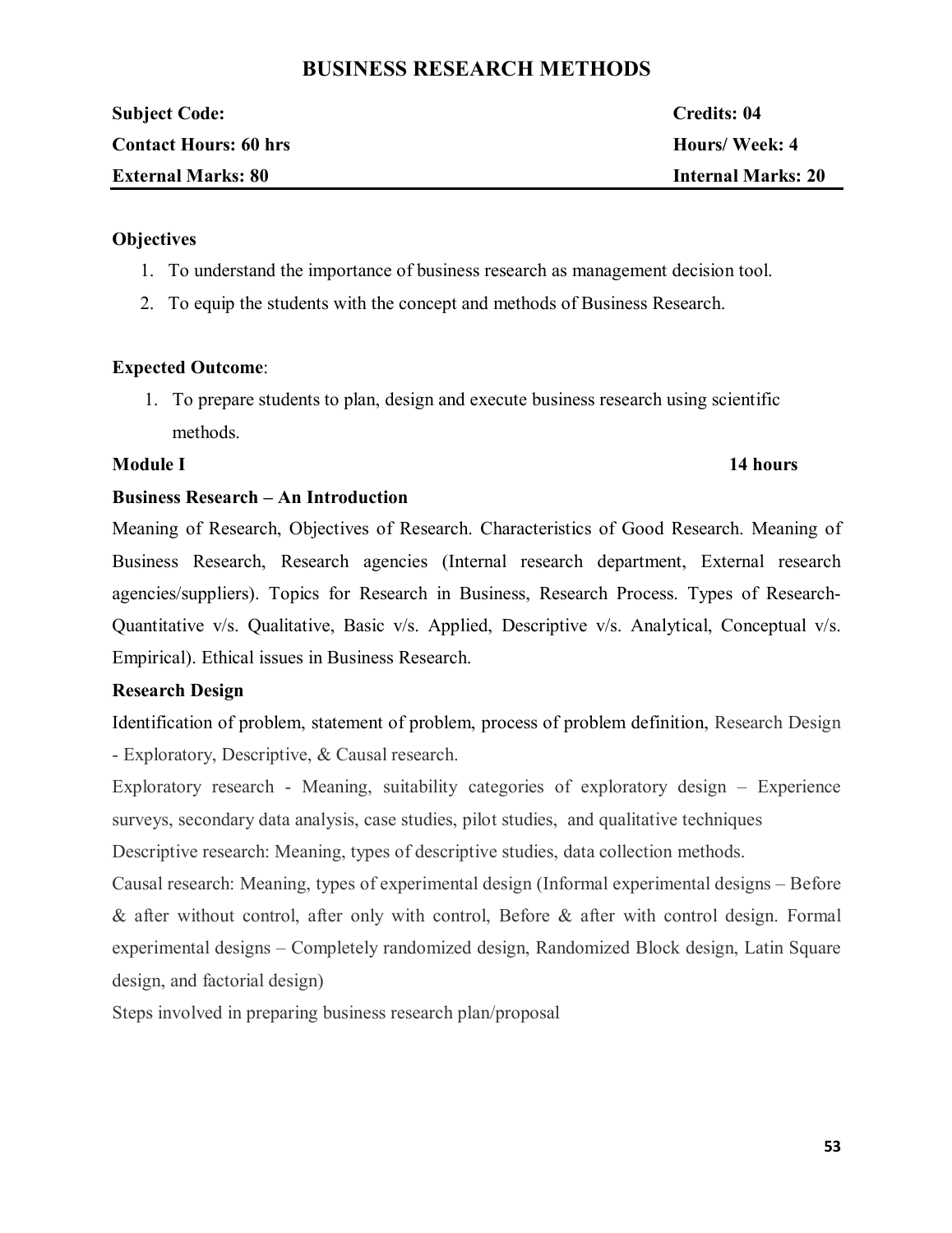# BUSINESS RESEARCH METHODS

| | |
|---|---|
| **Subject Code:** | **Credits: 04** |
| **Contact Hours: 60 hrs** | **Hours/ Week: 4** |
| **External Marks: 80** | **Internal Marks: 20** |

**Objectives**

1. To understand the importance of business research as management decision tool.
2. To equip the students with the concept and methods of Business Research.

**Expected Outcome**:

1. To prepare students to plan, design and execute business research using scientific methods.

**Module I** **14 hours**

**Business Research – An Introduction**

Meaning of Research, Objectives of Research. Characteristics of Good Research. Meaning of Business Research, Research agencies (Internal research department, External research agencies/suppliers). Topics for Research in Business, Research Process. Types of Research- Quantitative v/s. Qualitative, Basic v/s. Applied, Descriptive v/s. Analytical, Conceptual v/s. Empirical). Ethical issues in Business Research.

**Research Design**

Identification of problem, statement of problem, process of problem definition, Research Design - Exploratory, Descriptive, & Causal research.

Exploratory research - Meaning, suitability categories of exploratory design – Experience surveys, secondary data analysis, case studies, pilot studies, and qualitative techniques

Descriptive research: Meaning, types of descriptive studies, data collection methods.

Causal research: Meaning, types of experimental design (Informal experimental designs – Before & after without control, after only with control, Before & after with control design. Formal experimental designs – Completely randomized design, Randomized Block design, Latin Square design, and factorial design)

Steps involved in preparing business research plan/proposal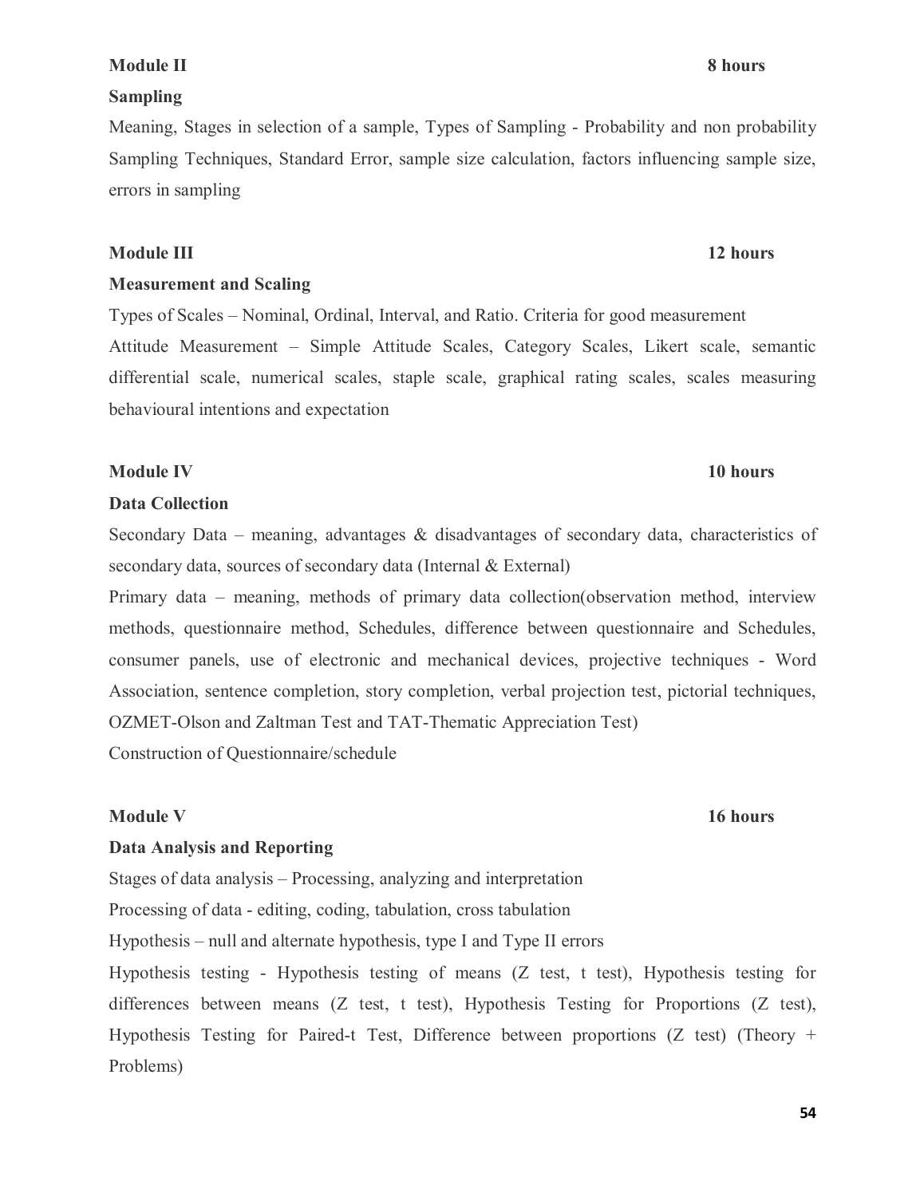**Module II** **8 hours**

**Sampling**

Meaning, Stages in selection of a sample, Types of Sampling - Probability and non probability Sampling Techniques, Standard Error, sample size calculation, factors influencing sample size, errors in sampling

**Module III** **12 hours**

**Measurement and Scaling**

Types of Scales – Nominal, Ordinal, Interval, and Ratio. Criteria for good measurement

Attitude Measurement – Simple Attitude Scales, Category Scales, Likert scale, semantic differential scale, numerical scales, staple scale, graphical rating scales, scales measuring behavioural intentions and expectation

**Module IV** **10 hours**

**Data Collection**

Secondary Data – meaning, advantages & disadvantages of secondary data, characteristics of secondary data, sources of secondary data (Internal & External)

Primary data – meaning, methods of primary data collection(observation method, interview methods, questionnaire method, Schedules, difference between questionnaire and Schedules, consumer panels, use of electronic and mechanical devices, projective techniques - Word Association, sentence completion, story completion, verbal projection test, pictorial techniques, OZMET-Olson and Zaltman Test and TAT-Thematic Appreciation Test)

Construction of Questionnaire/schedule

**Module V** **16 hours**

**Data Analysis and Reporting**

Stages of data analysis – Processing, analyzing and interpretation

Processing of data - editing, coding, tabulation, cross tabulation

Hypothesis – null and alternate hypothesis, type I and Type II errors

Hypothesis testing - Hypothesis testing of means (Z test, t test), Hypothesis testing for differences between means (Z test, t test), Hypothesis Testing for Proportions (Z test), Hypothesis Testing for Paired-t Test, Difference between proportions (Z test) (Theory + Problems)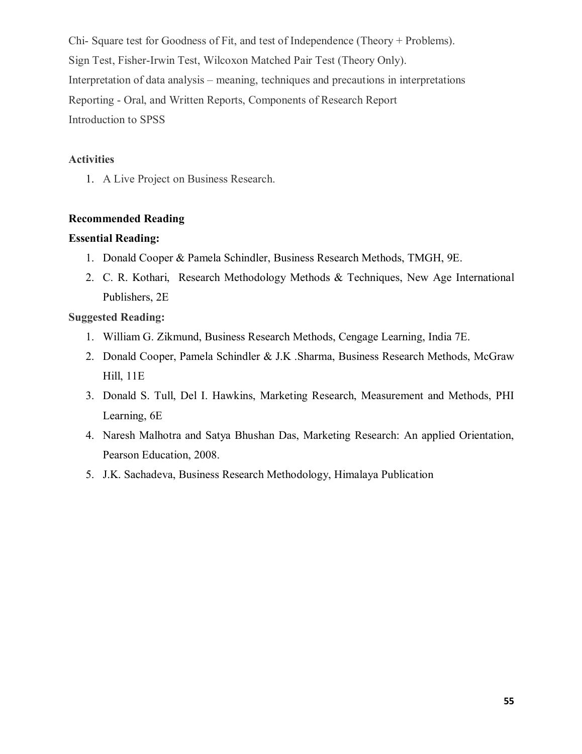Chi- Square test for Goodness of Fit, and test of Independence (Theory + Problems).

Sign Test, Fisher-Irwin Test, Wilcoxon Matched Pair Test (Theory Only).

Interpretation of data analysis – meaning, techniques and precautions in interpretations

Reporting - Oral, and Written Reports, Components of Research Report

Introduction to SPSS

**Activities**

1. A Live Project on Business Research.

**Recommended Reading**

**Essential Reading:**

1. Donald Cooper & Pamela Schindler, Business Research Methods, TMGH, 9E.
2. C. R. Kothari, Research Methodology Methods & Techniques, New Age International Publishers, 2E

**Suggested Reading:**

1. William G. Zikmund, Business Research Methods, Cengage Learning, India 7E.
2. Donald Cooper, Pamela Schindler & J.K .Sharma, Business Research Methods, McGraw Hill, 11E
3. Donald S. Tull, Del I. Hawkins, Marketing Research, Measurement and Methods, PHI Learning, 6E
4. Naresh Malhotra and Satya Bhushan Das, Marketing Research: An applied Orientation, Pearson Education, 2008.
5. J.K. Sachadeva, Business Research Methodology, Himalaya Publication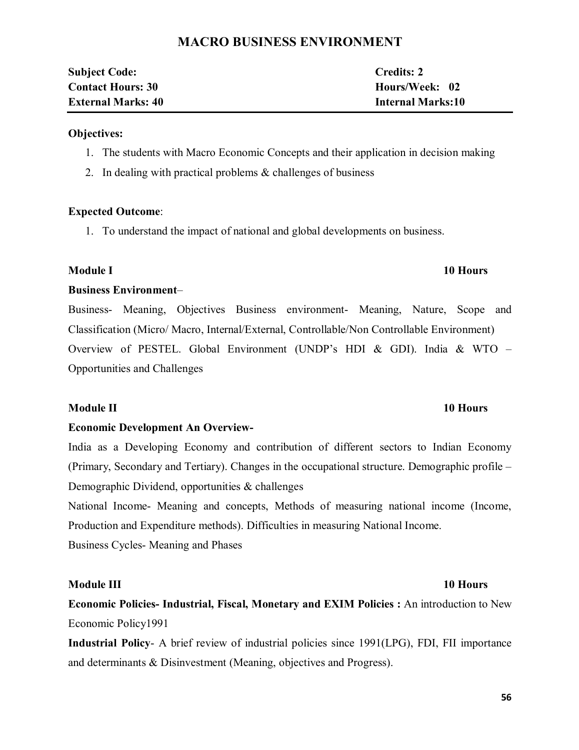# MACRO BUSINESS ENVIRONMENT

| | |
|---|---|
| **Subject Code:** | **Credits: 2** |
| **Contact Hours: 30** | **Hours/Week: 02** |
| **External Marks: 40** | **Internal Marks:10** |

**Objectives:**

1. The students with Macro Economic Concepts and their application in decision making
2. In dealing with practical problems & challenges of business

**Expected Outcome**:

1. To understand the impact of national and global developments on business.

**Module I** **10 Hours**

**Business Environment**–

Business- Meaning, Objectives Business environment- Meaning, Nature, Scope and Classification (Micro/ Macro, Internal/External, Controllable/Non Controllable Environment) Overview of PESTEL. Global Environment (UNDP's HDI & GDI). India & WTO – Opportunities and Challenges

**Module II** **10 Hours**

**Economic Development An Overview-**

India as a Developing Economy and contribution of different sectors to Indian Economy (Primary, Secondary and Tertiary). Changes in the occupational structure. Demographic profile – Demographic Dividend, opportunities & challenges

National Income- Meaning and concepts, Methods of measuring national income (Income, Production and Expenditure methods). Difficulties in measuring National Income.

Business Cycles- Meaning and Phases

**Module III** **10 Hours**

**Economic Policies- Industrial, Fiscal, Monetary and EXIM Policies :** An introduction to New Economic Policy1991

**Industrial Policy**- A brief review of industrial policies since 1991(LPG), FDI, FII importance and determinants & Disinvestment (Meaning, objectives and Progress).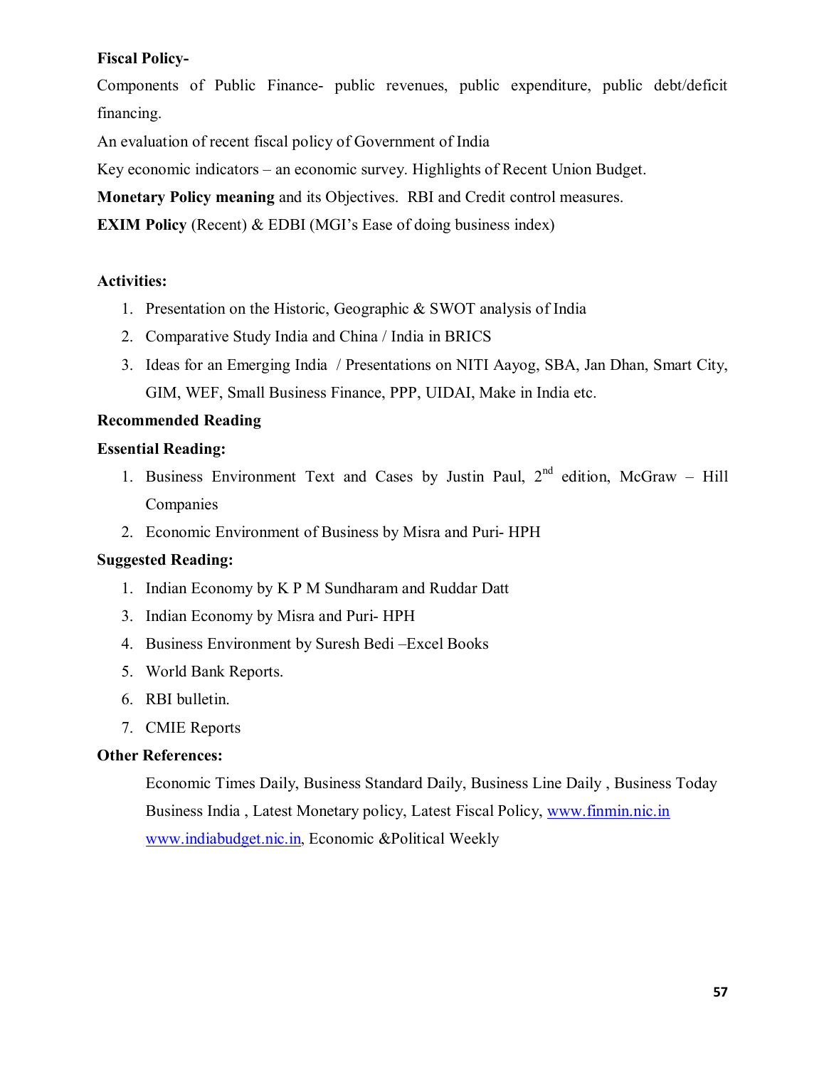**Fiscal Policy-**

Components of Public Finance- public revenues, public expenditure, public debt/deficit financing.

An evaluation of recent fiscal policy of Government of India

Key economic indicators – an economic survey. Highlights of Recent Union Budget.

**Monetary Policy meaning** and its Objectives. RBI and Credit control measures.

**EXIM Policy** (Recent) & EDBI (MGI's Ease of doing business index)

**Activities:**

1. Presentation on the Historic, Geographic & SWOT analysis of India
2. Comparative Study India and China / India in BRICS
3. Ideas for an Emerging India / Presentations on NITI Aayog, SBA, Jan Dhan, Smart City, GIM, WEF, Small Business Finance, PPP, UIDAI, Make in India etc.

**Recommended Reading**

**Essential Reading:**

1. Business Environment Text and Cases by Justin Paul, 2nd edition, McGraw – Hill Companies
2. Economic Environment of Business by Misra and Puri- HPH

**Suggested Reading:**

1. Indian Economy by K P M Sundharam and Ruddar Datt
3. Indian Economy by Misra and Puri- HPH
4. Business Environment by Suresh Bedi –Excel Books
5. World Bank Reports.
6. RBI bulletin.
7. CMIE Reports

**Other References:**

Economic Times Daily, Business Standard Daily, Business Line Daily , Business Today Business India , Latest Monetary policy, Latest Fiscal Policy, www.finmin.nic.in www.indiabudget.nic.in, Economic &Political Weekly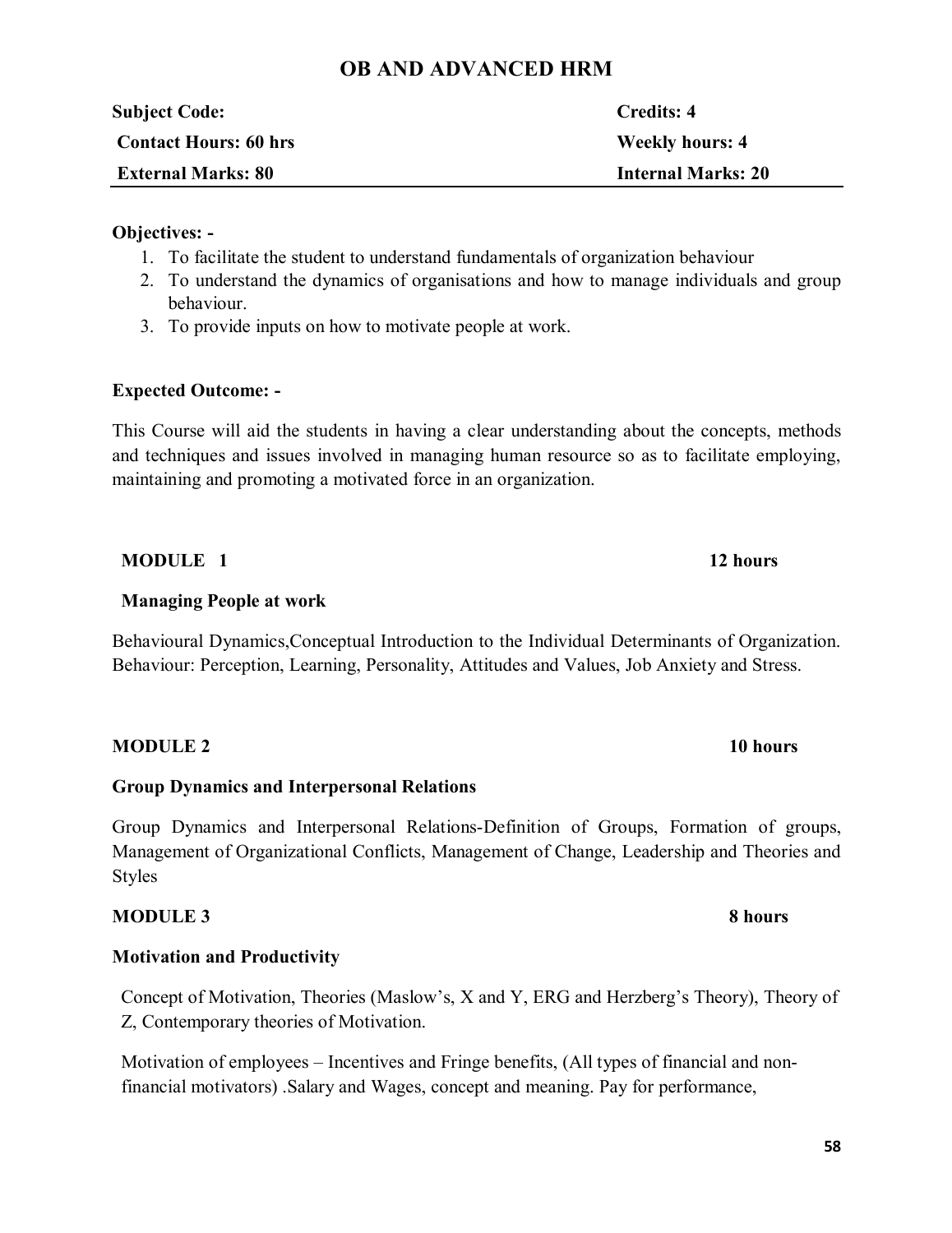# OB AND ADVANCED HRM

| **Subject Code:** | **Credits: 4** |
|---|---|
| **Contact Hours: 60 hrs** | **Weekly hours: 4** |
| **External Marks: 80** | **Internal Marks: 20** |

**Objectives: -**

1. To facilitate the student to understand fundamentals of organization behaviour
2. To understand the dynamics of organisations and how to manage individuals and group behaviour.
3. To provide inputs on how to motivate people at work.

**Expected Outcome: -**

This Course will aid the students in having a clear understanding about the concepts, methods and techniques and issues involved in managing human resource so as to facilitate employing, maintaining and promoting a motivated force in an organization.

**MODULE 1** **12 hours**

**Managing People at work**

Behavioural Dynamics,Conceptual Introduction to the Individual Determinants of Organization. Behaviour: Perception, Learning, Personality, Attitudes and Values, Job Anxiety and Stress.

**MODULE 2** **10 hours**

**Group Dynamics and Interpersonal Relations**

Group Dynamics and Interpersonal Relations-Definition of Groups, Formation of groups, Management of Organizational Conflicts, Management of Change, Leadership and Theories and Styles

**MODULE 3** **8 hours**

**Motivation and Productivity**

Concept of Motivation, Theories (Maslow's, X and Y, ERG and Herzberg's Theory), Theory of Z, Contemporary theories of Motivation.

Motivation of employees – Incentives and Fringe benefits, (All types of financial and non-financial motivators) .Salary and Wages, concept and meaning. Pay for performance,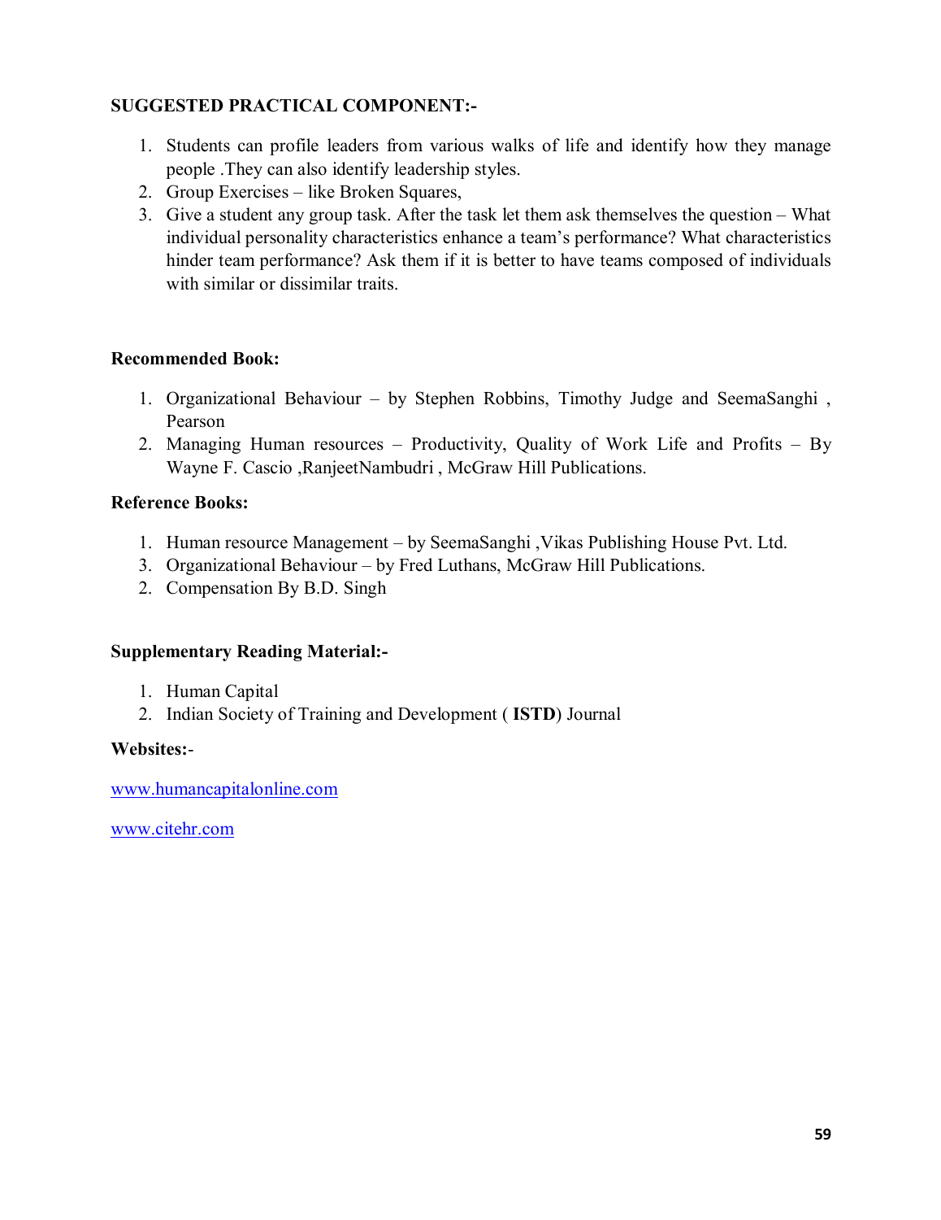**SUGGESTED PRACTICAL COMPONENT:-**

1. Students can profile leaders from various walks of life and identify how they manage people .They can also identify leadership styles.
2. Group Exercises – like Broken Squares,
3. Give a student any group task. After the task let them ask themselves the question – What individual personality characteristics enhance a team's performance? What characteristics hinder team performance? Ask them if it is better to have teams composed of individuals with similar or dissimilar traits.

**Recommended Book:**

1. Organizational Behaviour – by Stephen Robbins, Timothy Judge and SeemaSanghi , Pearson
2. Managing Human resources – Productivity, Quality of Work Life and Profits – By Wayne F. Cascio ,RanjeetNambudri , McGraw Hill Publications.

**Reference Books:**

1. Human resource Management – by SeemaSanghi ,Vikas Publishing House Pvt. Ltd.
3. Organizational Behaviour – by Fred Luthans, McGraw Hill Publications.
2. Compensation By B.D. Singh

**Supplementary Reading Material:-**

1. Human Capital
2. Indian Society of Training and Development ( **ISTD**) Journal

**Websites:-**

www.humancapitalonline.com

www.citehr.com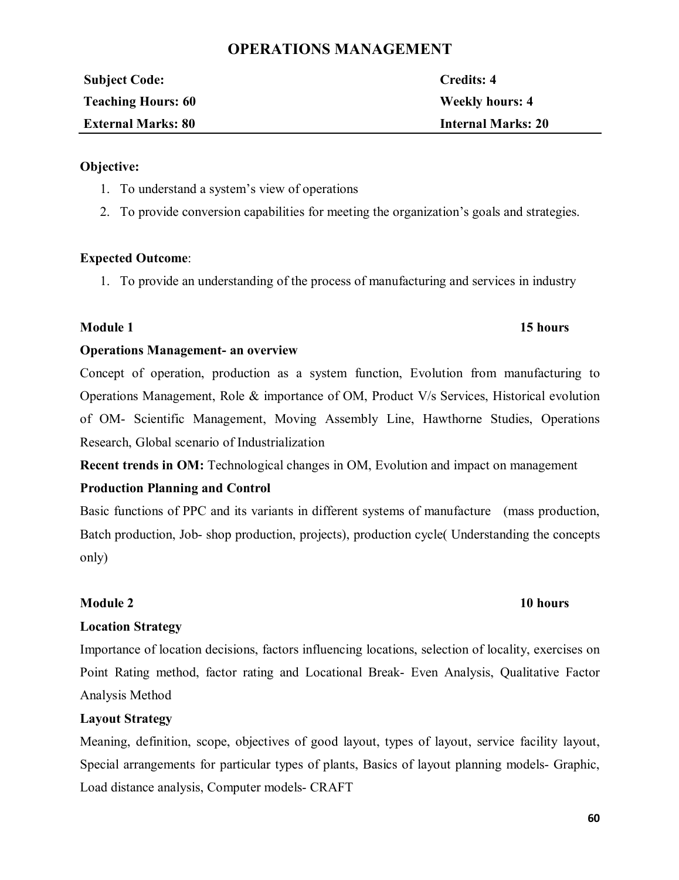# OPERATIONS MANAGEMENT

| **Subject Code:** | **Credits: 4** |
| --- | --- |
| **Teaching Hours: 60** | **Weekly hours: 4** |
| **External Marks: 80** | **Internal Marks: 20** |

**Objective:**

1. To understand a system's view of operations
2. To provide conversion capabilities for meeting the organization's goals and strategies.

**Expected Outcome**:

1. To provide an understanding of the process of manufacturing and services in industry

**Module 1** **15 hours**

**Operations Management- an overview**

Concept of operation, production as a system function, Evolution from manufacturing to Operations Management, Role & importance of OM, Product V/s Services, Historical evolution of OM- Scientific Management, Moving Assembly Line, Hawthorne Studies, Operations Research, Global scenario of Industrialization

**Recent trends in OM:** Technological changes in OM, Evolution and impact on management

**Production Planning and Control**

Basic functions of PPC and its variants in different systems of manufacture (mass production, Batch production, Job- shop production, projects), production cycle( Understanding the concepts only)

**Module 2** **10 hours**

**Location Strategy**

Importance of location decisions, factors influencing locations, selection of locality, exercises on Point Rating method, factor rating and Locational Break- Even Analysis, Qualitative Factor Analysis Method

**Layout Strategy**

Meaning, definition, scope, objectives of good layout, types of layout, service facility layout, Special arrangements for particular types of plants, Basics of layout planning models- Graphic, Load distance analysis, Computer models- CRAFT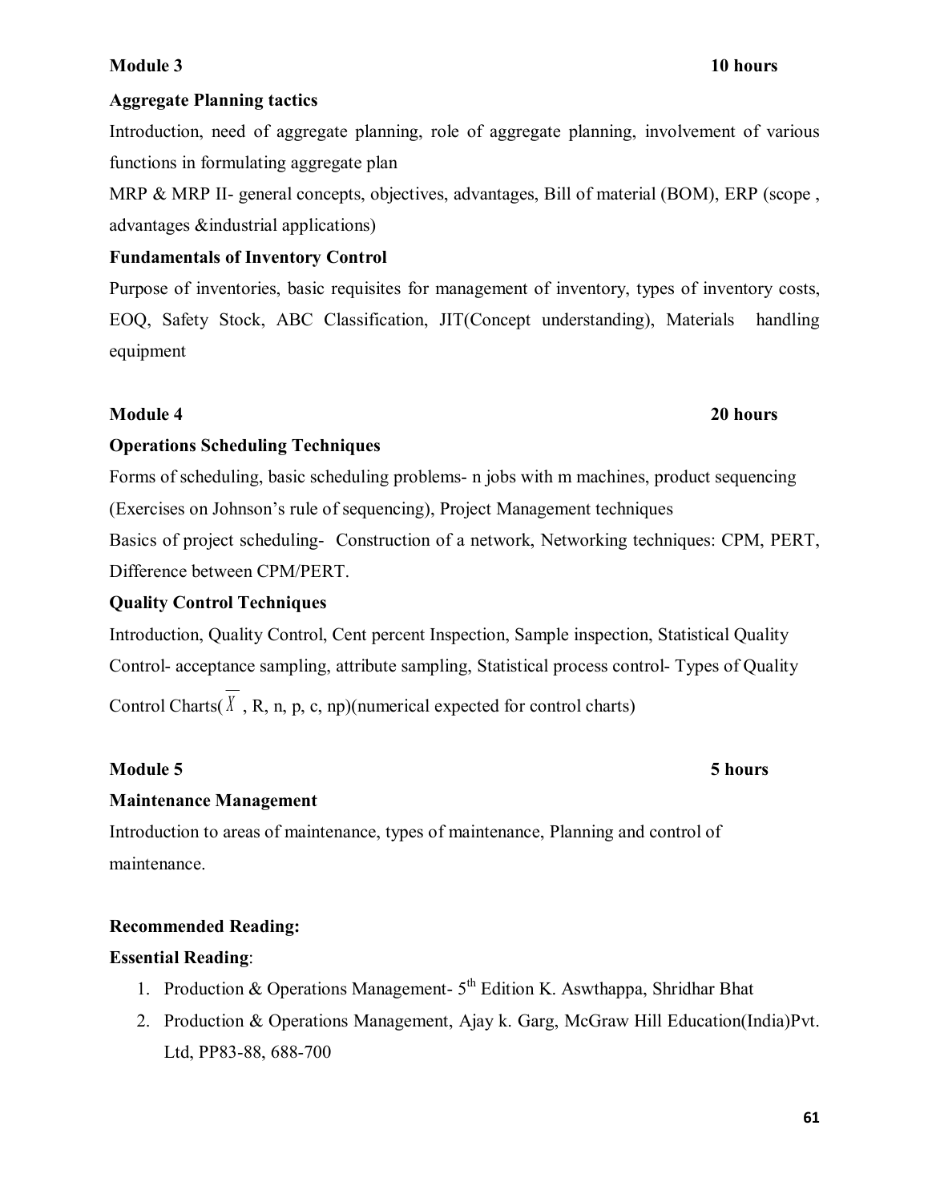**Module 3 10 hours**

**Aggregate Planning tactics**

Introduction, need of aggregate planning, role of aggregate planning, involvement of various functions in formulating aggregate plan

MRP & MRP II- general concepts, objectives, advantages, Bill of material (BOM), ERP (scope , advantages &industrial applications)

**Fundamentals of Inventory Control**

Purpose of inventories, basic requisites for management of inventory, types of inventory costs, EOQ, Safety Stock, ABC Classification, JIT(Concept understanding), Materials handling equipment

**Module 4 20 hours**

**Operations Scheduling Techniques**

Forms of scheduling, basic scheduling problems- n jobs with m machines, product sequencing (Exercises on Johnson's rule of sequencing), Project Management techniques

Basics of project scheduling- Construction of a network, Networking techniques: CPM, PERT, Difference between CPM/PERT.

**Quality Control Techniques**

Introduction, Quality Control, Cent percent Inspection, Sample inspection, Statistical Quality Control- acceptance sampling, attribute sampling, Statistical process control- Types of Quality Control Charts($\overline{X}$ , R, n, p, c, np)(numerical expected for control charts)

**Module 5 5 hours**

**Maintenance Management**

Introduction to areas of maintenance, types of maintenance, Planning and control of maintenance.

**Recommended Reading:**

**Essential Reading**:

1. Production & Operations Management- 5th Edition K. Aswthappa, Shridhar Bhat
2. Production & Operations Management, Ajay k. Garg, McGraw Hill Education(India)Pvt. Ltd, PP83-88, 688-700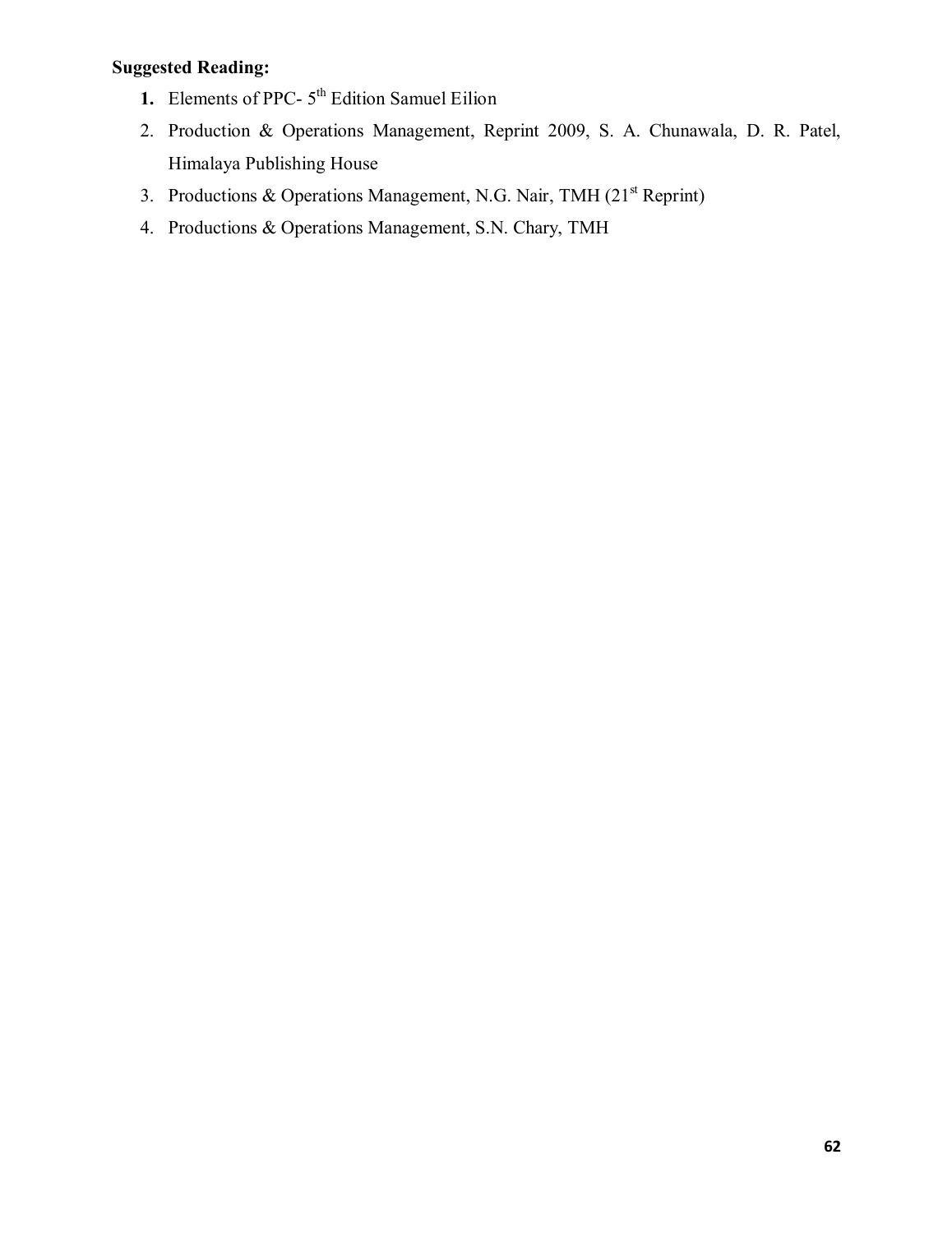**Suggested Reading:**

1. Elements of PPC- 5th Edition Samuel Eilion
2. Production & Operations Management, Reprint 2009, S. A. Chunawala, D. R. Patel, Himalaya Publishing House
3. Productions & Operations Management, N.G. Nair, TMH (21st Reprint)
4. Productions & Operations Management, S.N. Chary, TMH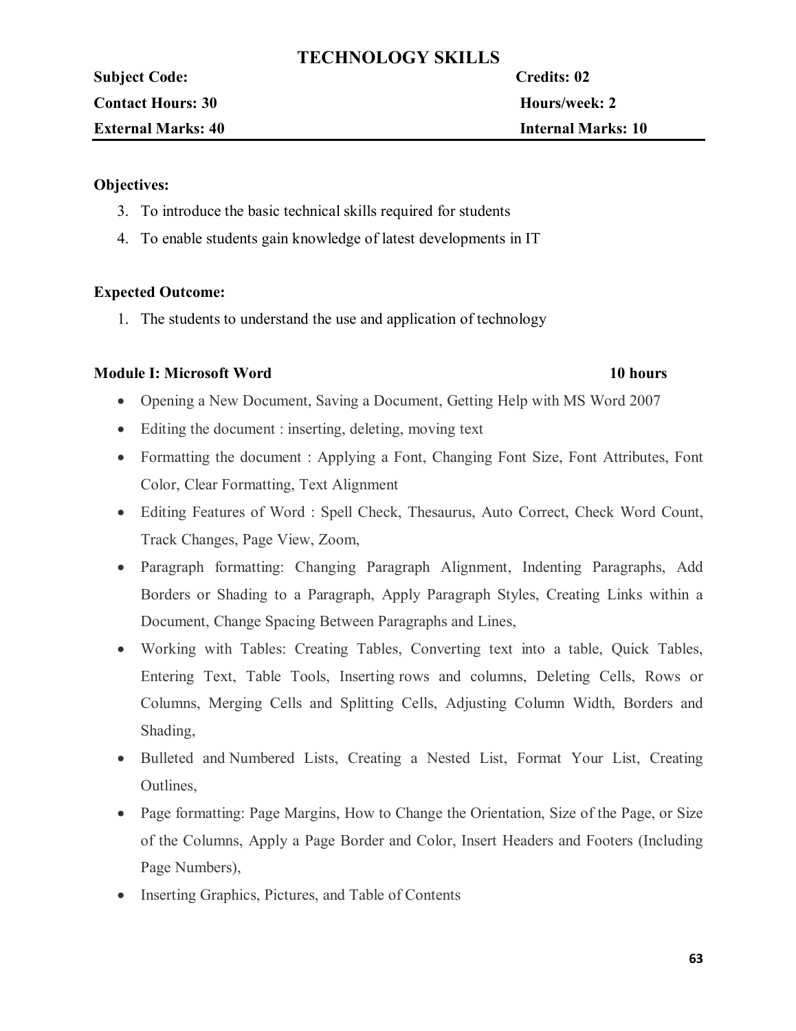# TECHNOLOGY SKILLS

| **Subject Code:** | **Credits: 02** |
|---|---|
| **Contact Hours: 30** | **Hours/week: 2** |
| **External Marks: 40** | **Internal Marks: 10** |

**Objectives:**

3. To introduce the basic technical skills required for students
4. To enable students gain knowledge of latest developments in IT

**Expected Outcome:**

1. The students to understand the use and application of technology

**Module I: Microsoft Word** **10 hours**

- Opening a New Document, Saving a Document, Getting Help with MS Word 2007
- Editing the document : inserting, deleting, moving text
- Formatting the document : Applying a Font, Changing Font Size, Font Attributes, Font Color, Clear Formatting, Text Alignment
- Editing Features of Word : Spell Check, Thesaurus, Auto Correct, Check Word Count, Track Changes, Page View, Zoom,
- Paragraph formatting: Changing Paragraph Alignment, Indenting Paragraphs, Add Borders or Shading to a Paragraph, Apply Paragraph Styles, Creating Links within a Document, Change Spacing Between Paragraphs and Lines,
- Working with Tables: Creating Tables, Converting text into a table, Quick Tables, Entering Text, Table Tools, Inserting rows and columns, Deleting Cells, Rows or Columns, Merging Cells and Splitting Cells, Adjusting Column Width, Borders and Shading,
- Bulleted and Numbered Lists, Creating a Nested List, Format Your List, Creating Outlines,
- Page formatting: Page Margins, How to Change the Orientation, Size of the Page, or Size of the Columns, Apply a Page Border and Color, Insert Headers and Footers (Including Page Numbers),
- Inserting Graphics, Pictures, and Table of Contents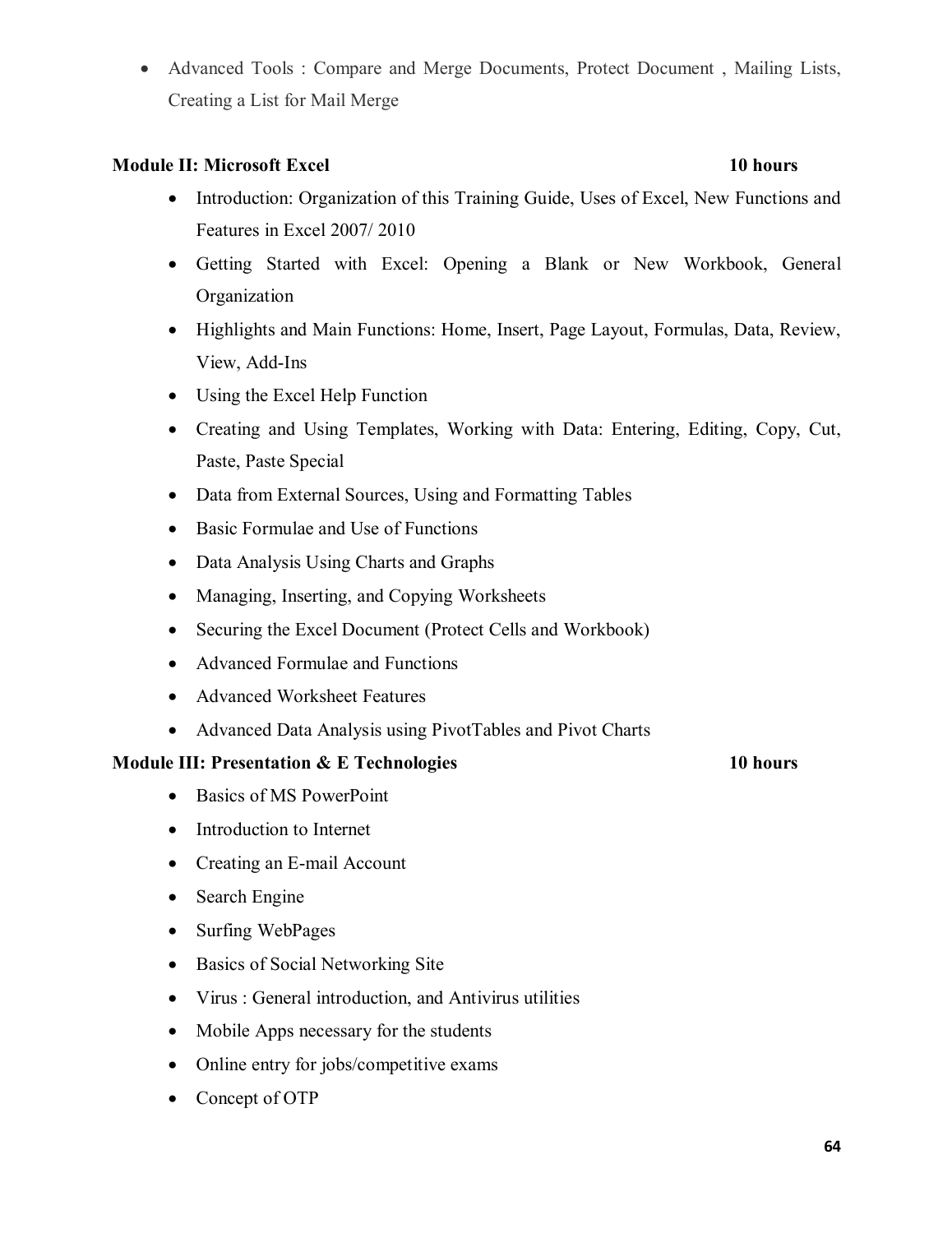- Advanced Tools : Compare and Merge Documents, Protect Document , Mailing Lists, Creating a List for Mail Merge

**Module II: Microsoft Excel** **10 hours**

- Introduction: Organization of this Training Guide, Uses of Excel, New Functions and Features in Excel 2007/ 2010
- Getting Started with Excel: Opening a Blank or New Workbook, General Organization
- Highlights and Main Functions: Home, Insert, Page Layout, Formulas, Data, Review, View, Add-Ins
- Using the Excel Help Function
- Creating and Using Templates, Working with Data: Entering, Editing, Copy, Cut, Paste, Paste Special
- Data from External Sources, Using and Formatting Tables
- Basic Formulae and Use of Functions
- Data Analysis Using Charts and Graphs
- Managing, Inserting, and Copying Worksheets
- Securing the Excel Document (Protect Cells and Workbook)
- Advanced Formulae and Functions
- Advanced Worksheet Features
- Advanced Data Analysis using PivotTables and Pivot Charts

**Module III: Presentation & E Technologies** **10 hours**

- Basics of MS PowerPoint
- Introduction to Internet
- Creating an E-mail Account
- Search Engine
- Surfing WebPages
- Basics of Social Networking Site
- Virus : General introduction, and Antivirus utilities
- Mobile Apps necessary for the students
- Online entry for jobs/competitive exams
- Concept of OTP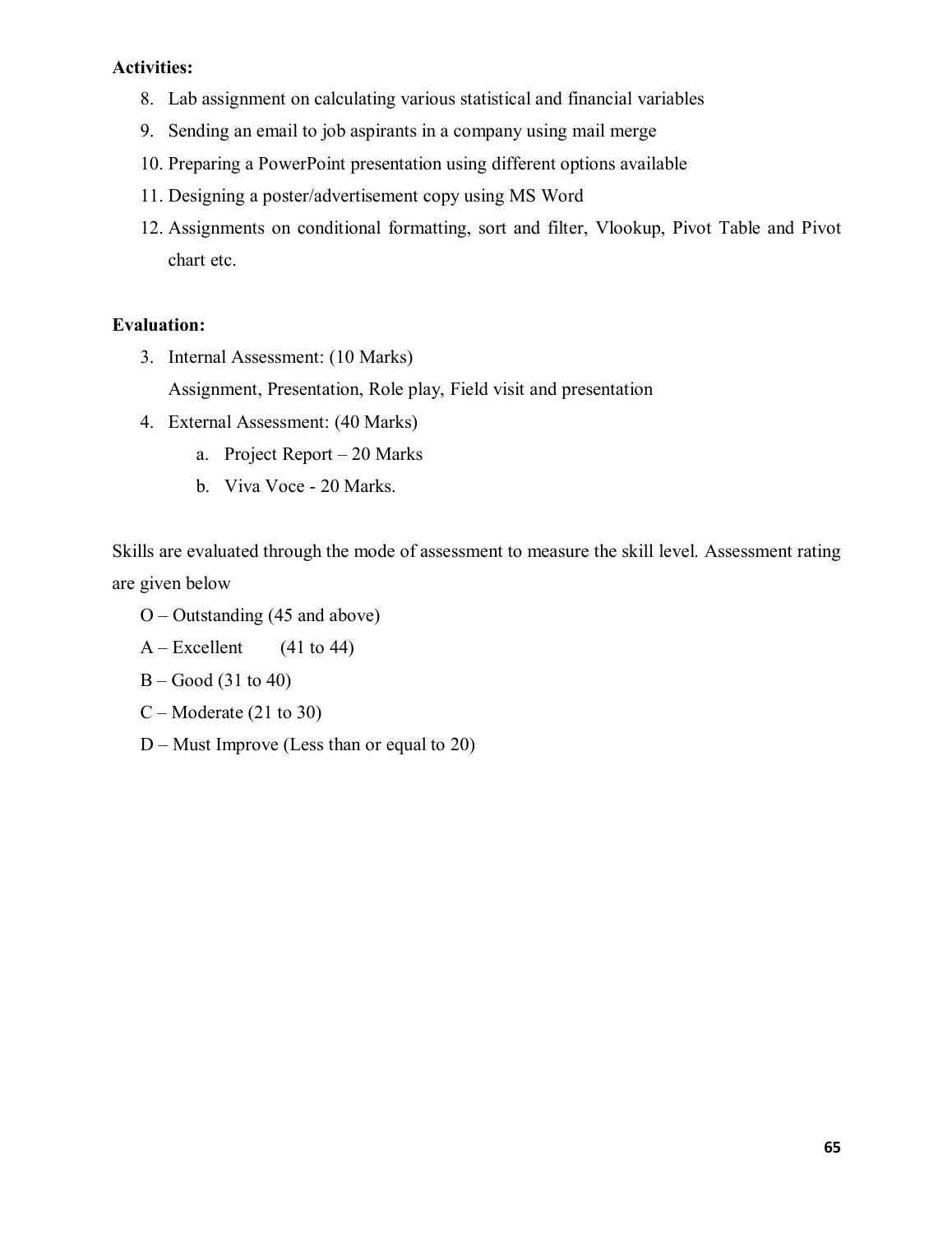**Activities:**

8. Lab assignment on calculating various statistical and financial variables
9. Sending an email to job aspirants in a company using mail merge
10. Preparing a PowerPoint presentation using different options available
11. Designing a poster/advertisement copy using MS Word
12. Assignments on conditional formatting, sort and filter, Vlookup, Pivot Table and Pivot chart etc.

**Evaluation:**

3. Internal Assessment: (10 Marks)
   Assignment, Presentation, Role play, Field visit and presentation
4. External Assessment: (40 Marks)
   a. Project Report – 20 Marks
   b. Viva Voce - 20 Marks.

Skills are evaluated through the mode of assessment to measure the skill level. Assessment rating are given below

O – Outstanding (45 and above)

A – Excellent (41 to 44)

B – Good (31 to 40)

C – Moderate (21 to 30)

D – Must Improve (Less than or equal to 20)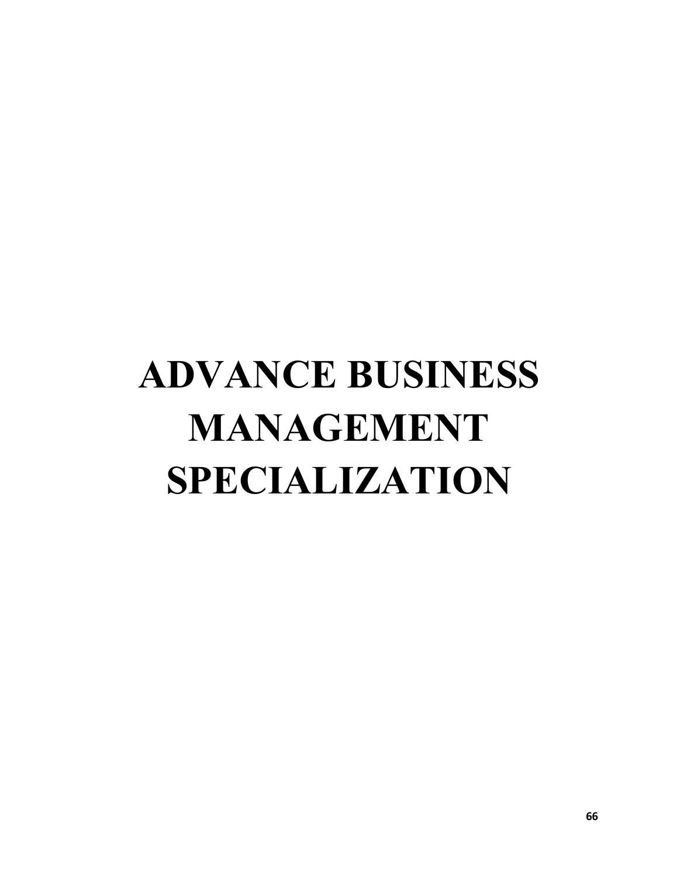# ADVANCE BUSINESS MANAGEMENT SPECIALIZATION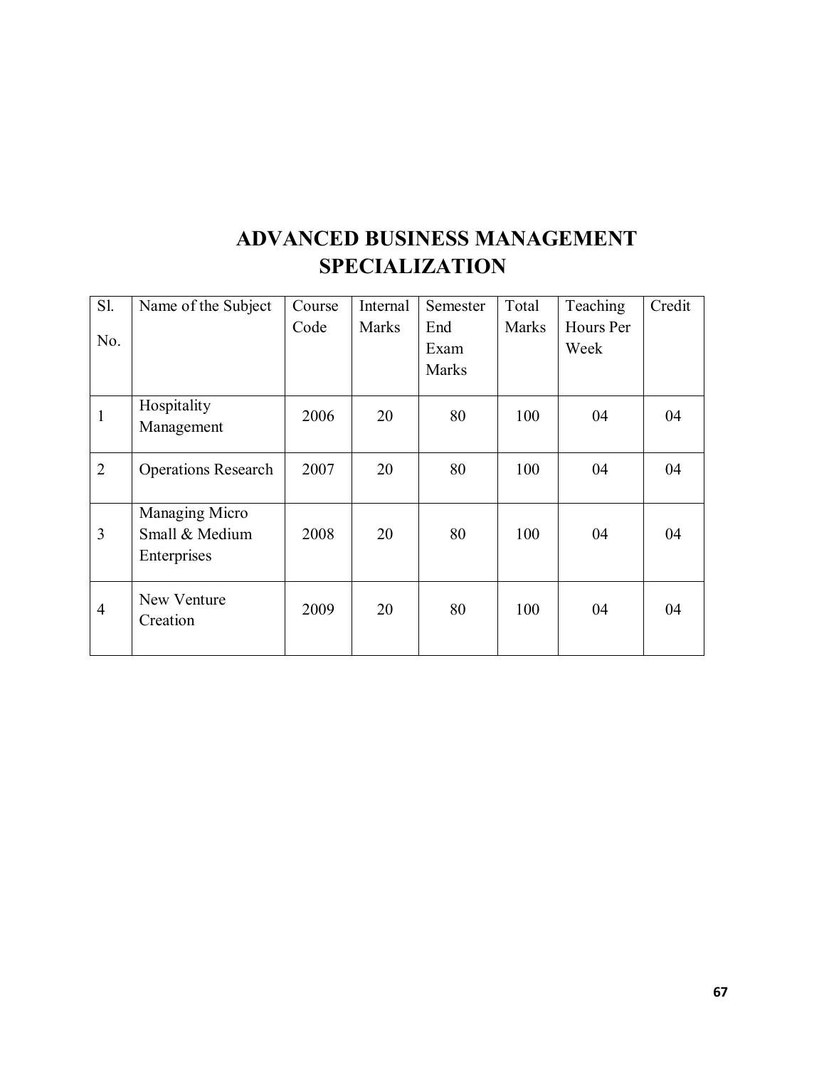# ADVANCED BUSINESS MANAGEMENT SPECIALIZATION

| Sl. No. | Name of the Subject | Course Code | Internal Marks | Semester End Exam Marks | Total Marks | Teaching Hours Per Week | Credit |
|---|---|---|---|---|---|---|---|
| 1 | Hospitality Management | 2006 | 20 | 80 | 100 | 04 | 04 |
| 2 | Operations Research | 2007 | 20 | 80 | 100 | 04 | 04 |
| 3 | Managing Micro Small & Medium Enterprises | 2008 | 20 | 80 | 100 | 04 | 04 |
| 4 | New Venture Creation | 2009 | 20 | 80 | 100 | 04 | 04 |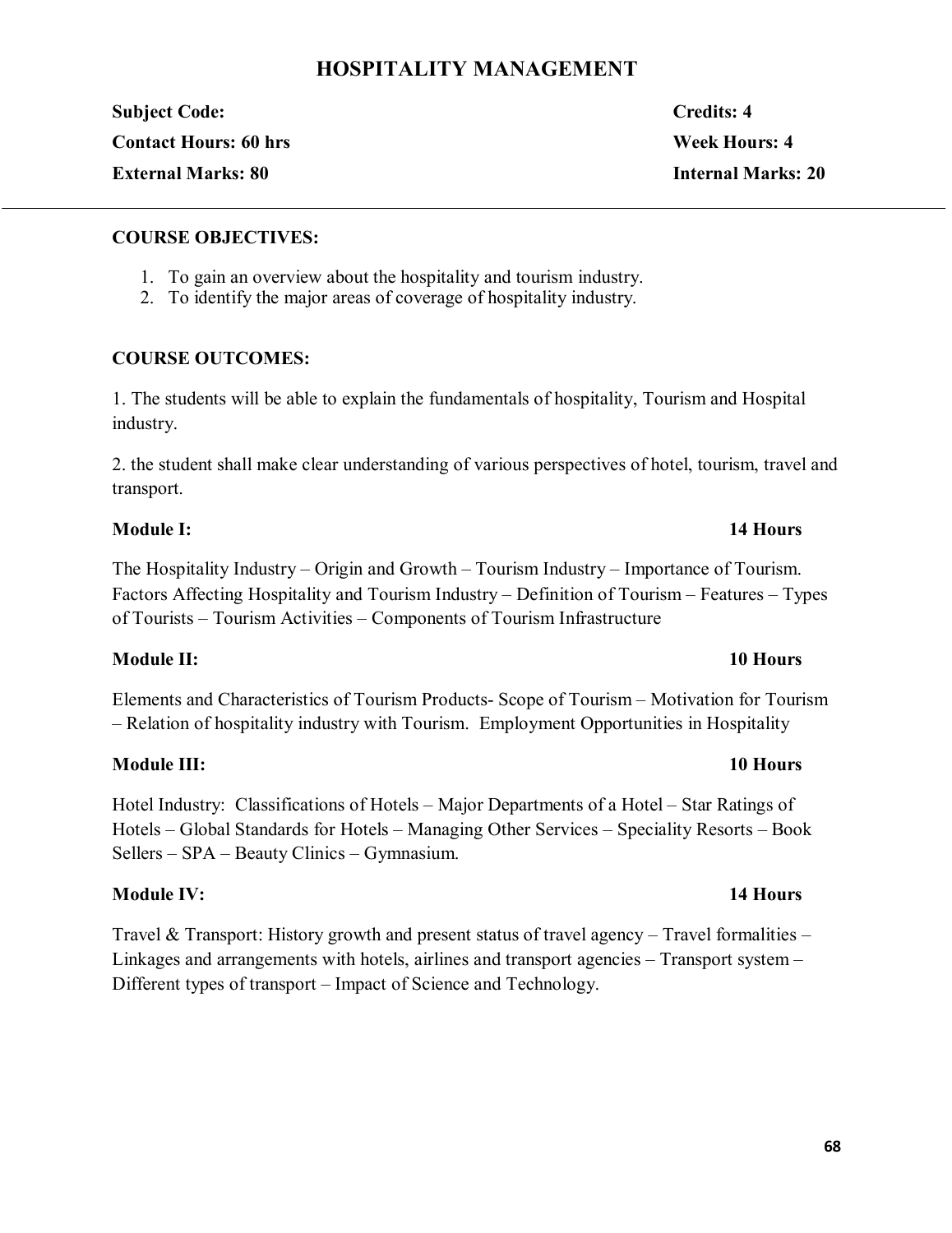# HOSPITALITY MANAGEMENT

| | |
|---|---|
| **Subject Code:** | **Credits: 4** |
| **Contact Hours: 60 hrs** | **Week Hours: 4** |
| **External Marks: 80** | **Internal Marks: 20** |

---

**COURSE OBJECTIVES:**

1. To gain an overview about the hospitality and tourism industry.
2. To identify the major areas of coverage of hospitality industry.

**COURSE OUTCOMES:**

1. The students will be able to explain the fundamentals of hospitality, Tourism and Hospital industry.

2. the student shall make clear understanding of various perspectives of hotel, tourism, travel and transport.

**Module I:** **14 Hours**

The Hospitality Industry – Origin and Growth – Tourism Industry – Importance of Tourism. Factors Affecting Hospitality and Tourism Industry – Definition of Tourism – Features – Types of Tourists – Tourism Activities – Components of Tourism Infrastructure

**Module II:** **10 Hours**

Elements and Characteristics of Tourism Products- Scope of Tourism – Motivation for Tourism – Relation of hospitality industry with Tourism. Employment Opportunities in Hospitality

**Module III:** **10 Hours**

Hotel Industry: Classifications of Hotels – Major Departments of a Hotel – Star Ratings of Hotels – Global Standards for Hotels – Managing Other Services – Speciality Resorts – Book Sellers – SPA – Beauty Clinics – Gymnasium.

**Module IV:** **14 Hours**

Travel & Transport: History growth and present status of travel agency – Travel formalities – Linkages and arrangements with hotels, airlines and transport agencies – Transport system – Different types of transport – Impact of Science and Technology.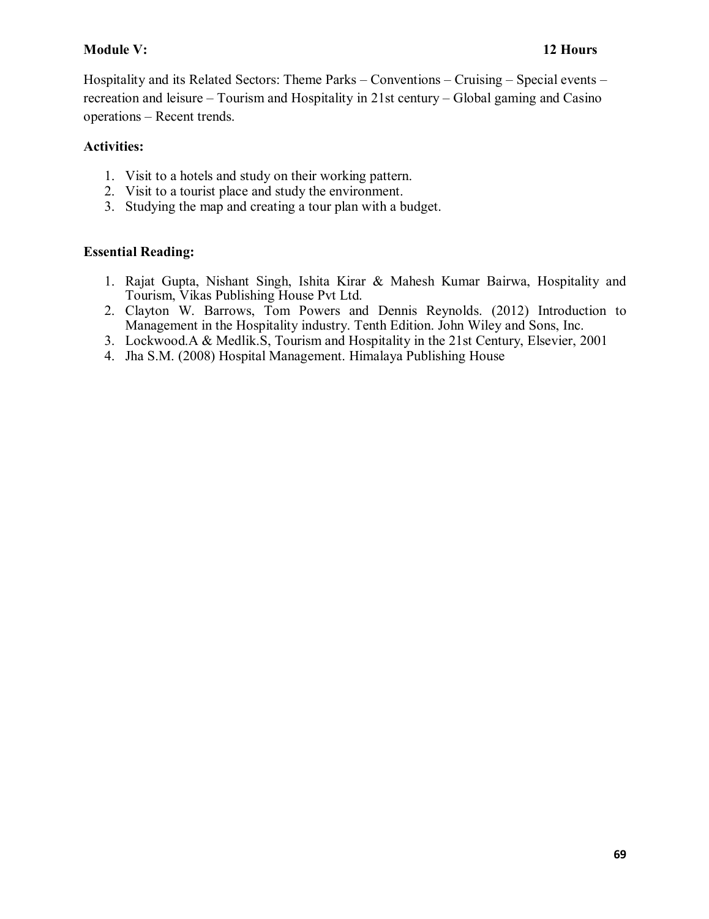**Module V: 12 Hours**

Hospitality and its Related Sectors: Theme Parks – Conventions – Cruising – Special events – recreation and leisure – Tourism and Hospitality in 21st century – Global gaming and Casino operations – Recent trends.

**Activities:**

1. Visit to a hotels and study on their working pattern.
2. Visit to a tourist place and study the environment.
3. Studying the map and creating a tour plan with a budget.

**Essential Reading:**

1. Rajat Gupta, Nishant Singh, Ishita Kirar & Mahesh Kumar Bairwa, Hospitality and Tourism, Vikas Publishing House Pvt Ltd.
2. Clayton W. Barrows, Tom Powers and Dennis Reynolds. (2012) Introduction to Management in the Hospitality industry. Tenth Edition. John Wiley and Sons, Inc.
3. Lockwood.A & Medlik.S, Tourism and Hospitality in the 21st Century, Elsevier, 2001
4. Jha S.M. (2008) Hospital Management. Himalaya Publishing House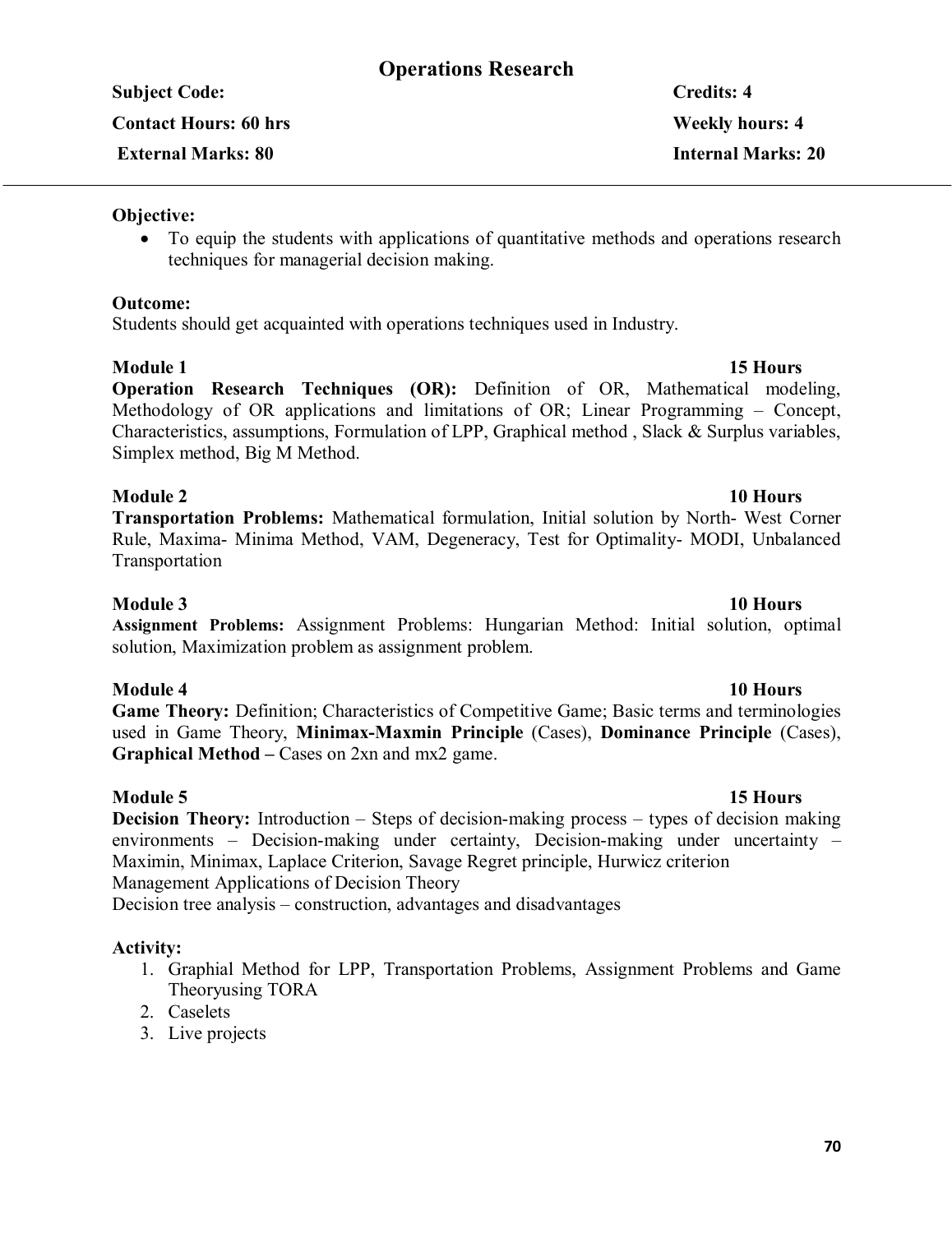# Operations Research

**Subject Code:** **Credits: 4**

**Contact Hours: 60 hrs** **Weekly hours: 4**

**External Marks: 80** **Internal Marks: 20**

---

**Objective:**

- To equip the students with applications of quantitative methods and operations research techniques for managerial decision making.

**Outcome:**

Students should get acquainted with operations techniques used in Industry.

**Module 1** **15 Hours**

**Operation Research Techniques (OR):** Definition of OR, Mathematical modeling, Methodology of OR applications and limitations of OR; Linear Programming – Concept, Characteristics, assumptions, Formulation of LPP, Graphical method , Slack & Surplus variables, Simplex method, Big M Method.

**Module 2** **10 Hours**

**Transportation Problems:** Mathematical formulation, Initial solution by North- West Corner Rule, Maxima- Minima Method, VAM, Degeneracy, Test for Optimality- MODI, Unbalanced Transportation

**Module 3** **10 Hours**

**Assignment Problems:** Assignment Problems: Hungarian Method: Initial solution, optimal solution, Maximization problem as assignment problem.

**Module 4** **10 Hours**

**Game Theory:** Definition; Characteristics of Competitive Game; Basic terms and terminologies used in Game Theory, **Minimax-Maxmin Principle** (Cases), **Dominance Principle** (Cases), **Graphical Method –** Cases on 2xn and mx2 game.

**Module 5** **15 Hours**

**Decision Theory:** Introduction – Steps of decision-making process – types of decision making environments – Decision-making under certainty, Decision-making under uncertainty – Maximin, Minimax, Laplace Criterion, Savage Regret principle, Hurwicz criterion

Management Applications of Decision Theory

Decision tree analysis – construction, advantages and disadvantages

**Activity:**

1. Graphial Method for LPP, Transportation Problems, Assignment Problems and Game Theoryusing TORA
2. Caselets
3. Live projects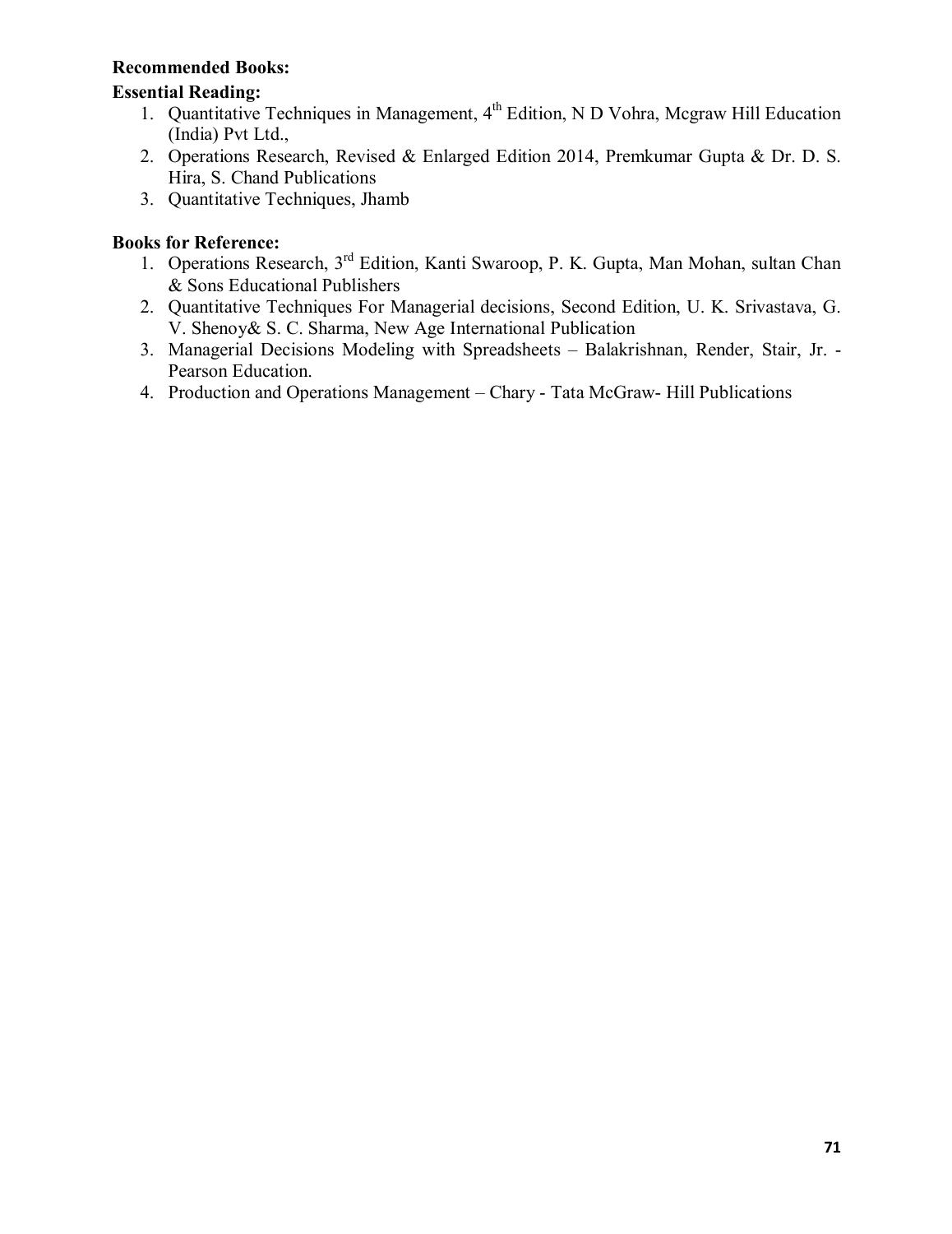**Recommended Books:**

**Essential Reading:**

1. Quantitative Techniques in Management, 4th Edition, N D Vohra, Mcgraw Hill Education (India) Pvt Ltd.,
2. Operations Research, Revised & Enlarged Edition 2014, Premkumar Gupta & Dr. D. S. Hira, S. Chand Publications
3. Quantitative Techniques, Jhamb

**Books for Reference:**

1. Operations Research, 3rd Edition, Kanti Swaroop, P. K. Gupta, Man Mohan, sultan Chan & Sons Educational Publishers
2. Quantitative Techniques For Managerial decisions, Second Edition, U. K. Srivastava, G. V. Shenoy& S. C. Sharma, New Age International Publication
3. Managerial Decisions Modeling with Spreadsheets – Balakrishnan, Render, Stair, Jr. - Pearson Education.
4. Production and Operations Management – Chary - Tata McGraw- Hill Publications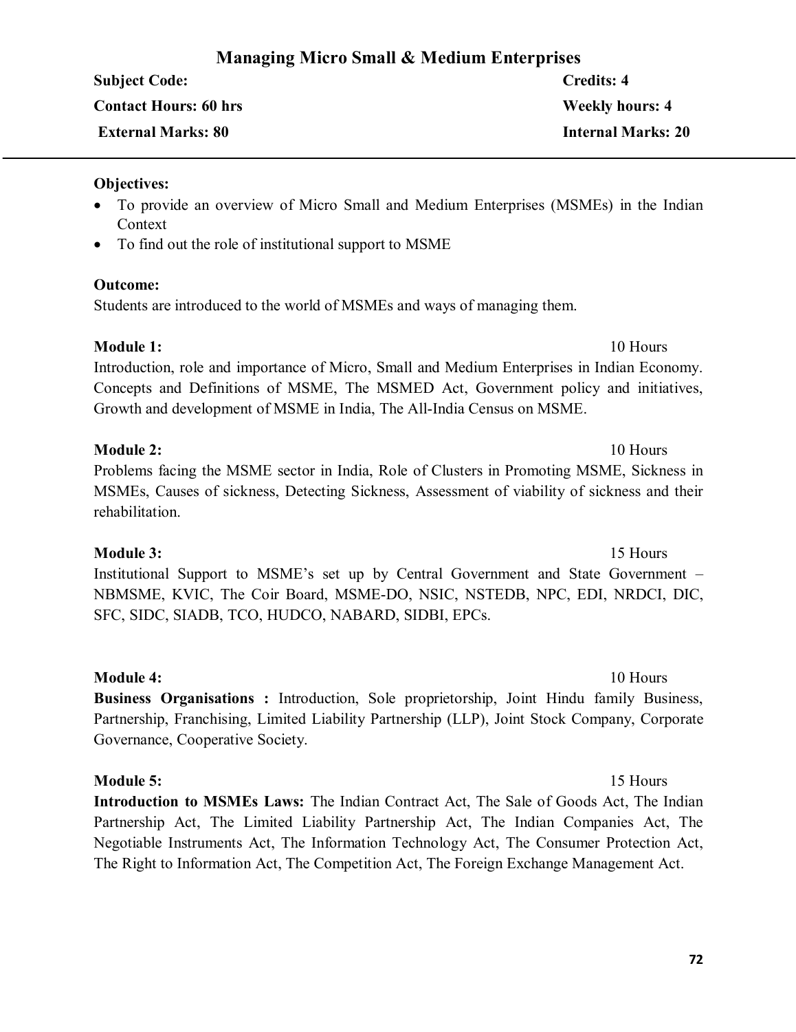# Managing Micro Small & Medium Enterprises

**Subject Code:** **Credits: 4**

**Contact Hours: 60 hrs** **Weekly hours: 4**

**External Marks: 80** **Internal Marks: 20**

---

**Objectives:**

- To provide an overview of Micro Small and Medium Enterprises (MSMEs) in the Indian Context
- To find out the role of institutional support to MSME

**Outcome:**

Students are introduced to the world of MSMEs and ways of managing them.

**Module 1:** 10 Hours

Introduction, role and importance of Micro, Small and Medium Enterprises in Indian Economy. Concepts and Definitions of MSME, The MSMED Act, Government policy and initiatives, Growth and development of MSME in India, The All-India Census on MSME.

**Module 2:** 10 Hours

Problems facing the MSME sector in India, Role of Clusters in Promoting MSME, Sickness in MSMEs, Causes of sickness, Detecting Sickness, Assessment of viability of sickness and their rehabilitation.

**Module 3:** 15 Hours

Institutional Support to MSME's set up by Central Government and State Government – NBMSME, KVIC, The Coir Board, MSME-DO, NSIC, NSTEDB, NPC, EDI, NRDCI, DIC, SFC, SIDC, SIADB, TCO, HUDCO, NABARD, SIDBI, EPCs.

**Module 4:** 10 Hours

**Business Organisations :** Introduction, Sole proprietorship, Joint Hindu family Business, Partnership, Franchising, Limited Liability Partnership (LLP), Joint Stock Company, Corporate Governance, Cooperative Society.

**Module 5:** 15 Hours

**Introduction to MSMEs Laws:** The Indian Contract Act, The Sale of Goods Act, The Indian Partnership Act, The Limited Liability Partnership Act, The Indian Companies Act, The Negotiable Instruments Act, The Information Technology Act, The Consumer Protection Act, The Right to Information Act, The Competition Act, The Foreign Exchange Management Act.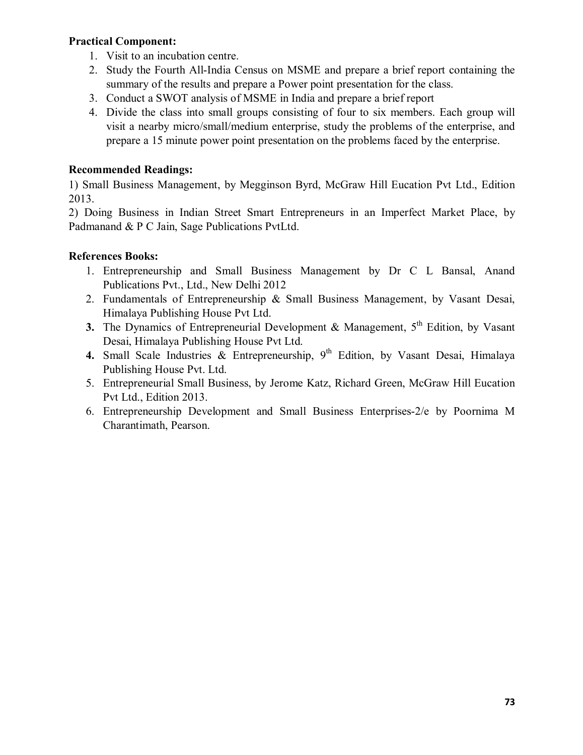**Practical Component:**

1. Visit to an incubation centre.
2. Study the Fourth All-India Census on MSME and prepare a brief report containing the summary of the results and prepare a Power point presentation for the class.
3. Conduct a SWOT analysis of MSME in India and prepare a brief report
4. Divide the class into small groups consisting of four to six members. Each group will visit a nearby micro/small/medium enterprise, study the problems of the enterprise, and prepare a 15 minute power point presentation on the problems faced by the enterprise.

**Recommended Readings:**

1) Small Business Management, by Megginson Byrd, McGraw Hill Eucation Pvt Ltd., Edition 2013.

2) Doing Business in Indian Street Smart Entrepreneurs in an Imperfect Market Place, by Padmanand & P C Jain, Sage Publications PvtLtd.

**References Books:**

1. Entrepreneurship and Small Business Management by Dr C L Bansal, Anand Publications Pvt., Ltd., New Delhi 2012
2. Fundamentals of Entrepreneurship & Small Business Management, by Vasant Desai, Himalaya Publishing House Pvt Ltd.
3. The Dynamics of Entrepreneurial Development & Management, 5th Edition, by Vasant Desai, Himalaya Publishing House Pvt Ltd.
4. Small Scale Industries & Entrepreneurship, 9th Edition, by Vasant Desai, Himalaya Publishing House Pvt. Ltd.
5. Entrepreneurial Small Business, by Jerome Katz, Richard Green, McGraw Hill Eucation Pvt Ltd., Edition 2013.
6. Entrepreneurship Development and Small Business Enterprises-2/e by Poornima M Charantimath, Pearson.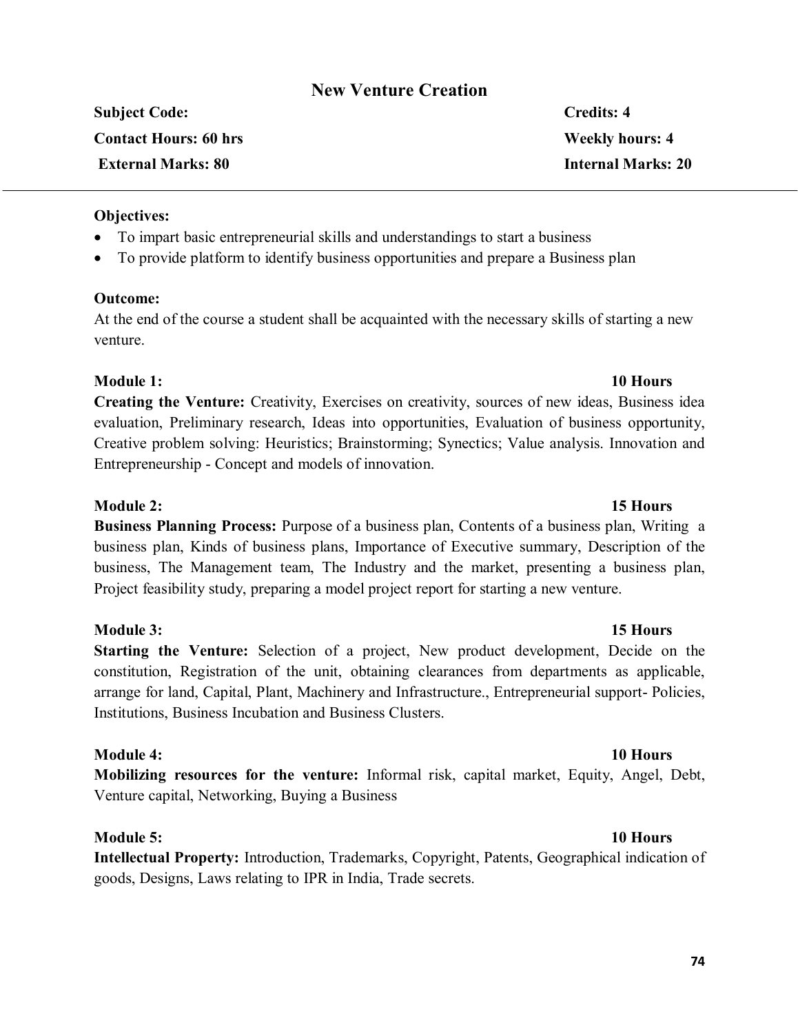# New Venture Creation

**Subject Code:** **Credits: 4**

**Contact Hours: 60 hrs** **Weekly hours: 4**

**External Marks: 80** **Internal Marks: 20**

---

**Objectives:**

- To impart basic entrepreneurial skills and understandings to start a business
- To provide platform to identify business opportunities and prepare a Business plan

**Outcome:**

At the end of the course a student shall be acquainted with the necessary skills of starting a new venture.

**Module 1:** **10 Hours**

**Creating the Venture:** Creativity, Exercises on creativity, sources of new ideas, Business idea evaluation, Preliminary research, Ideas into opportunities, Evaluation of business opportunity, Creative problem solving: Heuristics; Brainstorming; Synectics; Value analysis. Innovation and Entrepreneurship - Concept and models of innovation.

**Module 2:** **15 Hours**

**Business Planning Process:** Purpose of a business plan, Contents of a business plan, Writing a business plan, Kinds of business plans, Importance of Executive summary, Description of the business, The Management team, The Industry and the market, presenting a business plan, Project feasibility study, preparing a model project report for starting a new venture.

**Module 3:** **15 Hours**

**Starting the Venture:** Selection of a project, New product development, Decide on the constitution, Registration of the unit, obtaining clearances from departments as applicable, arrange for land, Capital, Plant, Machinery and Infrastructure., Entrepreneurial support- Policies, Institutions, Business Incubation and Business Clusters.

**Module 4:** **10 Hours**

**Mobilizing resources for the venture:** Informal risk, capital market, Equity, Angel, Debt, Venture capital, Networking, Buying a Business

**Module 5:** **10 Hours**

**Intellectual Property:** Introduction, Trademarks, Copyright, Patents, Geographical indication of goods, Designs, Laws relating to IPR in India, Trade secrets.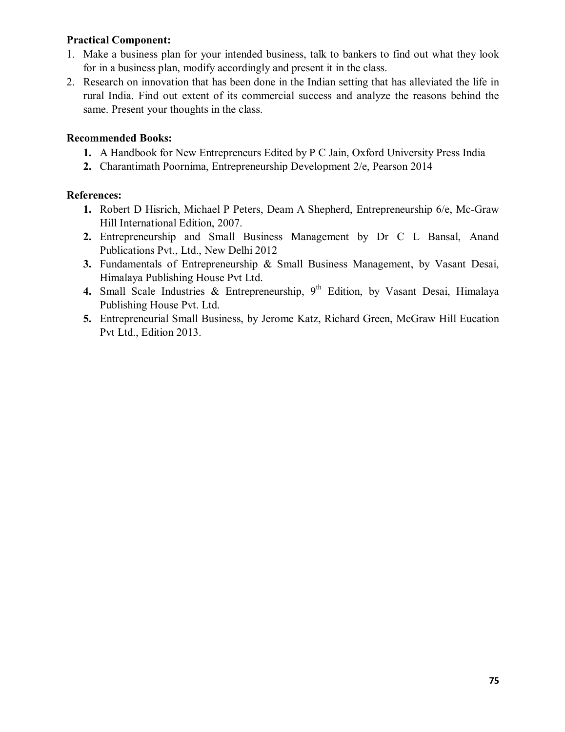**Practical Component:**

1. Make a business plan for your intended business, talk to bankers to find out what they look for in a business plan, modify accordingly and present it in the class.
2. Research on innovation that has been done in the Indian setting that has alleviated the life in rural India. Find out extent of its commercial success and analyze the reasons behind the same. Present your thoughts in the class.

**Recommended Books:**

1. A Handbook for New Entrepreneurs Edited by P C Jain, Oxford University Press India
2. Charantimath Poornima, Entrepreneurship Development 2/e, Pearson 2014

**References:**

1. Robert D Hisrich, Michael P Peters, Deam A Shepherd, Entrepreneurship 6/e, Mc-Graw Hill International Edition, 2007.
2. Entrepreneurship and Small Business Management by Dr C L Bansal, Anand Publications Pvt., Ltd., New Delhi 2012
3. Fundamentals of Entrepreneurship & Small Business Management, by Vasant Desai, Himalaya Publishing House Pvt Ltd.
4. Small Scale Industries & Entrepreneurship, 9th Edition, by Vasant Desai, Himalaya Publishing House Pvt. Ltd.
5. Entrepreneurial Small Business, by Jerome Katz, Richard Green, McGraw Hill Eucation Pvt Ltd., Edition 2013.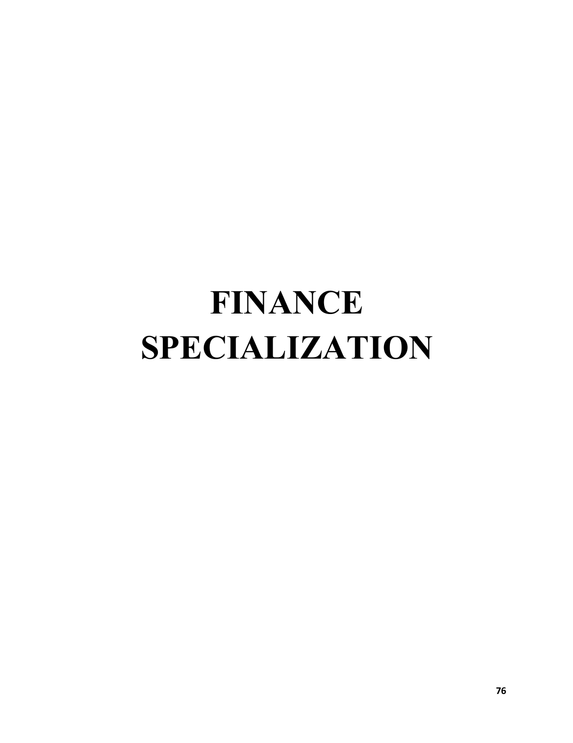# FINANCE SPECIALIZATION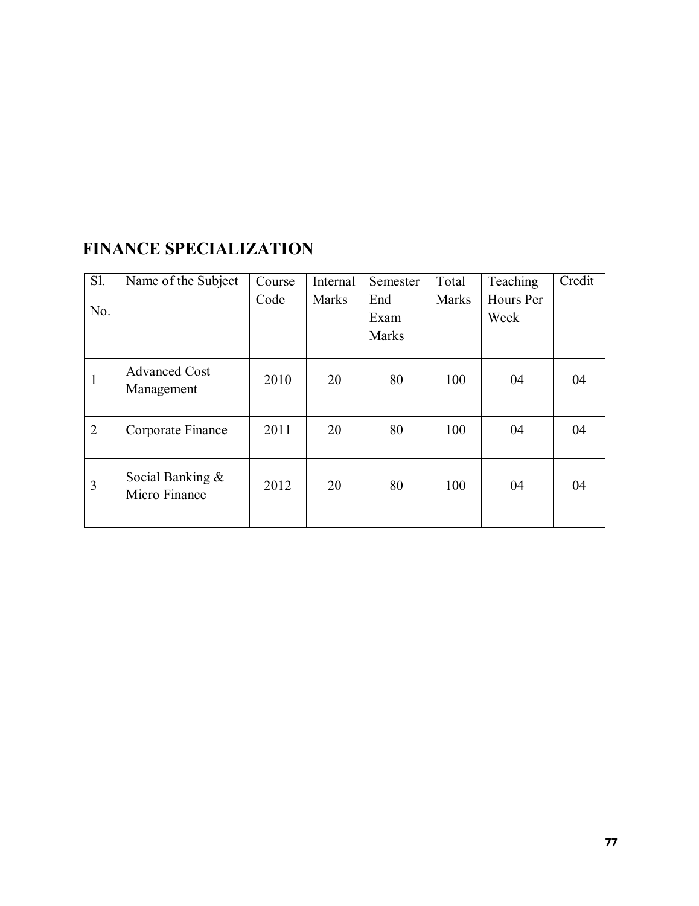## FINANCE SPECIALIZATION

| Sl. No. | Name of the Subject | Course Code | Internal Marks | Semester End Exam Marks | Total Marks | Teaching Hours Per Week | Credit |
|---|---|---|---|---|---|---|---|
| 1 | Advanced Cost Management | 2010 | 20 | 80 | 100 | 04 | 04 |
| 2 | Corporate Finance | 2011 | 20 | 80 | 100 | 04 | 04 |
| 3 | Social Banking & Micro Finance | 2012 | 20 | 80 | 100 | 04 | 04 |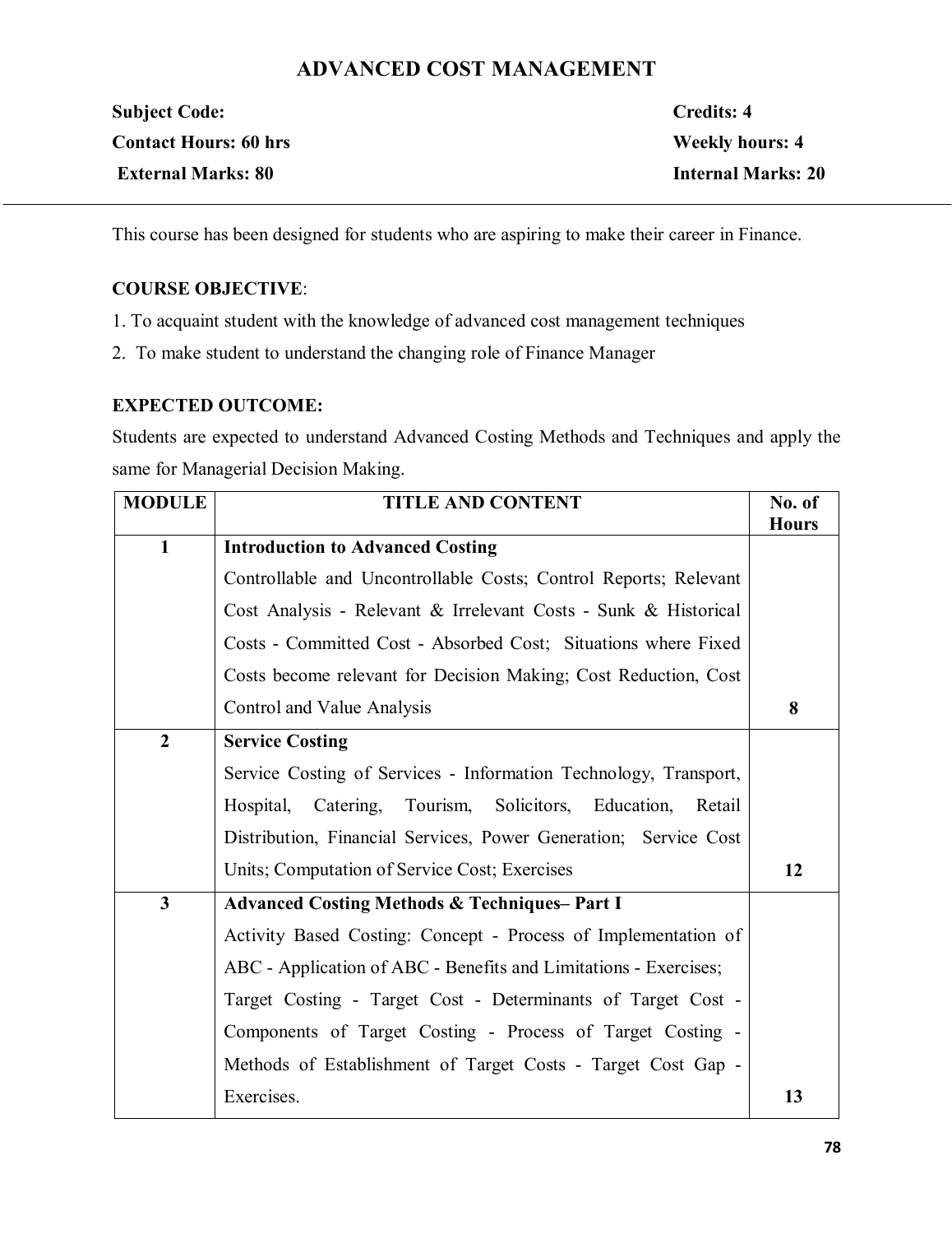# ADVANCED COST MANAGEMENT

| | |
|---|---|
| **Subject Code:** | **Credits: 4** |
| **Contact Hours: 60 hrs** | **Weekly hours: 4** |
| **External Marks: 80** | **Internal Marks: 20** |

This course has been designed for students who are aspiring to make their career in Finance.

**COURSE OBJECTIVE**:

1. To acquaint student with the knowledge of advanced cost management techniques
2. To make student to understand the changing role of Finance Manager

**EXPECTED OUTCOME:**

Students are expected to understand Advanced Costing Methods and Techniques and apply the same for Managerial Decision Making.

| MODULE | TITLE AND CONTENT | No. of Hours |
|---|---|---|
| 1 | **Introduction to Advanced Costing**<br>Controllable and Uncontrollable Costs; Control Reports; Relevant Cost Analysis - Relevant & Irrelevant Costs - Sunk & Historical Costs - Committed Cost - Absorbed Cost; Situations where Fixed Costs become relevant for Decision Making; Cost Reduction, Cost Control and Value Analysis | **8** |
| 2 | **Service Costing**<br>Service Costing of Services - Information Technology, Transport, Hospital, Catering, Tourism, Solicitors, Education, Retail Distribution, Financial Services, Power Generation; Service Cost Units; Computation of Service Cost; Exercises | **12** |
| 3 | **Advanced Costing Methods & Techniques– Part I**<br>Activity Based Costing: Concept - Process of Implementation of ABC - Application of ABC - Benefits and Limitations - Exercises; Target Costing - Target Cost - Determinants of Target Cost - Components of Target Costing - Process of Target Costing - Methods of Establishment of Target Costs - Target Cost Gap - Exercises. | **13** |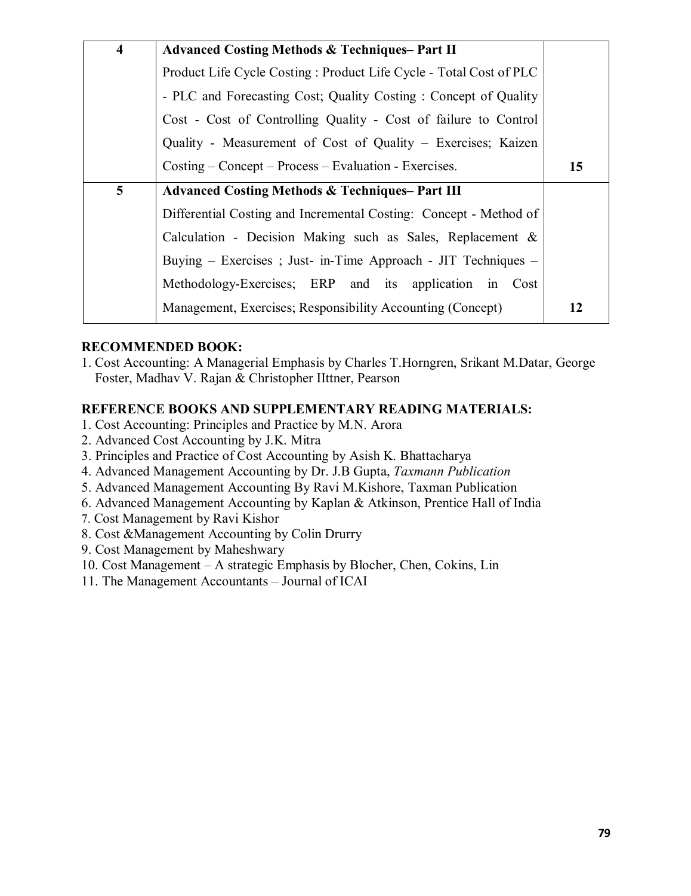| 4 | **Advanced Costing Methods & Techniques– Part II** Product Life Cycle Costing : Product Life Cycle - Total Cost of PLC - PLC and Forecasting Cost; Quality Costing : Concept of Quality Cost - Cost of Controlling Quality - Cost of failure to Control Quality - Measurement of Cost of Quality – Exercises; Kaizen Costing – Concept – Process – Evaluation - Exercises. | 15 |
|---|---|---|
| 5 | **Advanced Costing Methods & Techniques– Part III** Differential Costing and Incremental Costing: Concept - Method of Calculation - Decision Making such as Sales, Replacement & Buying – Exercises ; Just- in-Time Approach - JIT Techniques – Methodology-Exercises; ERP and its application in Cost Management, Exercises; Responsibility Accounting (Concept) | 12 |

**RECOMMENDED BOOK:**

1. Cost Accounting: A Managerial Emphasis by Charles T.Horngren, Srikant M.Datar, George Foster, Madhav V. Rajan & Christopher IIttner, Pearson

**REFERENCE BOOKS AND SUPPLEMENTARY READING MATERIALS:**

1. Cost Accounting: Principles and Practice by M.N. Arora
2. Advanced Cost Accounting by J.K. Mitra
3. Principles and Practice of Cost Accounting by Asish K. Bhattacharya
4. Advanced Management Accounting by Dr. J.B Gupta, *Taxmann Publication*
5. Advanced Management Accounting By Ravi M.Kishore, Taxman Publication
6. Advanced Management Accounting by Kaplan & Atkinson, Prentice Hall of India
7. Cost Management by Ravi Kishor
8. Cost &Management Accounting by Colin Drurry
9. Cost Management by Maheshwary
10. Cost Management – A strategic Emphasis by Blocher, Chen, Cokins, Lin
11. The Management Accountants – Journal of ICAI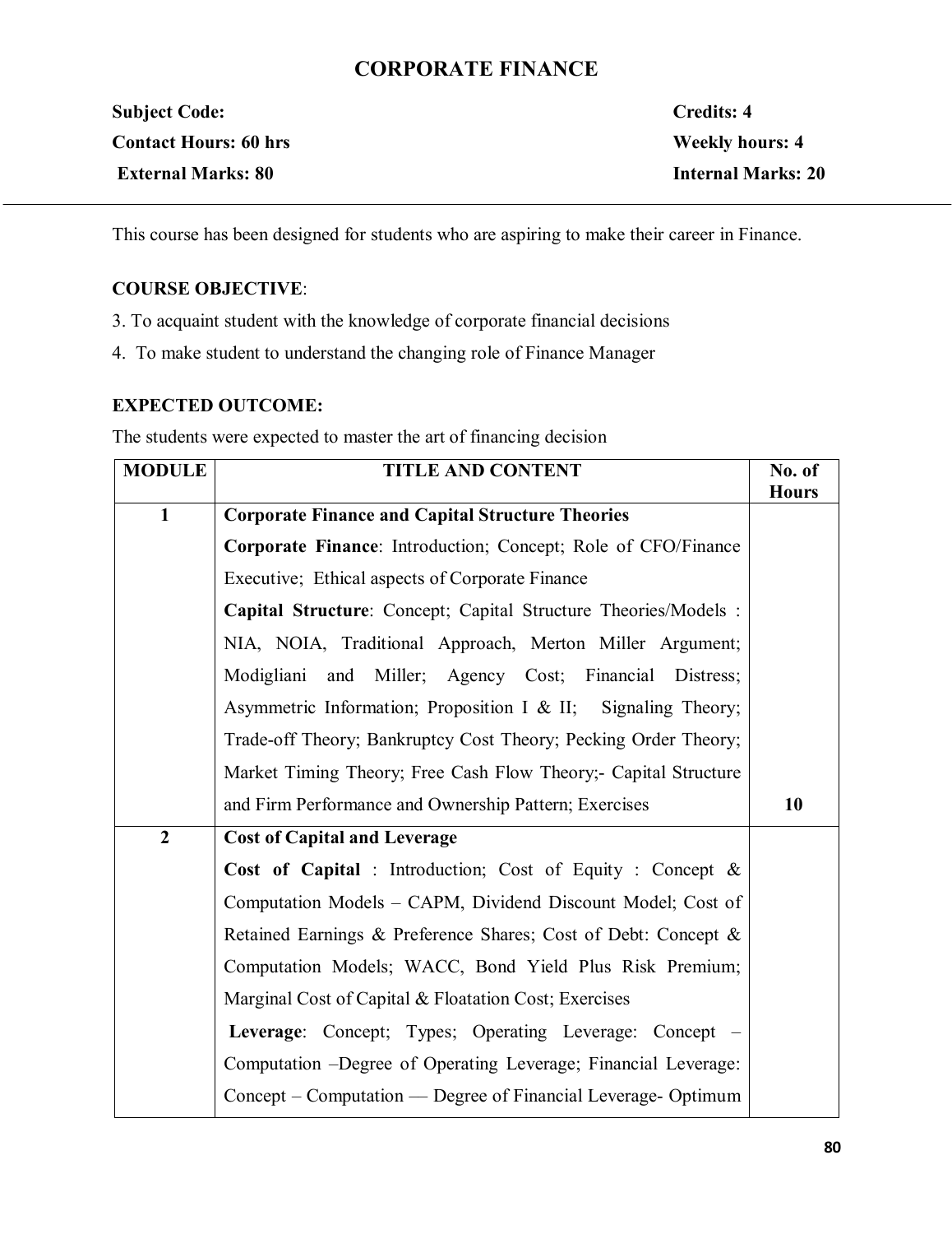# CORPORATE FINANCE

**Subject Code:** **Credits: 4**
**Contact Hours: 60 hrs** **Weekly hours: 4**
**External Marks: 80** **Internal Marks: 20**

---

This course has been designed for students who are aspiring to make their career in Finance.

**COURSE OBJECTIVE**:

3. To acquaint student with the knowledge of corporate financial decisions
4. To make student to understand the changing role of Finance Manager

**EXPECTED OUTCOME:**

The students were expected to master the art of financing decision

| MODULE | TITLE AND CONTENT | No. of Hours |
|---|---|---|
| 1 | **Corporate Finance and Capital Structure Theories**<br>**Corporate Finance**: Introduction; Concept; Role of CFO/Finance Executive; Ethical aspects of Corporate Finance<br>**Capital Structure**: Concept; Capital Structure Theories/Models : NIA, NOIA, Traditional Approach, Merton Miller Argument; Modigliani and Miller; Agency Cost; Financial Distress; Asymmetric Information; Proposition I & II; Signaling Theory; Trade-off Theory; Bankruptcy Cost Theory; Pecking Order Theory; Market Timing Theory; Free Cash Flow Theory;- Capital Structure and Firm Performance and Ownership Pattern; Exercises | **10** |
| 2 | **Cost of Capital and Leverage**<br>**Cost of Capital** : Introduction; Cost of Equity : Concept & Computation Models – CAPM, Dividend Discount Model; Cost of Retained Earnings & Preference Shares; Cost of Debt: Concept & Computation Models; WACC, Bond Yield Plus Risk Premium; Marginal Cost of Capital & Floatation Cost; Exercises<br>**Leverage**: Concept; Types; Operating Leverage: Concept – Computation –Degree of Operating Leverage; Financial Leverage: Concept – Computation — Degree of Financial Leverage- Optimum | |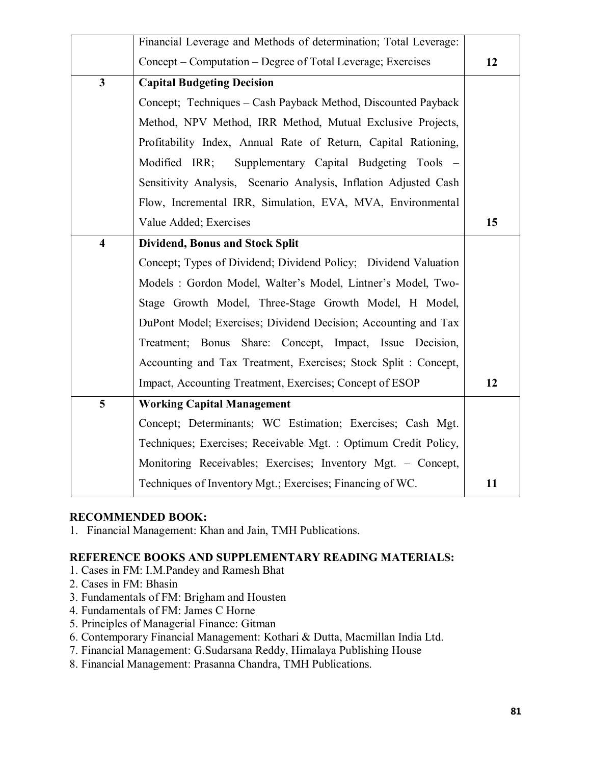| | | |
|---|---|---|
| | Financial Leverage and Methods of determination; Total Leverage: Concept – Computation – Degree of Total Leverage; Exercises | 12 |
| 3 | **Capital Budgeting Decision**<br>Concept; Techniques – Cash Payback Method, Discounted Payback Method, NPV Method, IRR Method, Mutual Exclusive Projects, Profitability Index, Annual Rate of Return, Capital Rationing, Modified IRR; Supplementary Capital Budgeting Tools – Sensitivity Analysis, Scenario Analysis, Inflation Adjusted Cash Flow, Incremental IRR, Simulation, EVA, MVA, Environmental Value Added; Exercises | 15 |
| 4 | **Dividend, Bonus and Stock Split**<br>Concept; Types of Dividend; Dividend Policy; Dividend Valuation Models : Gordon Model, Walter's Model, Lintner's Model, Two-Stage Growth Model, Three-Stage Growth Model, H Model, DuPont Model; Exercises; Dividend Decision; Accounting and Tax Treatment; Bonus Share: Concept, Impact, Issue Decision, Accounting and Tax Treatment, Exercises; Stock Split : Concept, Impact, Accounting Treatment, Exercises; Concept of ESOP | 12 |
| 5 | **Working Capital Management**<br>Concept; Determinants; WC Estimation; Exercises; Cash Mgt. Techniques; Exercises; Receivable Mgt. : Optimum Credit Policy, Monitoring Receivables; Exercises; Inventory Mgt. – Concept, Techniques of Inventory Mgt.; Exercises; Financing of WC. | 11 |

**RECOMMENDED BOOK:**

1. Financial Management: Khan and Jain, TMH Publications.

**REFERENCE BOOKS AND SUPPLEMENTARY READING MATERIALS:**

1. Cases in FM: I.M.Pandey and Ramesh Bhat
2. Cases in FM: Bhasin
3. Fundamentals of FM: Brigham and Housten
4. Fundamentals of FM: James C Horne
5. Principles of Managerial Finance: Gitman
6. Contemporary Financial Management: Kothari & Dutta, Macmillan India Ltd.
7. Financial Management: G.Sudarsana Reddy, Himalaya Publishing House
8. Financial Management: Prasanna Chandra, TMH Publications.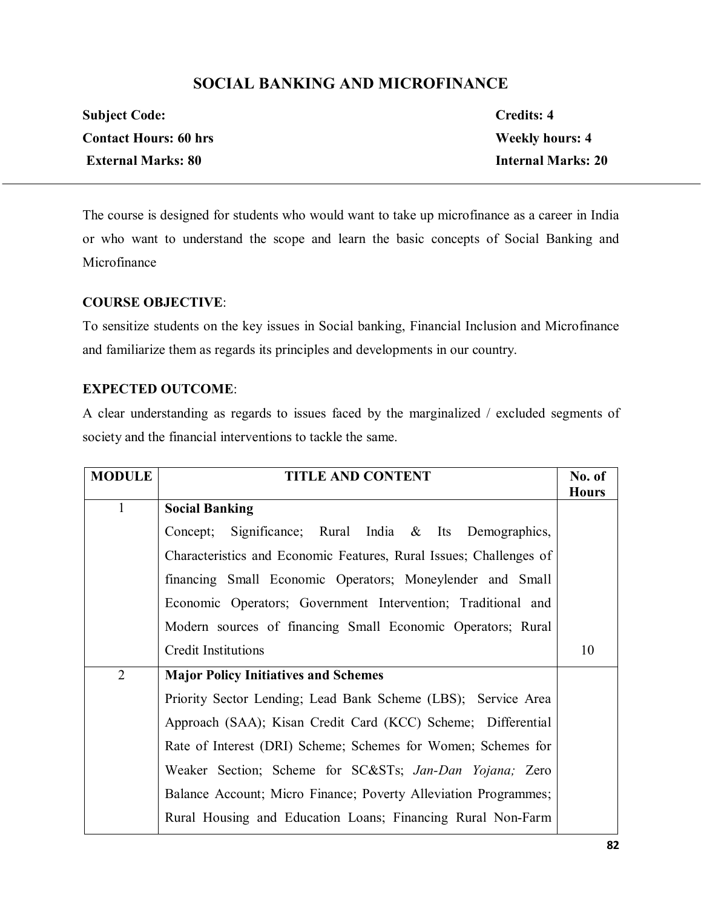# SOCIAL BANKING AND MICROFINANCE

**Subject Code:** **Credits: 4**

**Contact Hours: 60 hrs** **Weekly hours: 4**

**External Marks: 80** **Internal Marks: 20**

---

The course is designed for students who would want to take up microfinance as a career in India or who want to understand the scope and learn the basic concepts of Social Banking and Microfinance

**COURSE OBJECTIVE**:

To sensitize students on the key issues in Social banking, Financial Inclusion and Microfinance and familiarize them as regards its principles and developments in our country.

**EXPECTED OUTCOME**:

A clear understanding as regards to issues faced by the marginalized / excluded segments of society and the financial interventions to tackle the same.

| MODULE | TITLE AND CONTENT | No. of Hours |
|---|---|---|
| 1 | **Social Banking**<br>Concept; Significance; Rural India & Its Demographics, Characteristics and Economic Features, Rural Issues; Challenges of financing Small Economic Operators; Moneylender and Small Economic Operators; Government Intervention; Traditional and Modern sources of financing Small Economic Operators; Rural Credit Institutions | 10 |
| 2 | **Major Policy Initiatives and Schemes**<br>Priority Sector Lending; Lead Bank Scheme (LBS); Service Area Approach (SAA); Kisan Credit Card (KCC) Scheme; Differential Rate of Interest (DRI) Scheme; Schemes for Women; Schemes for Weaker Section; Scheme for SC&STs; *Jan-Dan Yojana;* Zero Balance Account; Micro Finance; Poverty Alleviation Programmes; Rural Housing and Education Loans; Financing Rural Non-Farm | |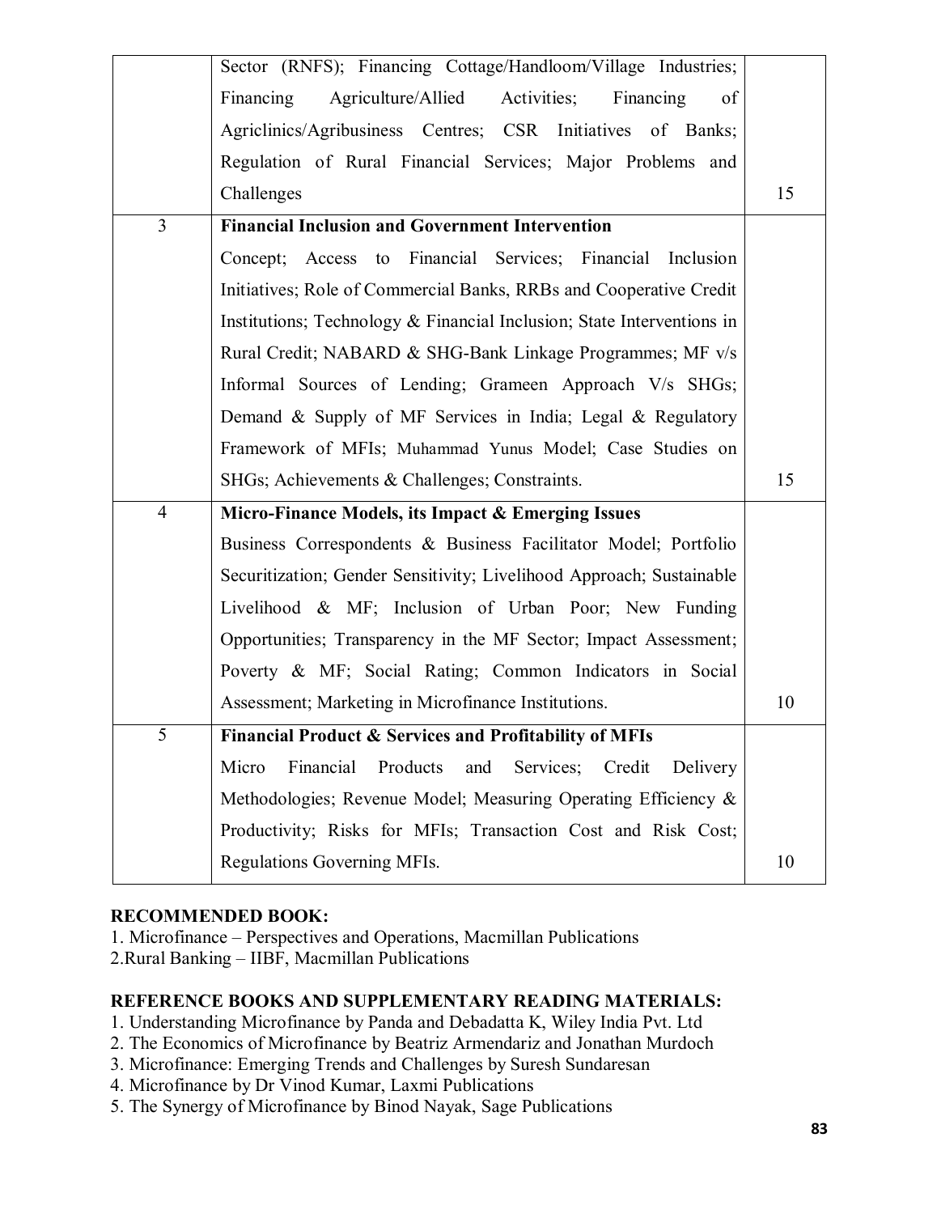|  |  |  |
|---|---|---|
|  | Sector (RNFS); Financing Cottage/Handloom/Village Industries; Financing Agriculture/Allied Activities; Financing of Agriclinics/Agribusiness Centres; CSR Initiatives of Banks; Regulation of Rural Financial Services; Major Problems and Challenges | 15 |
| 3 | **Financial Inclusion and Government Intervention**<br>Concept; Access to Financial Services; Financial Inclusion Initiatives; Role of Commercial Banks, RRBs and Cooperative Credit Institutions; Technology & Financial Inclusion; State Interventions in Rural Credit; NABARD & SHG-Bank Linkage Programmes; MF v/s Informal Sources of Lending; Grameen Approach V/s SHGs; Demand & Supply of MF Services in India; Legal & Regulatory Framework of MFIs; Muhammad Yunus Model; Case Studies on SHGs; Achievements & Challenges; Constraints. | 15 |
| 4 | **Micro-Finance Models, its Impact & Emerging Issues**<br>Business Correspondents & Business Facilitator Model; Portfolio Securitization; Gender Sensitivity; Livelihood Approach; Sustainable Livelihood & MF; Inclusion of Urban Poor; New Funding Opportunities; Transparency in the MF Sector; Impact Assessment; Poverty & MF; Social Rating; Common Indicators in Social Assessment; Marketing in Microfinance Institutions. | 10 |
| 5 | **Financial Product & Services and Profitability of MFIs**<br>Micro Financial Products and Services; Credit Delivery Methodologies; Revenue Model; Measuring Operating Efficiency & Productivity; Risks for MFIs; Transaction Cost and Risk Cost; Regulations Governing MFIs. | 10 |

**RECOMMENDED BOOK:**

1. Microfinance – Perspectives and Operations, Macmillan Publications
2. Rural Banking – IIBF, Macmillan Publications

**REFERENCE BOOKS AND SUPPLEMENTARY READING MATERIALS:**

1. Understanding Microfinance by Panda and Debadatta K, Wiley India Pvt. Ltd
2. The Economics of Microfinance by Beatriz Armendariz and Jonathan Murdoch
3. Microfinance: Emerging Trends and Challenges by Suresh Sundaresan
4. Microfinance by Dr Vinod Kumar, Laxmi Publications
5. The Synergy of Microfinance by Binod Nayak, Sage Publications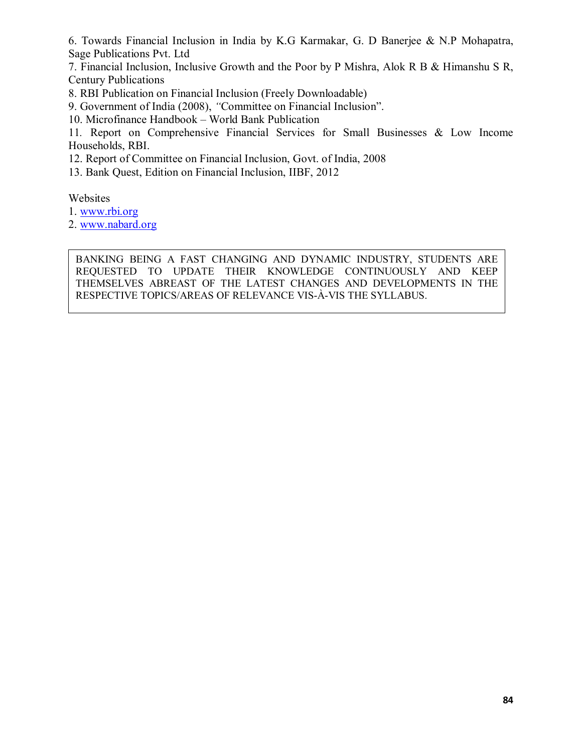6. Towards Financial Inclusion in India by K.G Karmakar, G. D Banerjee & N.P Mohapatra, Sage Publications Pvt. Ltd
7. Financial Inclusion, Inclusive Growth and the Poor by P Mishra, Alok R B & Himanshu S R, Century Publications
8. RBI Publication on Financial Inclusion (Freely Downloadable)
9. Government of India (2008), "Committee on Financial Inclusion".
10. Microfinance Handbook – World Bank Publication
11. Report on Comprehensive Financial Services for Small Businesses & Low Income Households, RBI.
12. Report of Committee on Financial Inclusion, Govt. of India, 2008
13. Bank Quest, Edition on Financial Inclusion, IIBF, 2012

Websites

1. www.rbi.org
2. www.nabard.org

BANKING BEING A FAST CHANGING AND DYNAMIC INDUSTRY, STUDENTS ARE REQUESTED TO UPDATE THEIR KNOWLEDGE CONTINUOUSLY AND KEEP THEMSELVES ABREAST OF THE LATEST CHANGES AND DEVELOPMENTS IN THE RESPECTIVE TOPICS/AREAS OF RELEVANCE VIS-À-VIS THE SYLLABUS.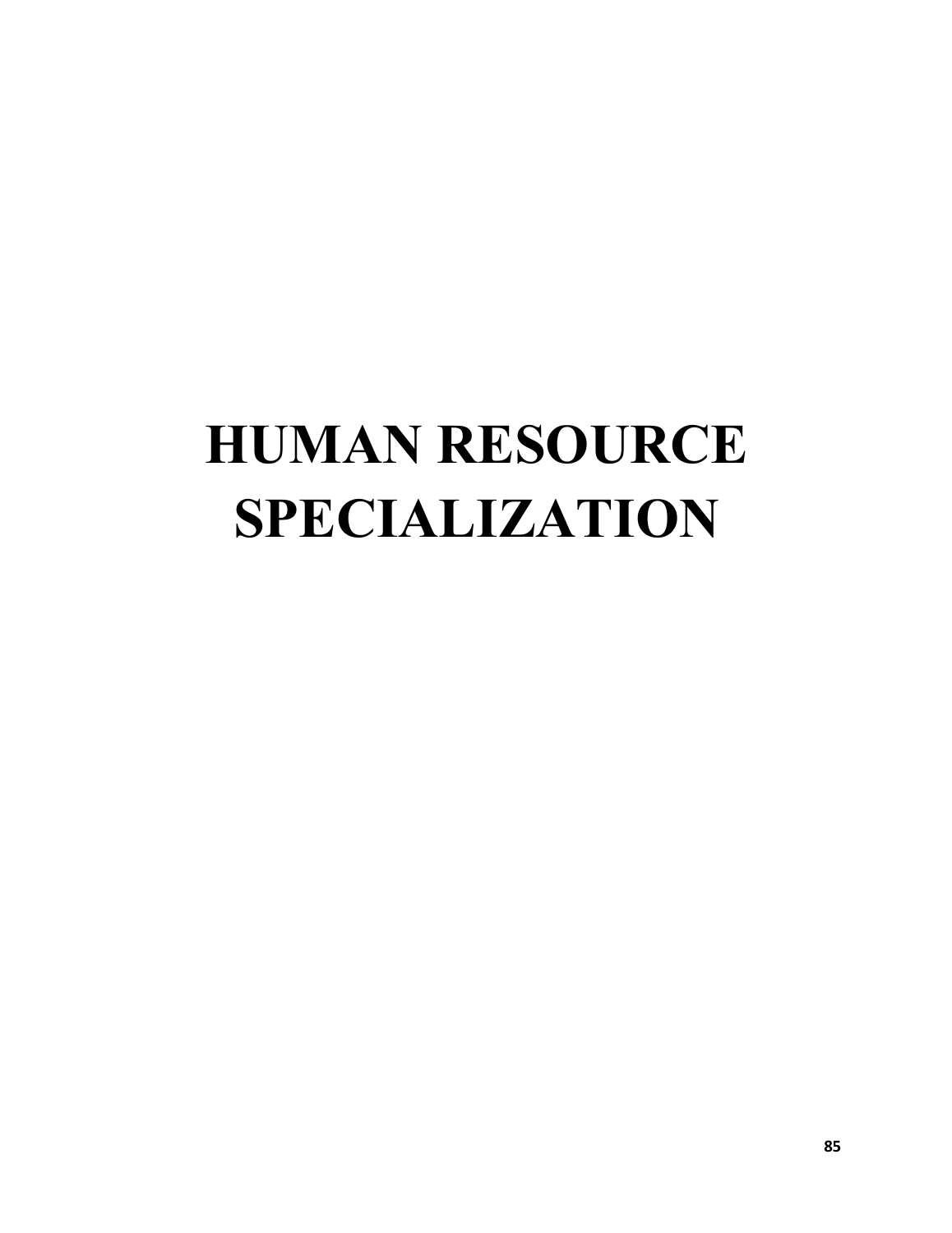# HUMAN RESOURCE SPECIALIZATION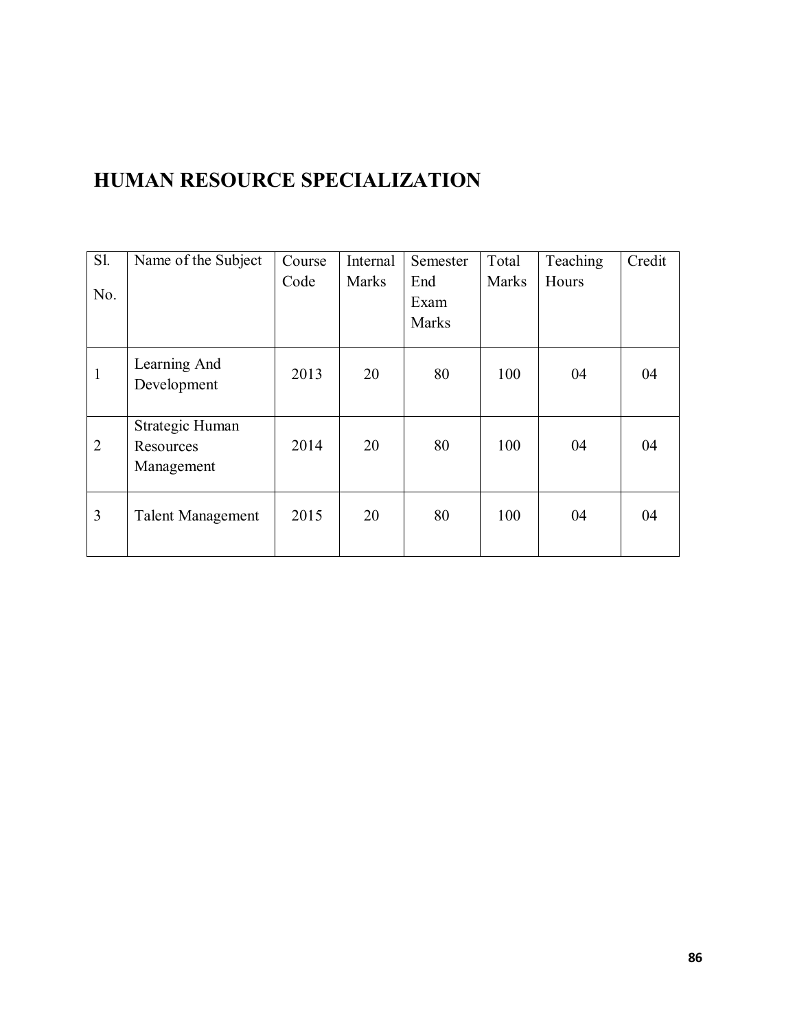# HUMAN RESOURCE SPECIALIZATION

| Sl. No. | Name of the Subject | Course Code | Internal Marks | Semester End Exam Marks | Total Marks | Teaching Hours | Credit |
|---|---|---|---|---|---|---|---|
| 1 | Learning And Development | 2013 | 20 | 80 | 100 | 04 | 04 |
| 2 | Strategic Human Resources Management | 2014 | 20 | 80 | 100 | 04 | 04 |
| 3 | Talent Management | 2015 | 20 | 80 | 100 | 04 | 04 |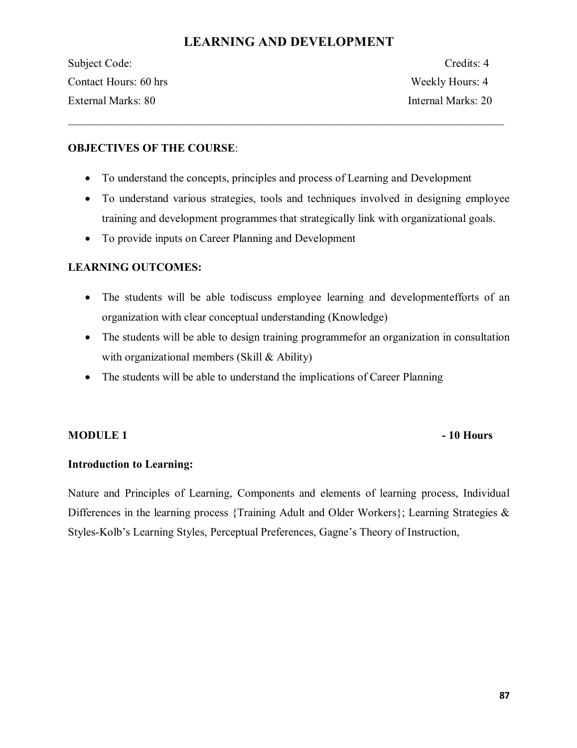# LEARNING AND DEVELOPMENT

Subject Code: Credits: 4

Contact Hours: 60 hrs Weekly Hours: 4

External Marks: 80 Internal Marks: 20

---

**OBJECTIVES OF THE COURSE**:

- To understand the concepts, principles and process of Learning and Development
- To understand various strategies, tools and techniques involved in designing employee training and development programmes that strategically link with organizational goals.
- To provide inputs on Career Planning and Development

**LEARNING OUTCOMES:**

- The students will be able todiscuss employee learning and developmentefforts of an organization with clear conceptual understanding (Knowledge)
- The students will be able to design training programmefor an organization in consultation with organizational members (Skill & Ability)
- The students will be able to understand the implications of Career Planning

**MODULE 1 - 10 Hours**

**Introduction to Learning:**

Nature and Principles of Learning, Components and elements of learning process, Individual Differences in the learning process {Training Adult and Older Workers}; Learning Strategies & Styles-Kolb's Learning Styles, Perceptual Preferences, Gagne's Theory of Instruction,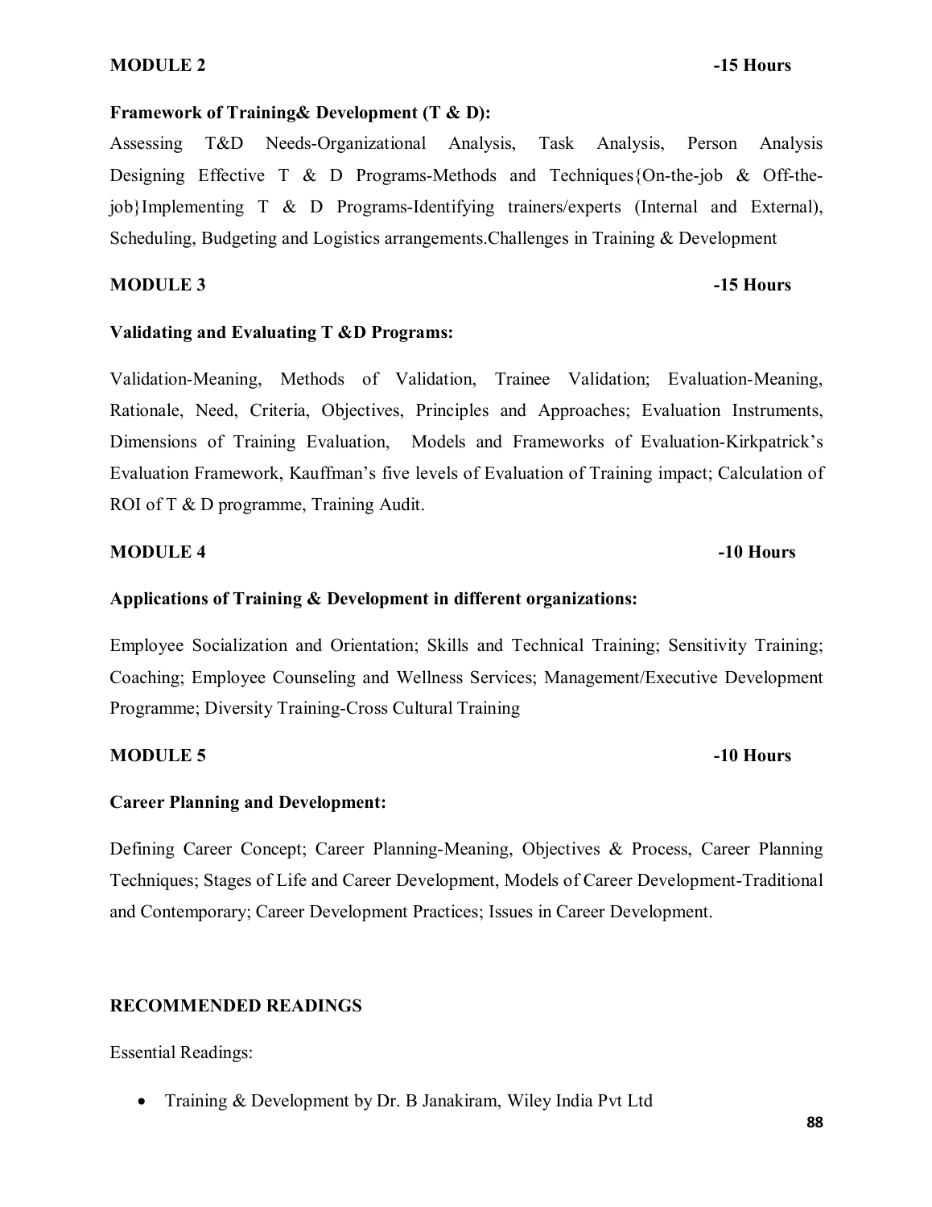**MODULE 2 -15 Hours**

**Framework of Training& Development (T & D):**

Assessing T&D Needs-Organizational Analysis, Task Analysis, Person Analysis Designing Effective T & D Programs-Methods and Techniques{On-the-job & Off-the-job}Implementing T & D Programs-Identifying trainers/experts (Internal and External), Scheduling, Budgeting and Logistics arrangements.Challenges in Training & Development

**MODULE 3 -15 Hours**

**Validating and Evaluating T &D Programs:**

Validation-Meaning, Methods of Validation, Trainee Validation; Evaluation-Meaning, Rationale, Need, Criteria, Objectives, Principles and Approaches; Evaluation Instruments, Dimensions of Training Evaluation, Models and Frameworks of Evaluation-Kirkpatrick's Evaluation Framework, Kauffman's five levels of Evaluation of Training impact; Calculation of ROI of T & D programme, Training Audit.

**MODULE 4 -10 Hours**

**Applications of Training & Development in different organizations:**

Employee Socialization and Orientation; Skills and Technical Training; Sensitivity Training; Coaching; Employee Counseling and Wellness Services; Management/Executive Development Programme; Diversity Training-Cross Cultural Training

**MODULE 5 -10 Hours**

**Career Planning and Development:**

Defining Career Concept; Career Planning-Meaning, Objectives & Process, Career Planning Techniques; Stages of Life and Career Development, Models of Career Development-Traditional and Contemporary; Career Development Practices; Issues in Career Development.

**RECOMMENDED READINGS**

Essential Readings:

- Training & Development by Dr. B Janakiram, Wiley India Pvt Ltd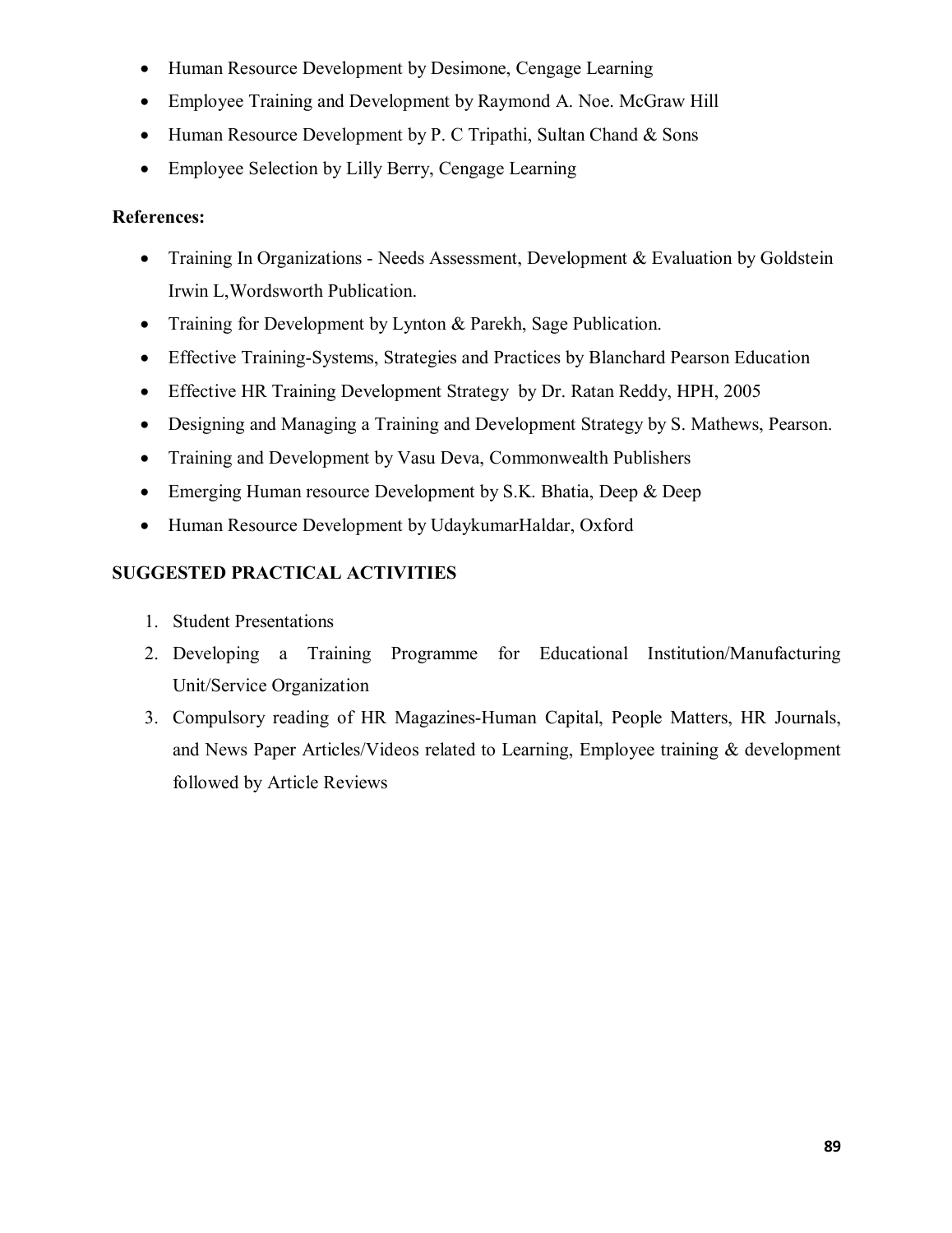- Human Resource Development by Desimone, Cengage Learning
- Employee Training and Development by Raymond A. Noe. McGraw Hill
- Human Resource Development by P. C Tripathi, Sultan Chand & Sons
- Employee Selection by Lilly Berry, Cengage Learning

**References:**

- Training In Organizations - Needs Assessment, Development & Evaluation by Goldstein Irwin L,Wordsworth Publication.
- Training for Development by Lynton & Parekh, Sage Publication.
- Effective Training-Systems, Strategies and Practices by Blanchard Pearson Education
- Effective HR Training Development Strategy by Dr. Ratan Reddy, HPH, 2005
- Designing and Managing a Training and Development Strategy by S. Mathews, Pearson.
- Training and Development by Vasu Deva, Commonwealth Publishers
- Emerging Human resource Development by S.K. Bhatia, Deep & Deep
- Human Resource Development by UdaykumarHaldar, Oxford

**SUGGESTED PRACTICAL ACTIVITIES**

1. Student Presentations
2. Developing a Training Programme for Educational Institution/Manufacturing Unit/Service Organization
3. Compulsory reading of HR Magazines-Human Capital, People Matters, HR Journals, and News Paper Articles/Videos related to Learning, Employee training & development followed by Article Reviews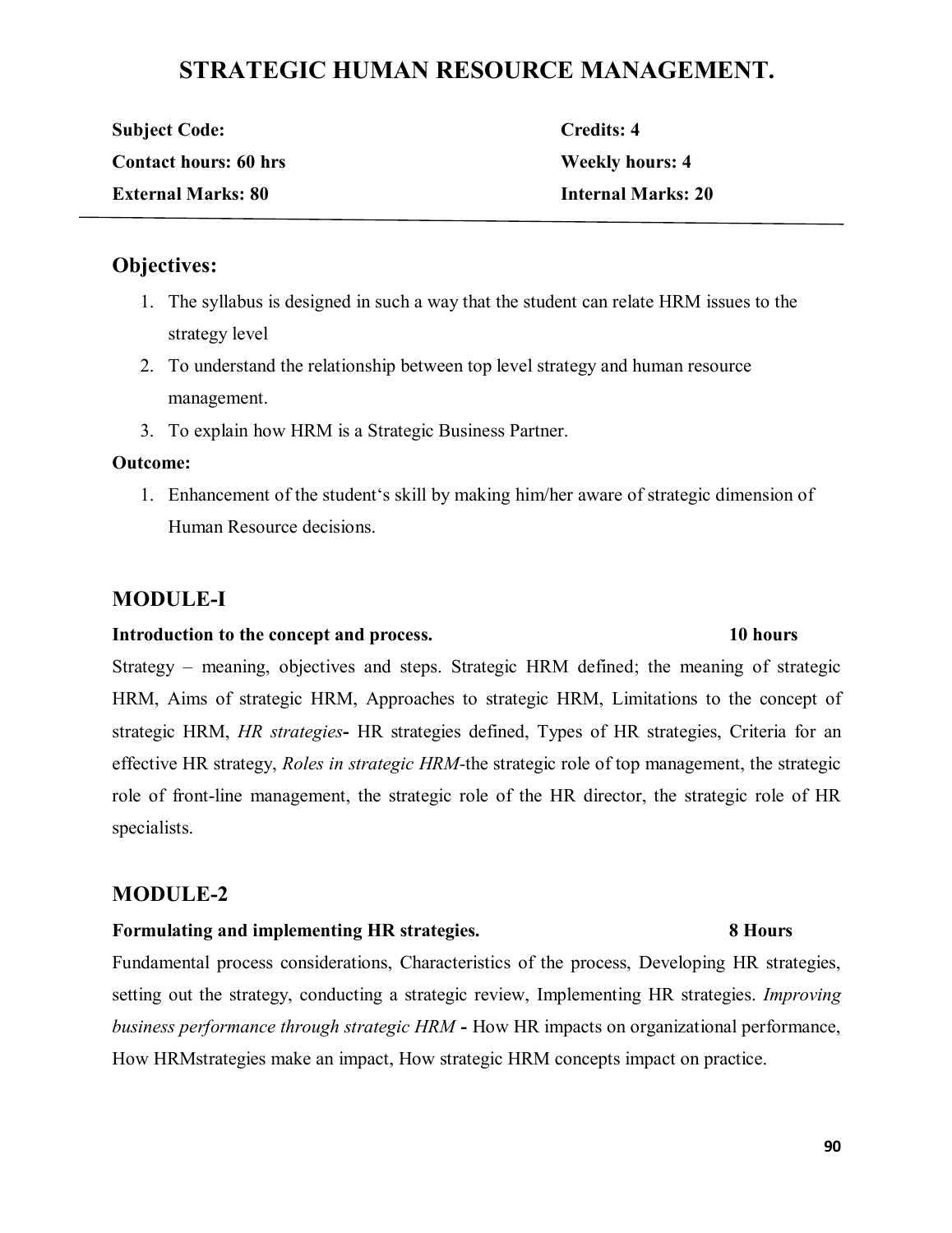# STRATEGIC HUMAN RESOURCE MANAGEMENT.

| | |
|---|---|
| **Subject Code:** | **Credits: 4** |
| **Contact hours: 60 hrs** | **Weekly hours: 4** |
| **External Marks: 80** | **Internal Marks: 20** |

## Objectives:

1. The syllabus is designed in such a way that the student can relate HRM issues to the strategy level
2. To understand the relationship between top level strategy and human resource management.
3. To explain how HRM is a Strategic Business Partner.

**Outcome:**

1. Enhancement of the student's skill by making him/her aware of strategic dimension of Human Resource decisions.

## MODULE-I

**Introduction to the concept and process. 10 hours**

Strategy – meaning, objectives and steps. Strategic HRM defined; the meaning of strategic HRM, Aims of strategic HRM, Approaches to strategic HRM, Limitations to the concept of strategic HRM, *HR strategies*- HR strategies defined, Types of HR strategies, Criteria for an effective HR strategy, *Roles in strategic HRM*-the strategic role of top management, the strategic role of front-line management, the strategic role of the HR director, the strategic role of HR specialists.

## MODULE-2

**Formulating and implementing HR strategies. 8 Hours**

Fundamental process considerations, Characteristics of the process, Developing HR strategies, setting out the strategy, conducting a strategic review, Implementing HR strategies. *Improving business performance through strategic HRM* - How HR impacts on organizational performance, How HRMstrategies make an impact, How strategic HRM concepts impact on practice.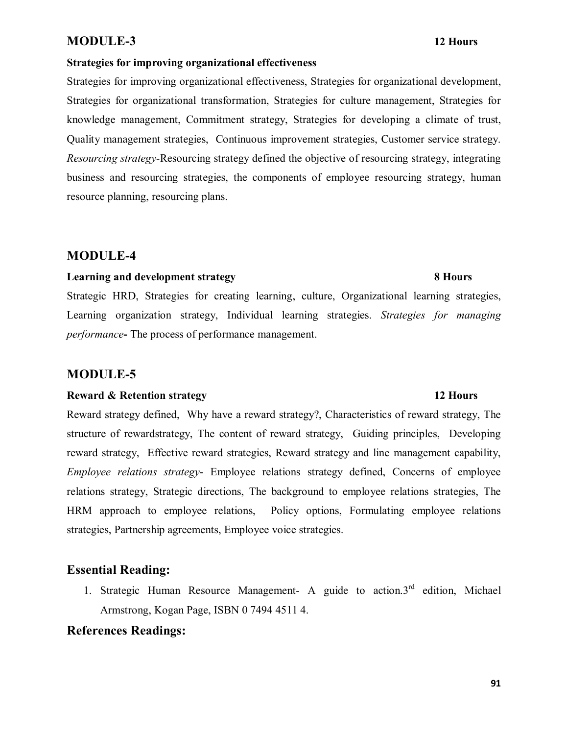## MODULE-3 12 Hours

**Strategies for improving organizational effectiveness**

Strategies for improving organizational effectiveness, Strategies for organizational development, Strategies for organizational transformation, Strategies for culture management, Strategies for knowledge management, Commitment strategy, Strategies for developing a climate of trust, Quality management strategies, Continuous improvement strategies, Customer service strategy. *Resourcing strategy*-Resourcing strategy defined the objective of resourcing strategy, integrating business and resourcing strategies, the components of employee resourcing strategy, human resource planning, resourcing plans.

## MODULE-4

**Learning and development strategy 8 Hours**

Strategic HRD, Strategies for creating learning, culture, Organizational learning strategies, Learning organization strategy, Individual learning strategies. *Strategies for managing performance*- The process of performance management.

## MODULE-5

**Reward & Retention strategy 12 Hours**

Reward strategy defined, Why have a reward strategy?, Characteristics of reward strategy, The structure of rewardstrategy, The content of reward strategy, Guiding principles, Developing reward strategy, Effective reward strategies, Reward strategy and line management capability, *Employee relations strategy*- Employee relations strategy defined, Concerns of employee relations strategy, Strategic directions, The background to employee relations strategies, The HRM approach to employee relations, Policy options, Formulating employee relations strategies, Partnership agreements, Employee voice strategies.

## Essential Reading:

1. Strategic Human Resource Management- A guide to action.3rd edition, Michael Armstrong, Kogan Page, ISBN 0 7494 4511 4.

## References Readings: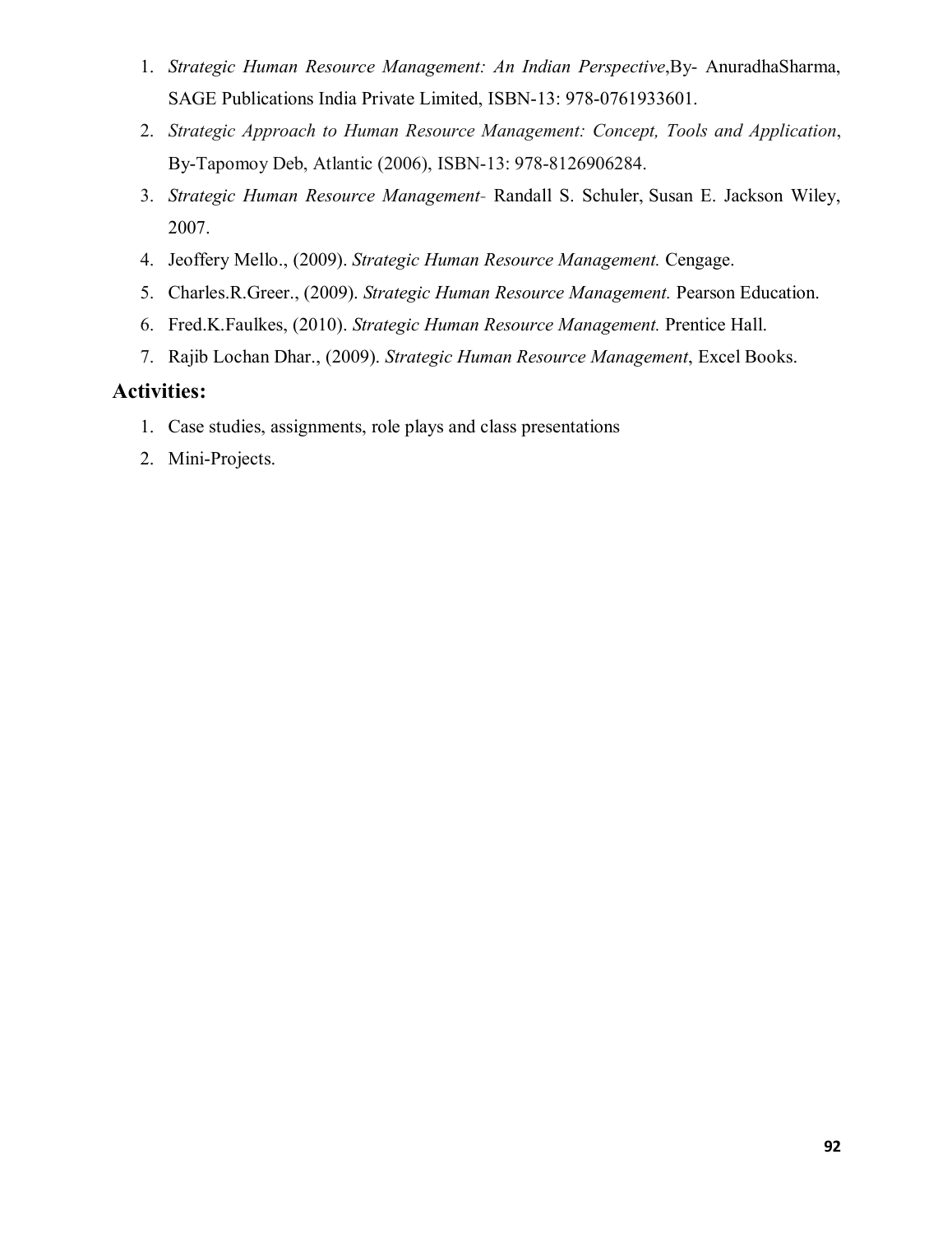1. *Strategic Human Resource Management: An Indian Perspective*,By- AnuradhaSharma, SAGE Publications India Private Limited, ISBN-13: 978-0761933601.
2. *Strategic Approach to Human Resource Management: Concept, Tools and Application*, By-Tapomoy Deb, Atlantic (2006), ISBN-13: 978-8126906284.
3. *Strategic Human Resource Management-* Randall S. Schuler, Susan E. Jackson Wiley, 2007.
4. Jeoffery Mello., (2009). *Strategic Human Resource Management.* Cengage.
5. Charles.R.Greer., (2009). *Strategic Human Resource Management.* Pearson Education.
6. Fred.K.Faulkes, (2010). *Strategic Human Resource Management.* Prentice Hall.
7. Rajib Lochan Dhar., (2009). *Strategic Human Resource Management*, Excel Books.

## Activities:

1. Case studies, assignments, role plays and class presentations
2. Mini-Projects.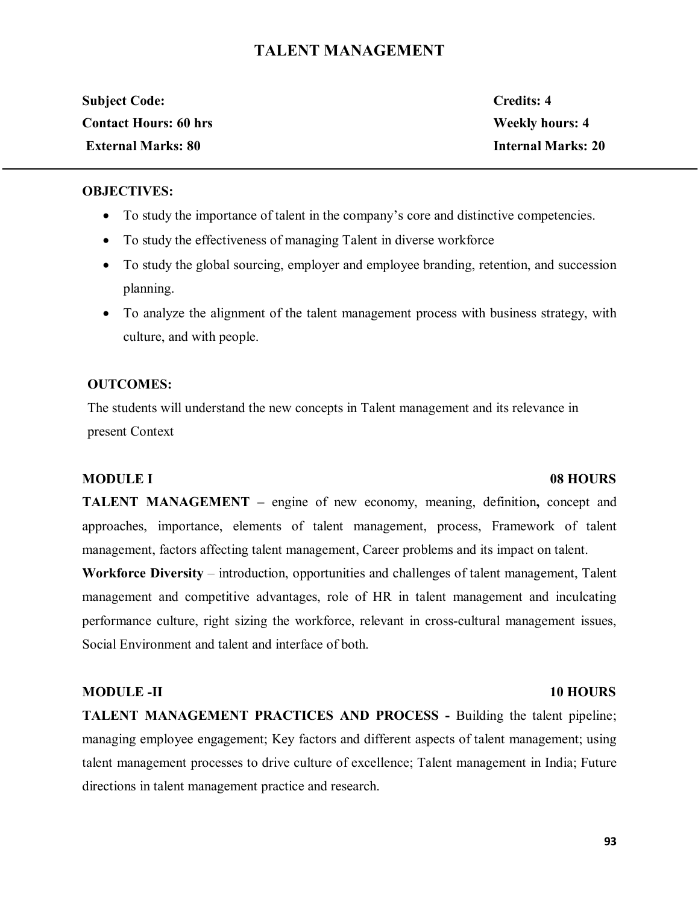# TALENT MANAGEMENT

**Subject Code:** **Credits: 4**
**Contact Hours: 60 hrs** **Weekly hours: 4**
**External Marks: 80** **Internal Marks: 20**

---

**OBJECTIVES:**

- To study the importance of talent in the company's core and distinctive competencies.
- To study the effectiveness of managing Talent in diverse workforce
- To study the global sourcing, employer and employee branding, retention, and succession planning.
- To analyze the alignment of the talent management process with business strategy, with culture, and with people.

**OUTCOMES:**

The students will understand the new concepts in Talent management and its relevance in present Context

**MODULE I** **08 HOURS**

**TALENT MANAGEMENT –** engine of new economy, meaning, definition**,** concept and approaches, importance, elements of talent management, process, Framework of talent management, factors affecting talent management, Career problems and its impact on talent.

**Workforce Diversity** – introduction, opportunities and challenges of talent management, Talent management and competitive advantages, role of HR in talent management and inculcating performance culture, right sizing the workforce, relevant in cross-cultural management issues, Social Environment and talent and interface of both.

**MODULE -II** **10 HOURS**

**TALENT MANAGEMENT PRACTICES AND PROCESS -** Building the talent pipeline; managing employee engagement; Key factors and different aspects of talent management; using talent management processes to drive culture of excellence; Talent management in India; Future directions in talent management practice and research.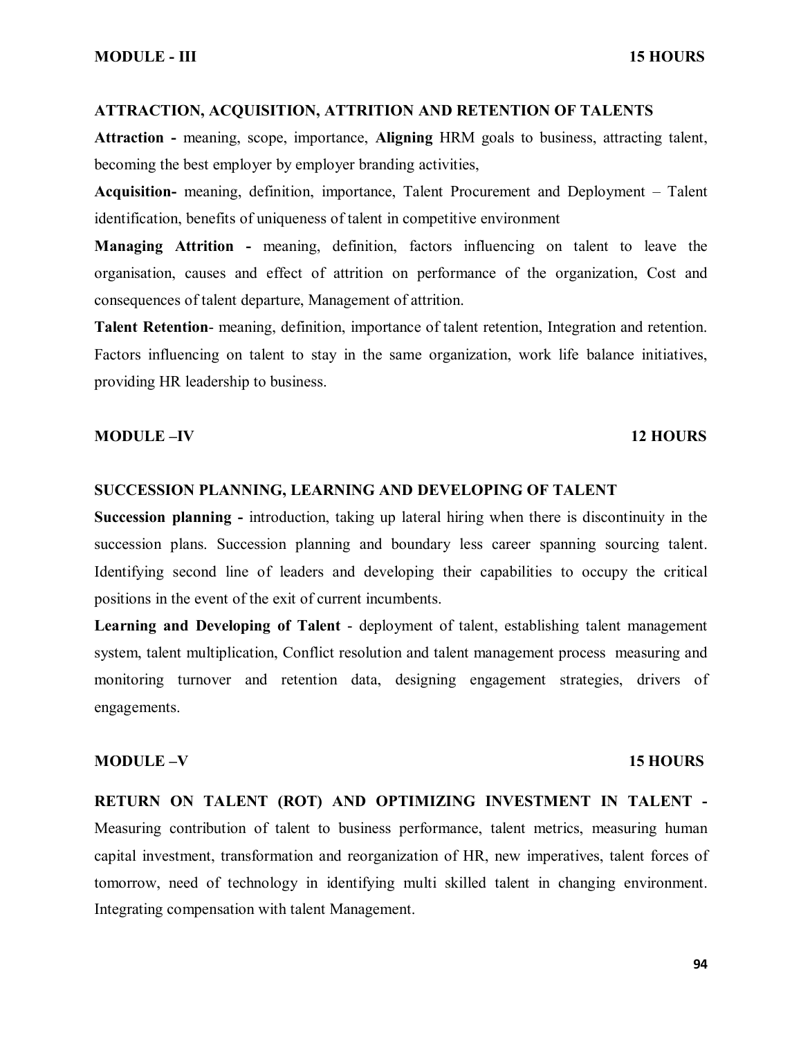**MODULE - III** **15 HOURS**

**ATTRACTION, ACQUISITION, ATTRITION AND RETENTION OF TALENTS**

**Attraction -** meaning, scope, importance, **Aligning** HRM goals to business, attracting talent, becoming the best employer by employer branding activities,

**Acquisition-** meaning, definition, importance, Talent Procurement and Deployment – Talent identification, benefits of uniqueness of talent in competitive environment

**Managing Attrition -** meaning, definition, factors influencing on talent to leave the organisation, causes and effect of attrition on performance of the organization, Cost and consequences of talent departure, Management of attrition.

**Talent Retention**- meaning, definition, importance of talent retention, Integration and retention. Factors influencing on talent to stay in the same organization, work life balance initiatives, providing HR leadership to business.

**MODULE –IV** **12 HOURS**

**SUCCESSION PLANNING, LEARNING AND DEVELOPING OF TALENT**

**Succession planning -** introduction, taking up lateral hiring when there is discontinuity in the succession plans. Succession planning and boundary less career spanning sourcing talent. Identifying second line of leaders and developing their capabilities to occupy the critical positions in the event of the exit of current incumbents.

**Learning and Developing of Talent** - deployment of talent, establishing talent management system, talent multiplication, Conflict resolution and talent management process measuring and monitoring turnover and retention data, designing engagement strategies, drivers of engagements.

**MODULE –V** **15 HOURS**

**RETURN ON TALENT (ROT) AND OPTIMIZING INVESTMENT IN TALENT -** Measuring contribution of talent to business performance, talent metrics, measuring human capital investment, transformation and reorganization of HR, new imperatives, talent forces of tomorrow, need of technology in identifying multi skilled talent in changing environment. Integrating compensation with talent Management.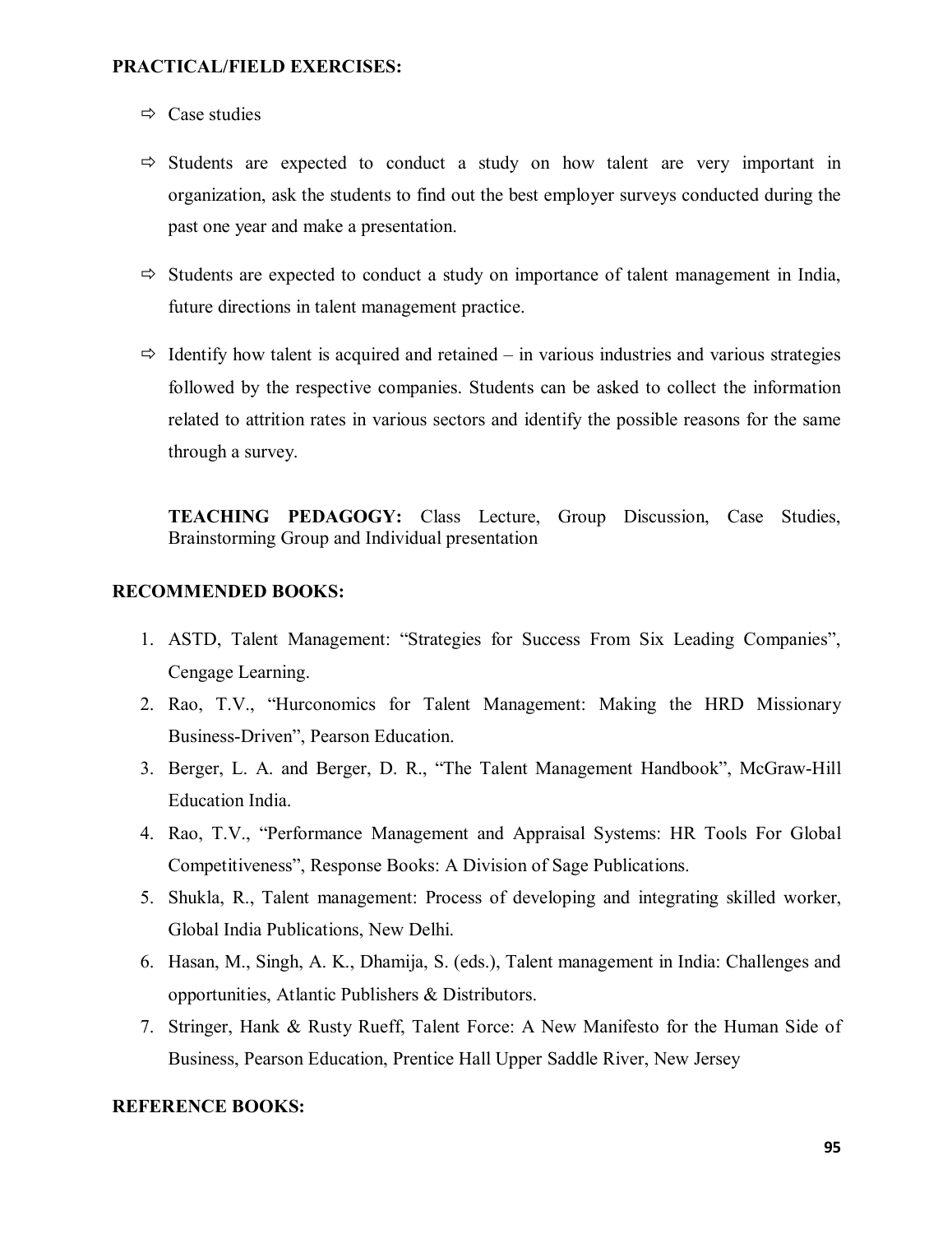**PRACTICAL/FIELD EXERCISES:**

- ⇨ Case studies
- ⇨ Students are expected to conduct a study on how talent are very important in organization, ask the students to find out the best employer surveys conducted during the past one year and make a presentation.
- ⇨ Students are expected to conduct a study on importance of talent management in India, future directions in talent management practice.
- ⇨ Identify how talent is acquired and retained – in various industries and various strategies followed by the respective companies. Students can be asked to collect the information related to attrition rates in various sectors and identify the possible reasons for the same through a survey.

**TEACHING PEDAGOGY:** Class Lecture, Group Discussion, Case Studies, Brainstorming Group and Individual presentation

**RECOMMENDED BOOKS:**

1. ASTD, Talent Management: "Strategies for Success From Six Leading Companies", Cengage Learning.
2. Rao, T.V., "Hurconomics for Talent Management: Making the HRD Missionary Business-Driven", Pearson Education.
3. Berger, L. A. and Berger, D. R., "The Talent Management Handbook", McGraw-Hill Education India.
4. Rao, T.V., "Performance Management and Appraisal Systems: HR Tools For Global Competitiveness", Response Books: A Division of Sage Publications.
5. Shukla, R., Talent management: Process of developing and integrating skilled worker, Global India Publications, New Delhi.
6. Hasan, M., Singh, A. K., Dhamija, S. (eds.), Talent management in India: Challenges and opportunities, Atlantic Publishers & Distributors.
7. Stringer, Hank & Rusty Rueff, Talent Force: A New Manifesto for the Human Side of Business, Pearson Education, Prentice Hall Upper Saddle River, New Jersey

**REFERENCE BOOKS:**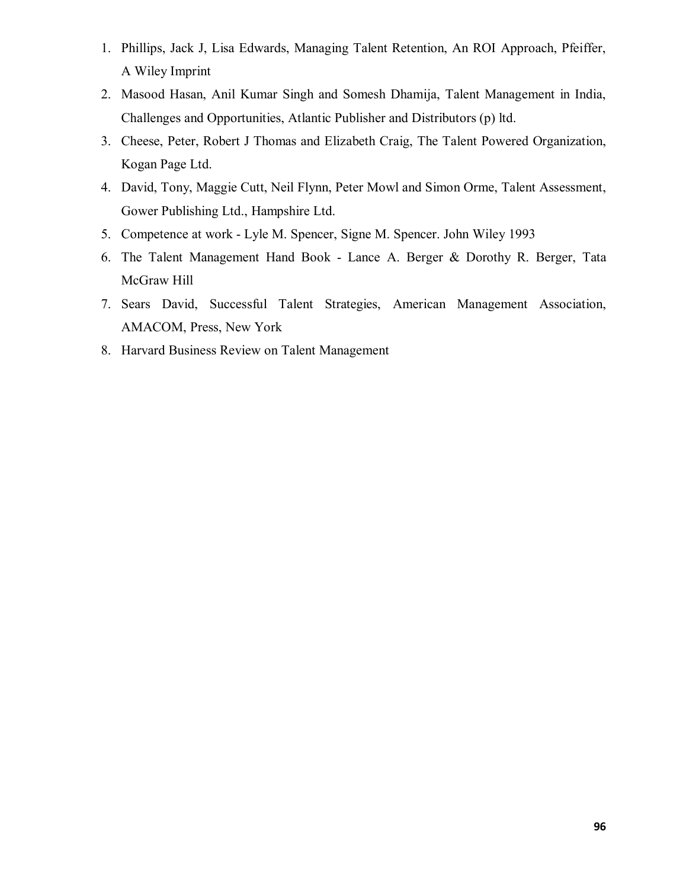1. Phillips, Jack J, Lisa Edwards, Managing Talent Retention, An ROI Approach, Pfeiffer, A Wiley Imprint
2. Masood Hasan, Anil Kumar Singh and Somesh Dhamija, Talent Management in India, Challenges and Opportunities, Atlantic Publisher and Distributors (p) ltd.
3. Cheese, Peter, Robert J Thomas and Elizabeth Craig, The Talent Powered Organization, Kogan Page Ltd.
4. David, Tony, Maggie Cutt, Neil Flynn, Peter Mowl and Simon Orme, Talent Assessment, Gower Publishing Ltd., Hampshire Ltd.
5. Competence at work - Lyle M. Spencer, Signe M. Spencer. John Wiley 1993
6. The Talent Management Hand Book - Lance A. Berger & Dorothy R. Berger, Tata McGraw Hill
7. Sears David, Successful Talent Strategies, American Management Association, AMACOM, Press, New York
8. Harvard Business Review on Talent Management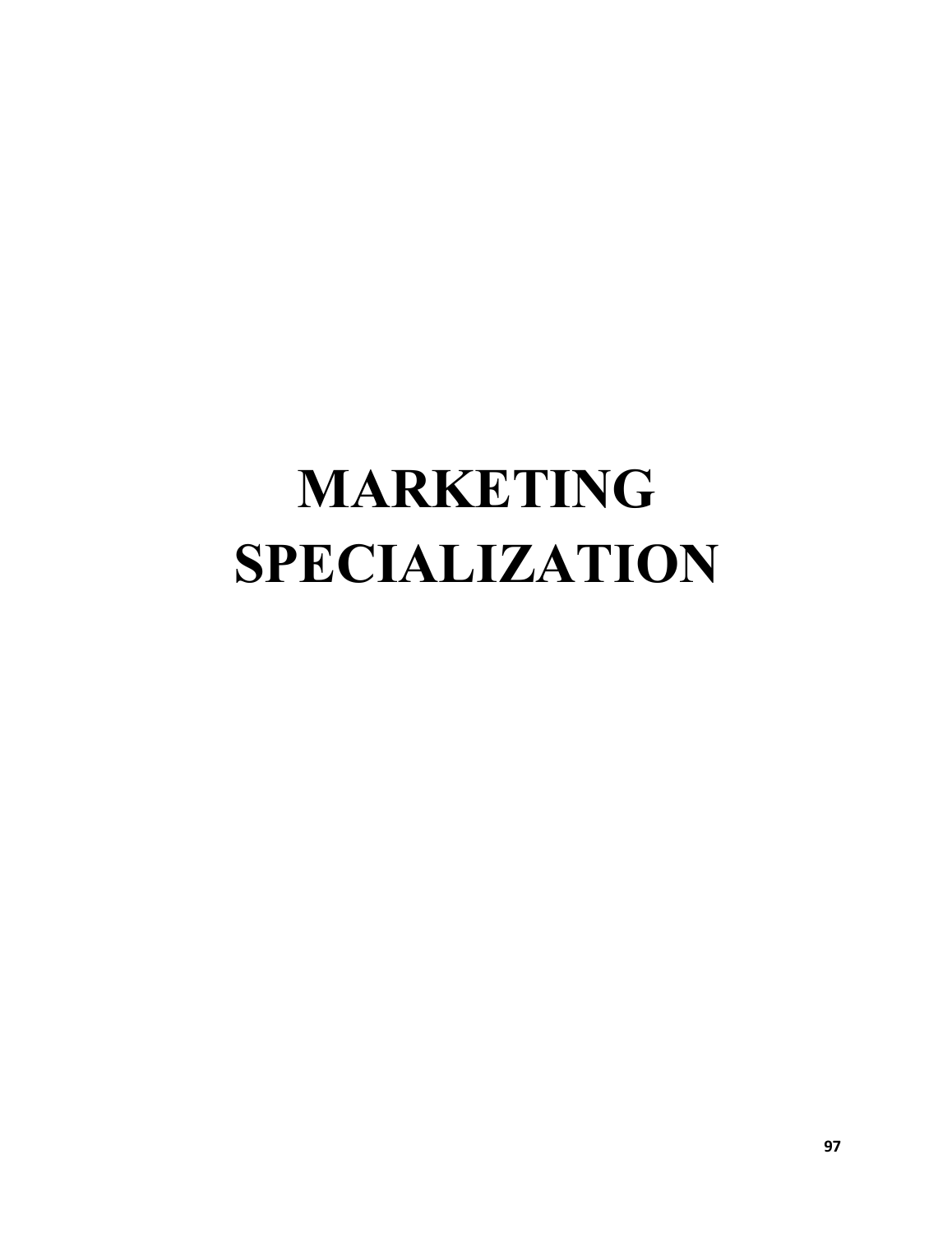# MARKETING SPECIALIZATION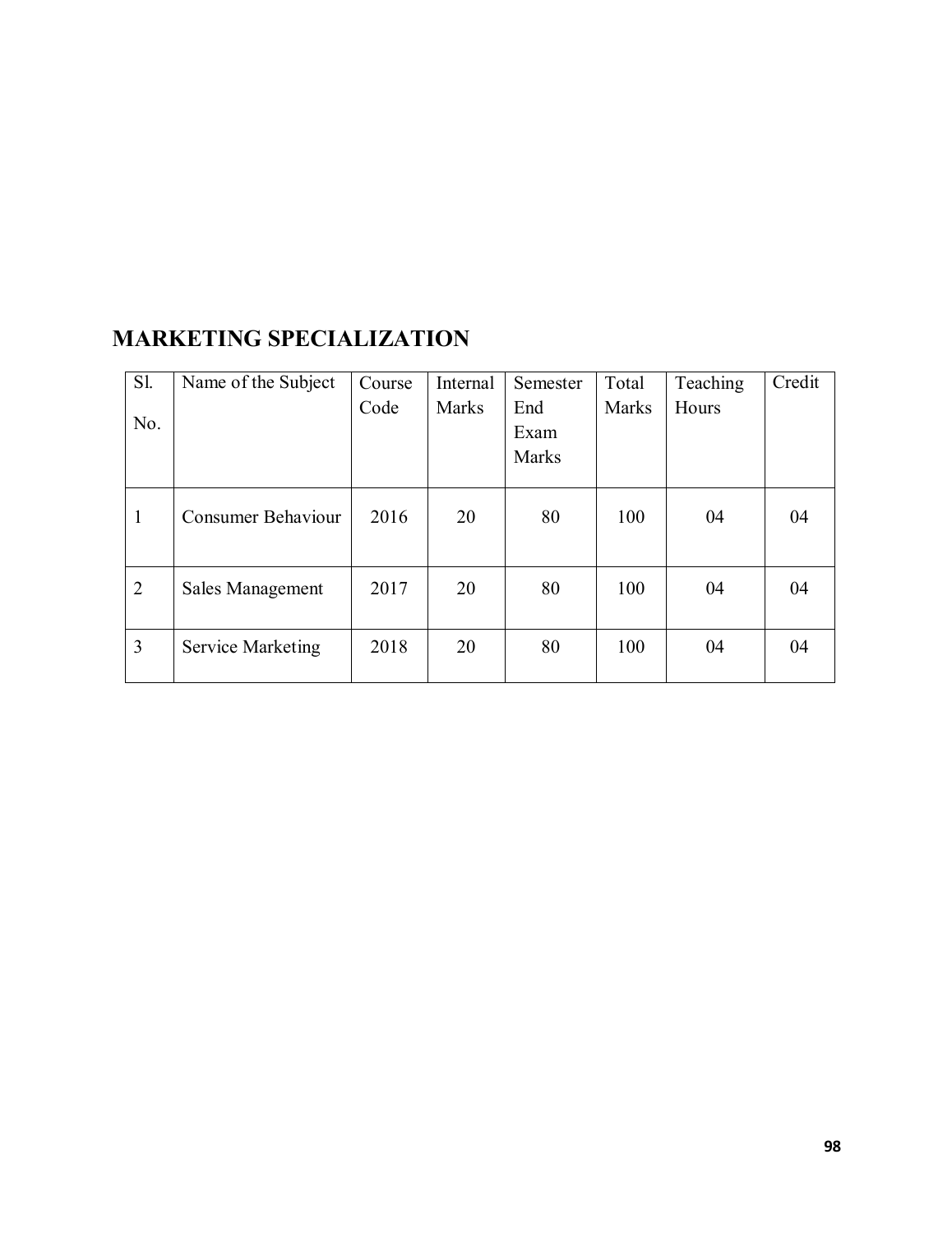# MARKETING SPECIALIZATION

| Sl. No. | Name of the Subject | Course Code | Internal Marks | Semester End Exam Marks | Total Marks | Teaching Hours | Credit |
|---|---|---|---|---|---|---|---|
| 1 | Consumer Behaviour | 2016 | 20 | 80 | 100 | 04 | 04 |
| 2 | Sales Management | 2017 | 20 | 80 | 100 | 04 | 04 |
| 3 | Service Marketing | 2018 | 20 | 80 | 100 | 04 | 04 |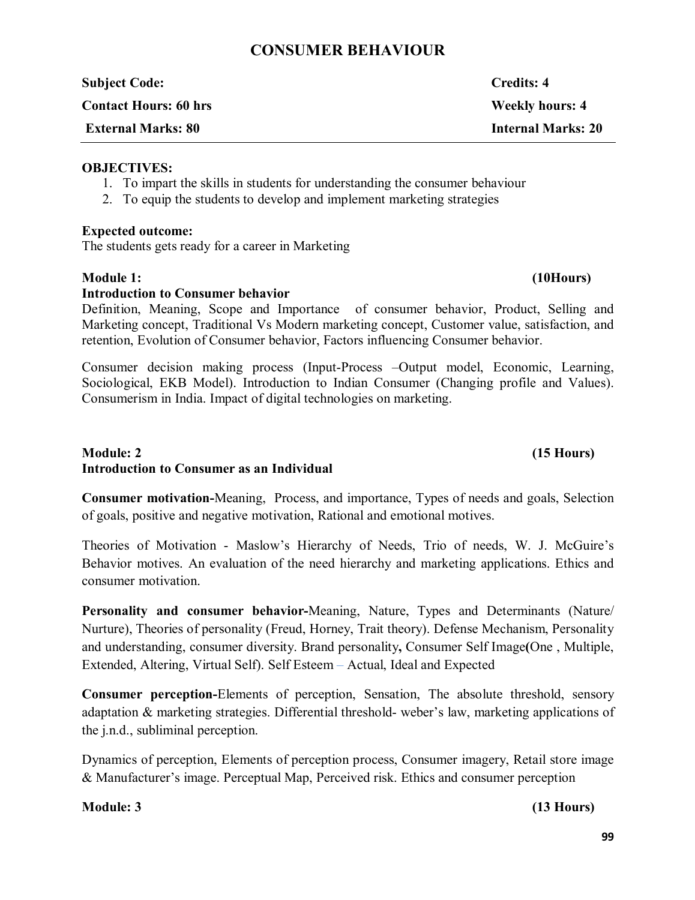# CONSUMER BEHAVIOUR

| | |
|---|---|
| **Subject Code:** | **Credits: 4** |
| **Contact Hours: 60 hrs** | **Weekly hours: 4** |
| **External Marks: 80** | **Internal Marks: 20** |

**OBJECTIVES:**

1. To impart the skills in students for understanding the consumer behaviour
2. To equip the students to develop and implement marketing strategies

**Expected outcome:**
The students gets ready for a career in Marketing

**Module 1: (10Hours)**
**Introduction to Consumer behavior**

Definition, Meaning, Scope and Importance of consumer behavior, Product, Selling and Marketing concept, Traditional Vs Modern marketing concept, Customer value, satisfaction, and retention, Evolution of Consumer behavior, Factors influencing Consumer behavior.

Consumer decision making process (Input-Process –Output model, Economic, Learning, Sociological, EKB Model). Introduction to Indian Consumer (Changing profile and Values). Consumerism in India. Impact of digital technologies on marketing.

**Module: 2 (15 Hours)**
**Introduction to Consumer as an Individual**

**Consumer motivation-**Meaning, Process, and importance, Types of needs and goals, Selection of goals, positive and negative motivation, Rational and emotional motives.

Theories of Motivation - Maslow's Hierarchy of Needs, Trio of needs, W. J. McGuire's Behavior motives. An evaluation of the need hierarchy and marketing applications. Ethics and consumer motivation.

**Personality and consumer behavior-**Meaning, Nature, Types and Determinants (Nature/ Nurture), Theories of personality (Freud, Horney, Trait theory). Defense Mechanism, Personality and understanding, consumer diversity. Brand personality**,** Consumer Self Image**(**One , Multiple, Extended, Altering, Virtual Self). Self Esteem – Actual, Ideal and Expected

**Consumer perception-**Elements of perception, Sensation, The absolute threshold, sensory adaptation & marketing strategies. Differential threshold- weber's law, marketing applications of the j.n.d., subliminal perception.

Dynamics of perception, Elements of perception process, Consumer imagery, Retail store image & Manufacturer's image. Perceptual Map, Perceived risk. Ethics and consumer perception

**Module: 3 (13 Hours)**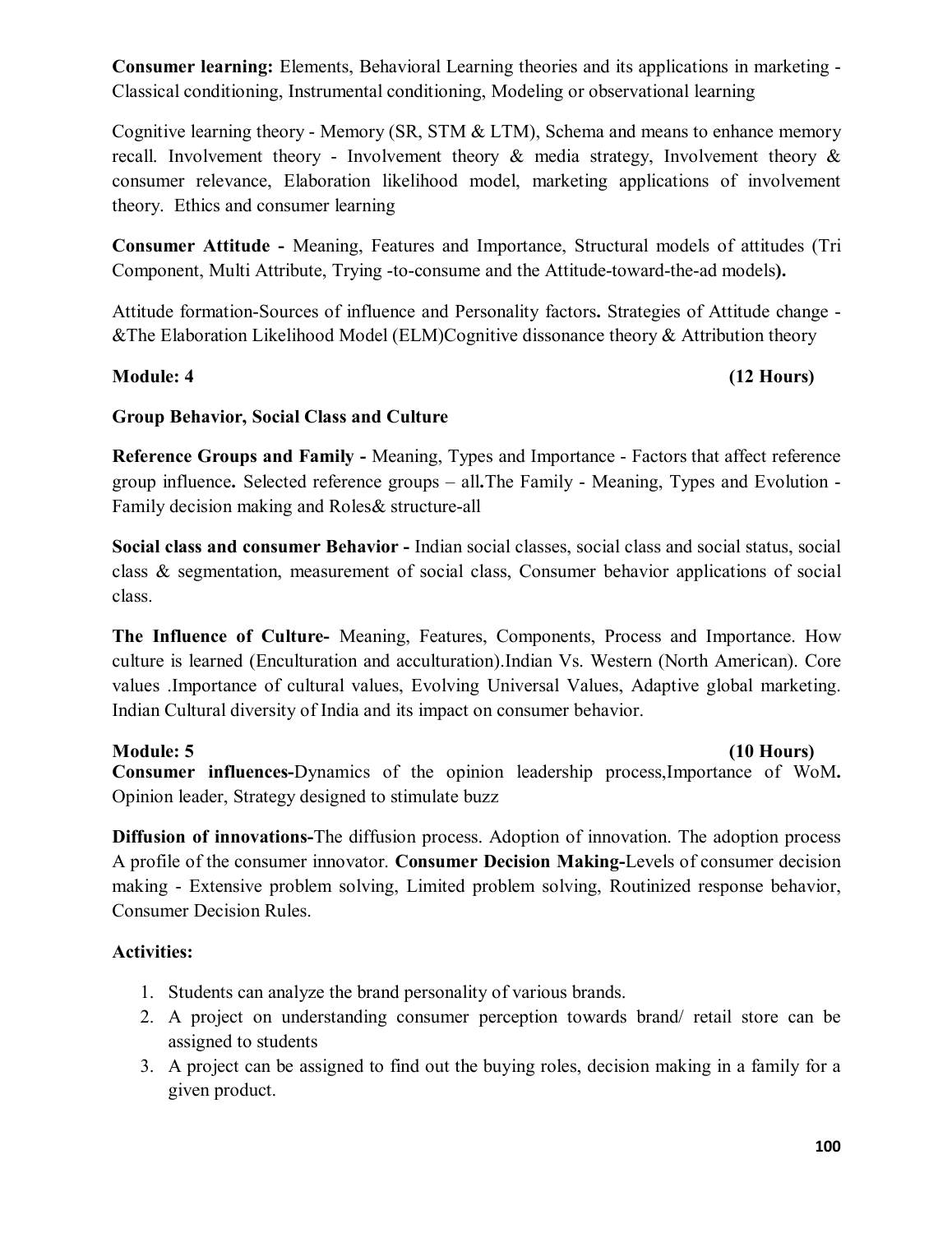**Consumer learning:** Elements, Behavioral Learning theories and its applications in marketing - Classical conditioning, Instrumental conditioning, Modeling or observational learning

Cognitive learning theory - Memory (SR, STM & LTM), Schema and means to enhance memory recall. Involvement theory - Involvement theory & media strategy, Involvement theory & consumer relevance, Elaboration likelihood model, marketing applications of involvement theory. Ethics and consumer learning

**Consumer Attitude -** Meaning, Features and Importance, Structural models of attitudes (Tri Component, Multi Attribute, Trying -to-consume and the Attitude-toward-the-ad models**).**

Attitude formation-Sources of influence and Personality factors**.** Strategies of Attitude change - &The Elaboration Likelihood Model (ELM)Cognitive dissonance theory & Attribution theory

**Module: 4 (12 Hours)**

**Group Behavior, Social Class and Culture**

**Reference Groups and Family -** Meaning, Types and Importance - Factors that affect reference group influence**.** Selected reference groups – all**.**The Family - Meaning, Types and Evolution - Family decision making and Roles& structure-all

**Social class and consumer Behavior -** Indian social classes, social class and social status, social class & segmentation, measurement of social class, Consumer behavior applications of social class.

**The Influence of Culture-** Meaning, Features, Components, Process and Importance. How culture is learned (Enculturation and acculturation).Indian Vs. Western (North American). Core values .Importance of cultural values, Evolving Universal Values, Adaptive global marketing. Indian Cultural diversity of India and its impact on consumer behavior.

**Module: 5 (10 Hours)**

**Consumer influences-**Dynamics of the opinion leadership process,Importance of WoM**.** Opinion leader, Strategy designed to stimulate buzz

**Diffusion of innovations-**The diffusion process. Adoption of innovation. The adoption process A profile of the consumer innovator. **Consumer Decision Making-**Levels of consumer decision making - Extensive problem solving, Limited problem solving, Routinized response behavior, Consumer Decision Rules.

**Activities:**

1. Students can analyze the brand personality of various brands.
2. A project on understanding consumer perception towards brand/ retail store can be assigned to students
3. A project can be assigned to find out the buying roles, decision making in a family for a given product.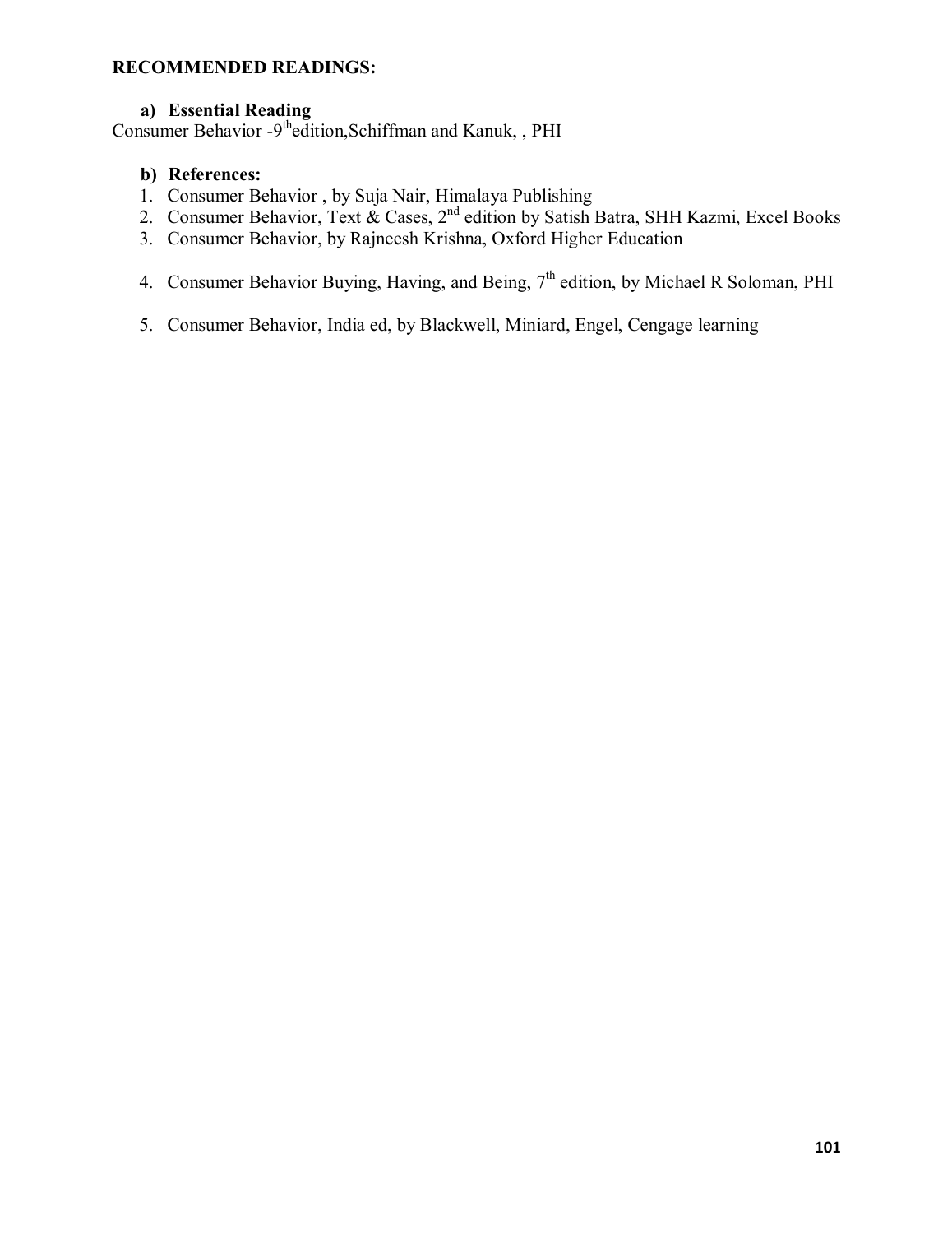**RECOMMENDED READINGS:**

**a) Essential Reading**

Consumer Behavior -9th edition,Schiffman and Kanuk, , PHI

**b) References:**

1. Consumer Behavior , by Suja Nair, Himalaya Publishing
2. Consumer Behavior, Text & Cases, 2nd edition by Satish Batra, SHH Kazmi, Excel Books
3. Consumer Behavior, by Rajneesh Krishna, Oxford Higher Education
4. Consumer Behavior Buying, Having, and Being, 7th edition, by Michael R Soloman, PHI
5. Consumer Behavior, India ed, by Blackwell, Miniard, Engel, Cengage learning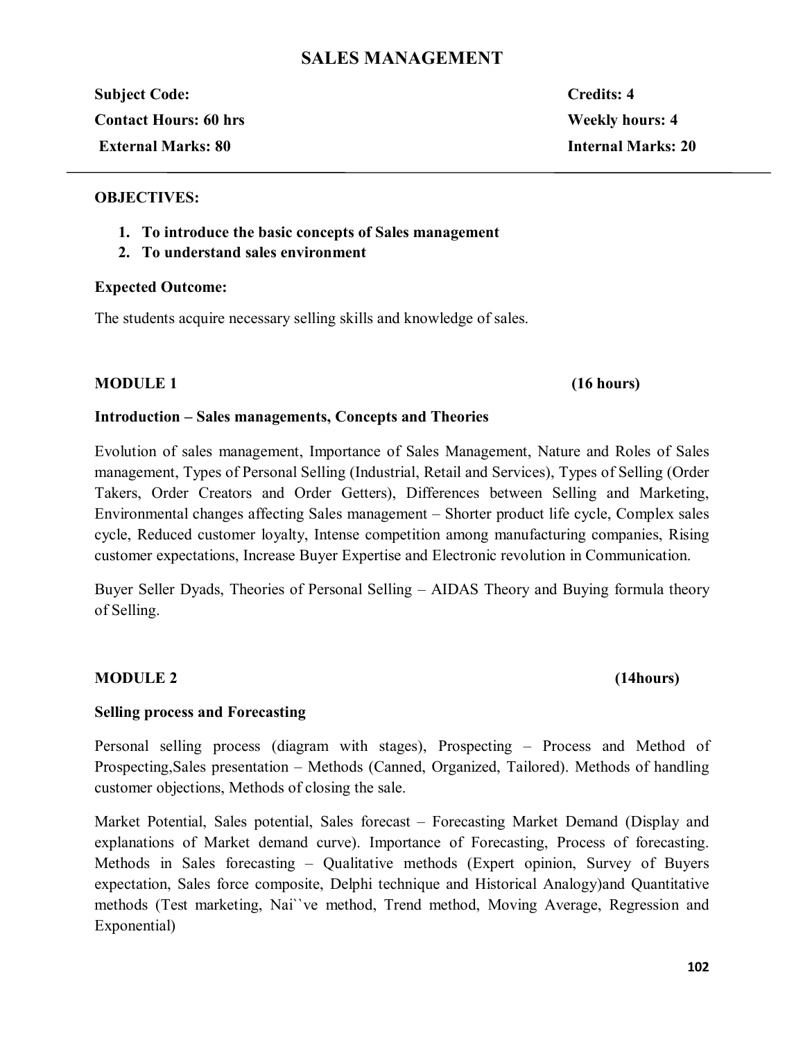# SALES MANAGEMENT

**Subject Code:** **Credits: 4**

**Contact Hours: 60 hrs** **Weekly hours: 4**

**External Marks: 80** **Internal Marks: 20**

---

**OBJECTIVES:**

1. **To introduce the basic concepts of Sales management**
2. **To understand sales environment**

**Expected Outcome:**

The students acquire necessary selling skills and knowledge of sales.

## MODULE 1 (16 hours)

**Introduction – Sales managements, Concepts and Theories**

Evolution of sales management, Importance of Sales Management, Nature and Roles of Sales management, Types of Personal Selling (Industrial, Retail and Services), Types of Selling (Order Takers, Order Creators and Order Getters), Differences between Selling and Marketing, Environmental changes affecting Sales management – Shorter product life cycle, Complex sales cycle, Reduced customer loyalty, Intense competition among manufacturing companies, Rising customer expectations, Increase Buyer Expertise and Electronic revolution in Communication.

Buyer Seller Dyads, Theories of Personal Selling – AIDAS Theory and Buying formula theory of Selling.

## MODULE 2 (14hours)

**Selling process and Forecasting**

Personal selling process (diagram with stages), Prospecting – Process and Method of Prospecting,Sales presentation – Methods (Canned, Organized, Tailored). Methods of handling customer objections, Methods of closing the sale.

Market Potential, Sales potential, Sales forecast – Forecasting Market Demand (Display and explanations of Market demand curve). Importance of Forecasting, Process of forecasting. Methods in Sales forecasting – Qualitative methods (Expert opinion, Survey of Buyers expectation, Sales force composite, Delphi technique and Historical Analogy)and Quantitative methods (Test marketing, Nai``ve method, Trend method, Moving Average, Regression and Exponential)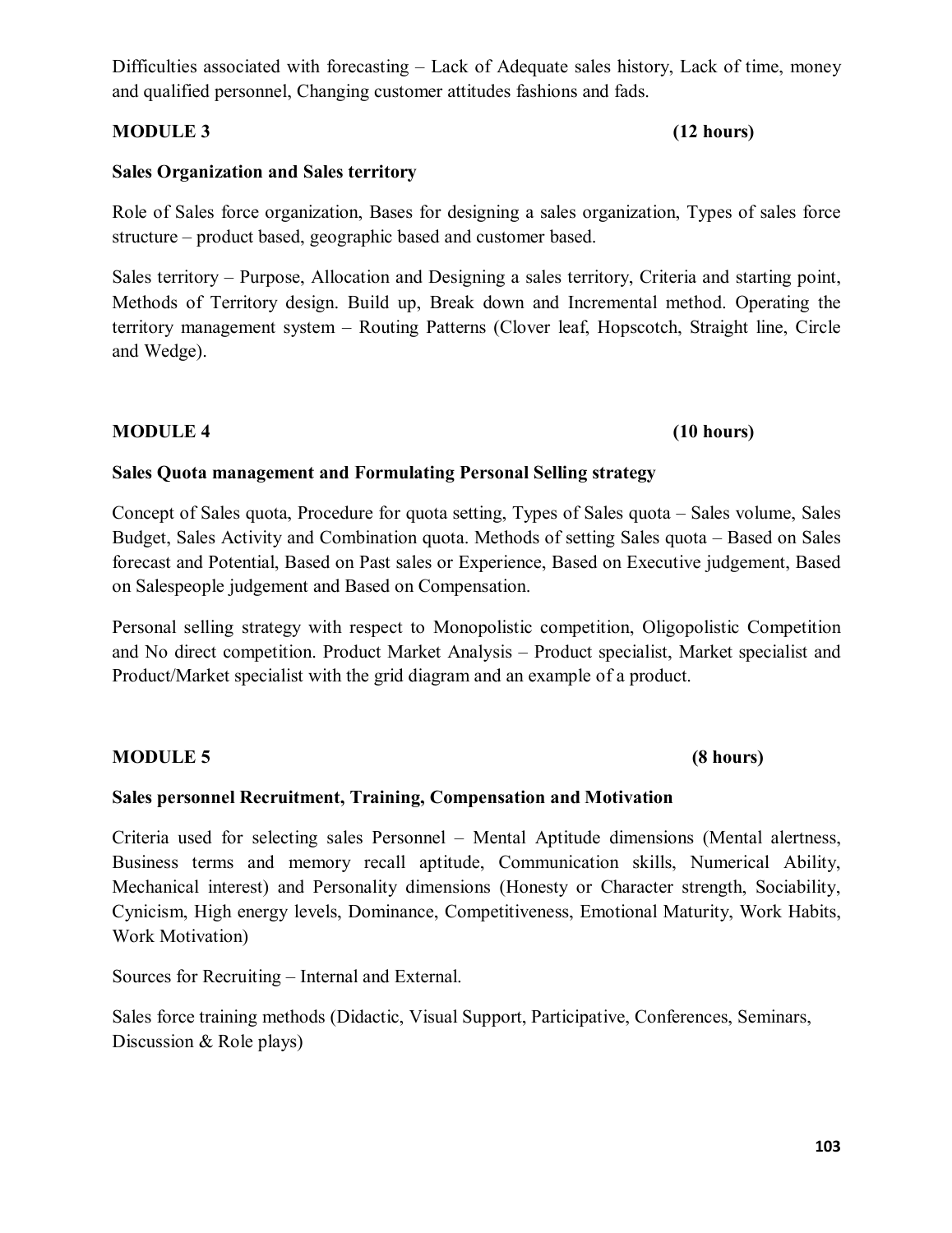Difficulties associated with forecasting – Lack of Adequate sales history, Lack of time, money and qualified personnel, Changing customer attitudes fashions and fads.

**MODULE 3 (12 hours)**

**Sales Organization and Sales territory**

Role of Sales force organization, Bases for designing a sales organization, Types of sales force structure – product based, geographic based and customer based.

Sales territory – Purpose, Allocation and Designing a sales territory, Criteria and starting point, Methods of Territory design. Build up, Break down and Incremental method. Operating the territory management system – Routing Patterns (Clover leaf, Hopscotch, Straight line, Circle and Wedge).

**MODULE 4 (10 hours)**

**Sales Quota management and Formulating Personal Selling strategy**

Concept of Sales quota, Procedure for quota setting, Types of Sales quota – Sales volume, Sales Budget, Sales Activity and Combination quota. Methods of setting Sales quota – Based on Sales forecast and Potential, Based on Past sales or Experience, Based on Executive judgement, Based on Salespeople judgement and Based on Compensation.

Personal selling strategy with respect to Monopolistic competition, Oligopolistic Competition and No direct competition. Product Market Analysis – Product specialist, Market specialist and Product/Market specialist with the grid diagram and an example of a product.

**MODULE 5 (8 hours)**

**Sales personnel Recruitment, Training, Compensation and Motivation**

Criteria used for selecting sales Personnel – Mental Aptitude dimensions (Mental alertness, Business terms and memory recall aptitude, Communication skills, Numerical Ability, Mechanical interest) and Personality dimensions (Honesty or Character strength, Sociability, Cynicism, High energy levels, Dominance, Competitiveness, Emotional Maturity, Work Habits, Work Motivation)

Sources for Recruiting – Internal and External.

Sales force training methods (Didactic, Visual Support, Participative, Conferences, Seminars, Discussion & Role plays)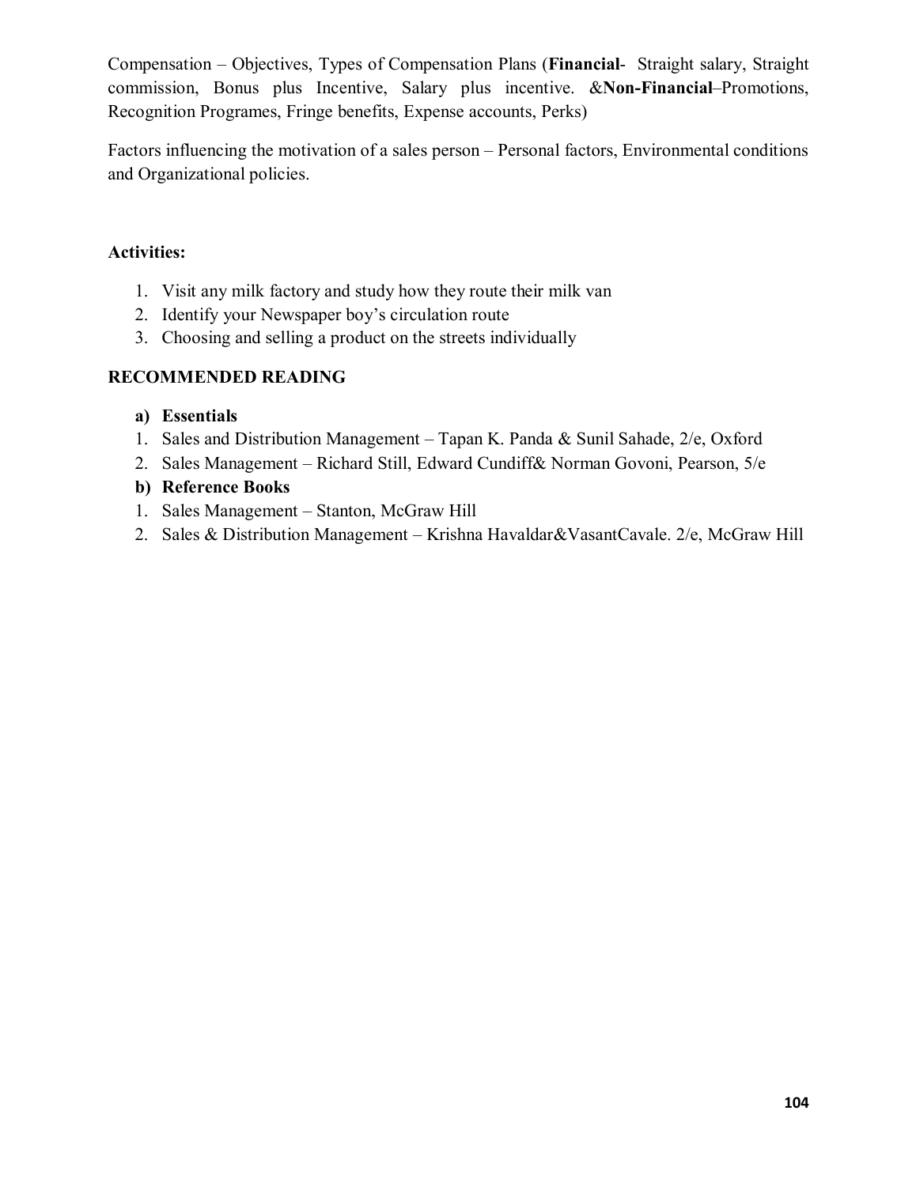Compensation – Objectives, Types of Compensation Plans (**Financial**- Straight salary, Straight commission, Bonus plus Incentive, Salary plus incentive. &**Non-Financial**–Promotions, Recognition Programes, Fringe benefits, Expense accounts, Perks)

Factors influencing the motivation of a sales person – Personal factors, Environmental conditions and Organizational policies.

**Activities:**

1. Visit any milk factory and study how they route their milk van
2. Identify your Newspaper boy's circulation route
3. Choosing and selling a product on the streets individually

**RECOMMENDED READING**

**a) Essentials**

1. Sales and Distribution Management – Tapan K. Panda & Sunil Sahade, 2/e, Oxford
2. Sales Management – Richard Still, Edward Cundiff& Norman Govoni, Pearson, 5/e

**b) Reference Books**

1. Sales Management – Stanton, McGraw Hill
2. Sales & Distribution Management – Krishna Havaldar&VasantCavale. 2/e, McGraw Hill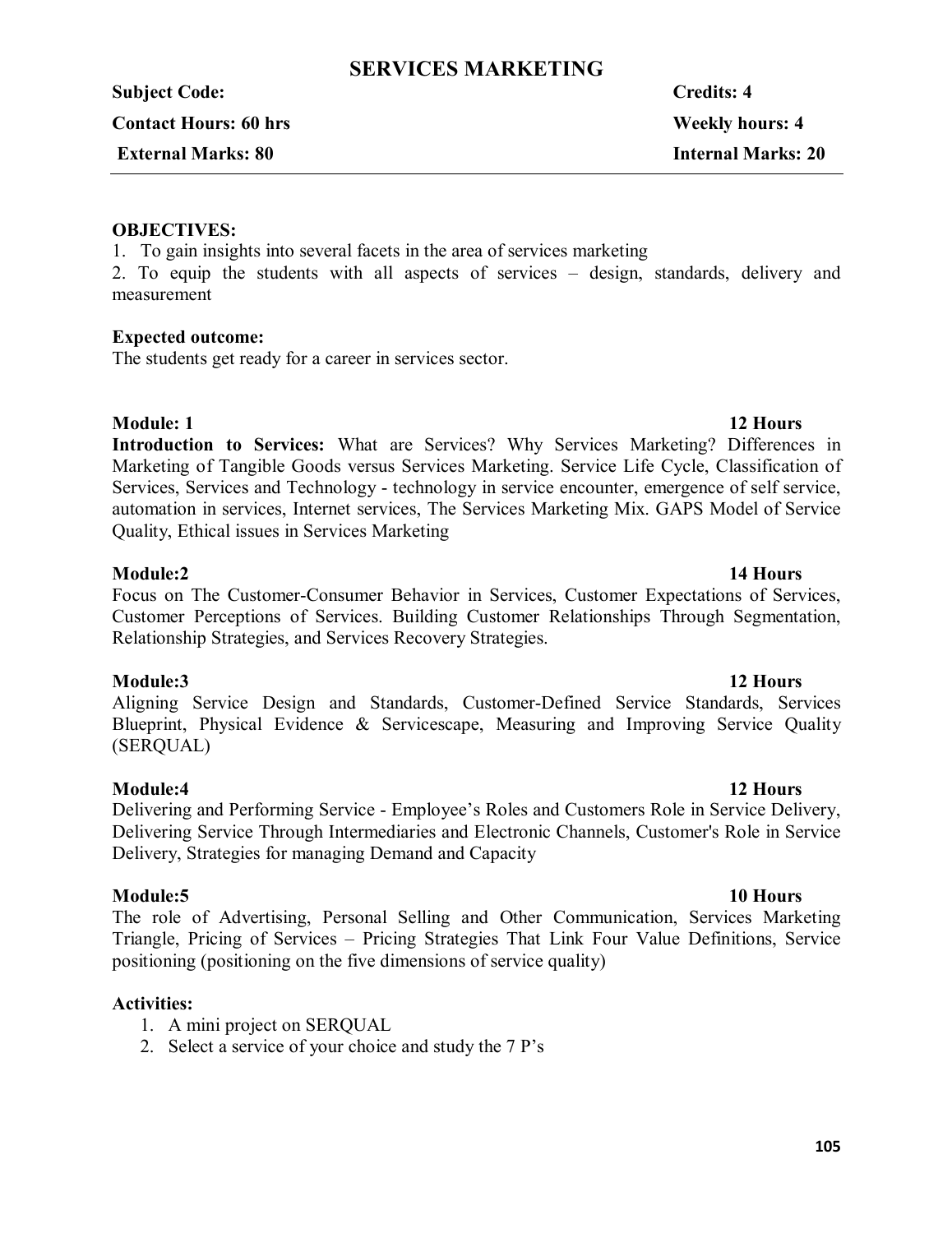# SERVICES MARKETING

**Subject Code:** **Credits: 4**

**Contact Hours: 60 hrs** **Weekly hours: 4**

**External Marks: 80** **Internal Marks: 20**

---

**OBJECTIVES:**

1. To gain insights into several facets in the area of services marketing
2. To equip the students with all aspects of services – design, standards, delivery and measurement

**Expected outcome:**

The students get ready for a career in services sector.

**Module: 1** **12 Hours**

**Introduction to Services:** What are Services? Why Services Marketing? Differences in Marketing of Tangible Goods versus Services Marketing. Service Life Cycle, Classification of Services, Services and Technology - technology in service encounter, emergence of self service, automation in services, Internet services, The Services Marketing Mix. GAPS Model of Service Quality, Ethical issues in Services Marketing

**Module:2** **14 Hours**

Focus on The Customer-Consumer Behavior in Services, Customer Expectations of Services, Customer Perceptions of Services. Building Customer Relationships Through Segmentation, Relationship Strategies, and Services Recovery Strategies.

**Module:3** **12 Hours**

Aligning Service Design and Standards, Customer-Defined Service Standards, Services Blueprint, Physical Evidence & Servicescape, Measuring and Improving Service Quality (SERQUAL)

**Module:4** **12 Hours**

Delivering and Performing Service - Employee's Roles and Customers Role in Service Delivery, Delivering Service Through Intermediaries and Electronic Channels, Customer's Role in Service Delivery, Strategies for managing Demand and Capacity

**Module:5** **10 Hours**

The role of Advertising, Personal Selling and Other Communication, Services Marketing Triangle, Pricing of Services – Pricing Strategies That Link Four Value Definitions, Service positioning (positioning on the five dimensions of service quality)

**Activities:**

1. A mini project on SERQUAL
2. Select a service of your choice and study the 7 P's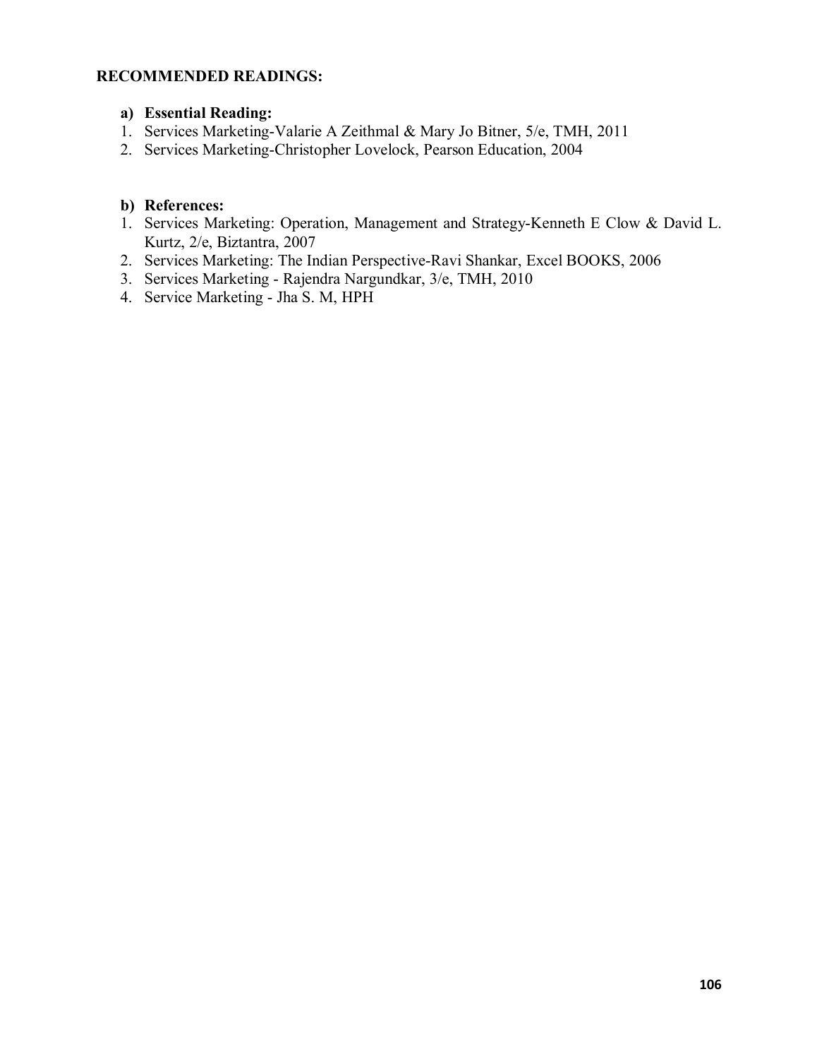**RECOMMENDED READINGS:**

**a) Essential Reading:**

1. Services Marketing-Valarie A Zeithmal & Mary Jo Bitner, 5/e, TMH, 2011
2. Services Marketing-Christopher Lovelock, Pearson Education, 2004

**b) References:**

1. Services Marketing: Operation, Management and Strategy-Kenneth E Clow & David L. Kurtz, 2/e, Biztantra, 2007
2. Services Marketing: The Indian Perspective-Ravi Shankar, Excel BOOKS, 2006
3. Services Marketing - Rajendra Nargundkar, 3/e, TMH, 2010
4. Service Marketing - Jha S. M, HPH